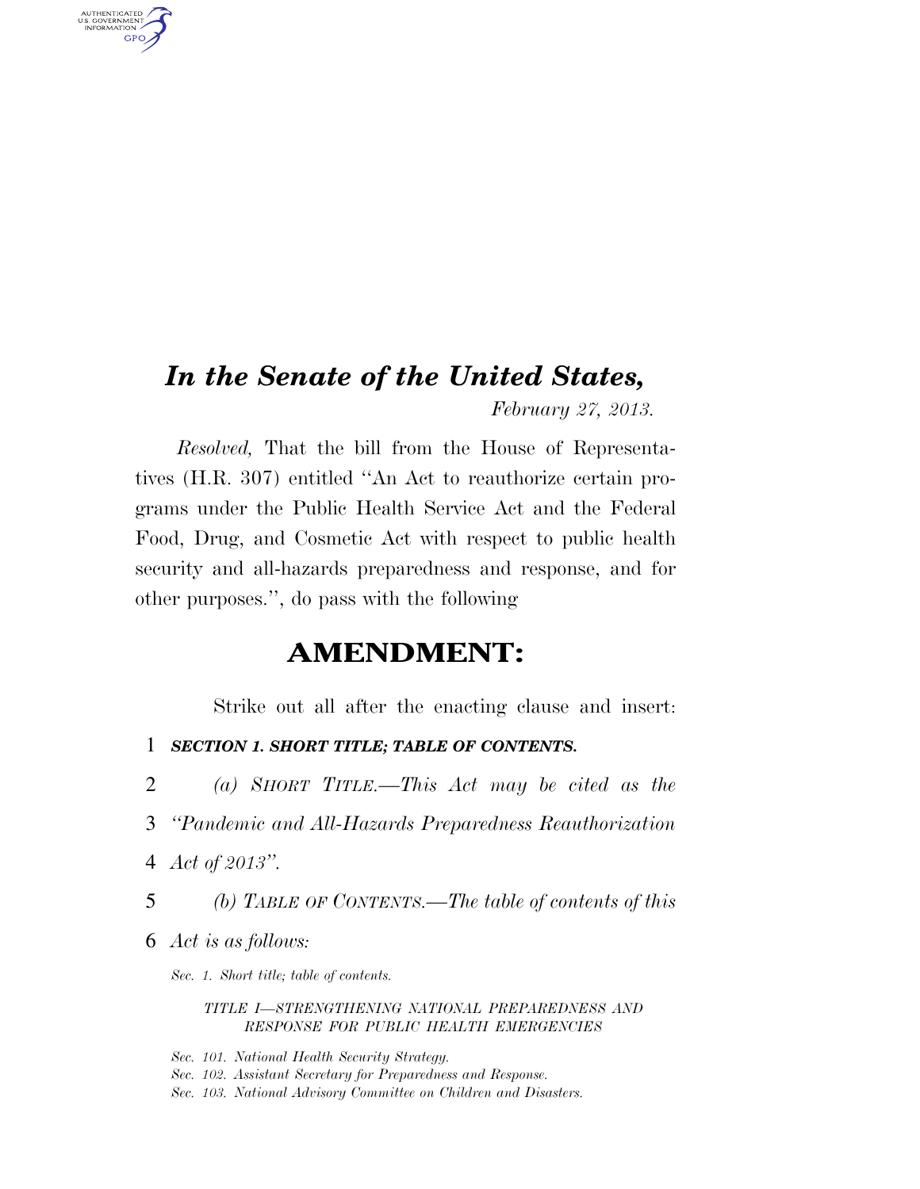# *In the Senate of the United States,*

*February 27, 2013.*

*Resolved,* That the bill from the House of Representatives (H.R. 307) entitled "An Act to reauthorize certain programs under the Public Health Service Act and the Federal Food, Drug, and Cosmetic Act with respect to public health security and all-hazards preparedness and response, and for other purposes.", do pass with the following

## AMENDMENT:

Strike out all after the enacting clause and insert:

1 ***SECTION 1. SHORT TITLE; TABLE OF CONTENTS.***

2 *(a) SHORT TITLE.—This Act may be cited as the*
3 *"Pandemic and All-Hazards Preparedness Reauthorization*
4 *Act of 2013".*

5 *(b) TABLE OF CONTENTS.—The table of contents of this*
6 *Act is as follows:*

*Sec. 1. Short title; table of contents.*

*TITLE I—STRENGTHENING NATIONAL PREPAREDNESS AND RESPONSE FOR PUBLIC HEALTH EMERGENCIES*

*Sec. 101. National Health Security Strategy.*
*Sec. 102. Assistant Secretary for Preparedness and Response.*
*Sec. 103. National Advisory Committee on Children and Disasters.*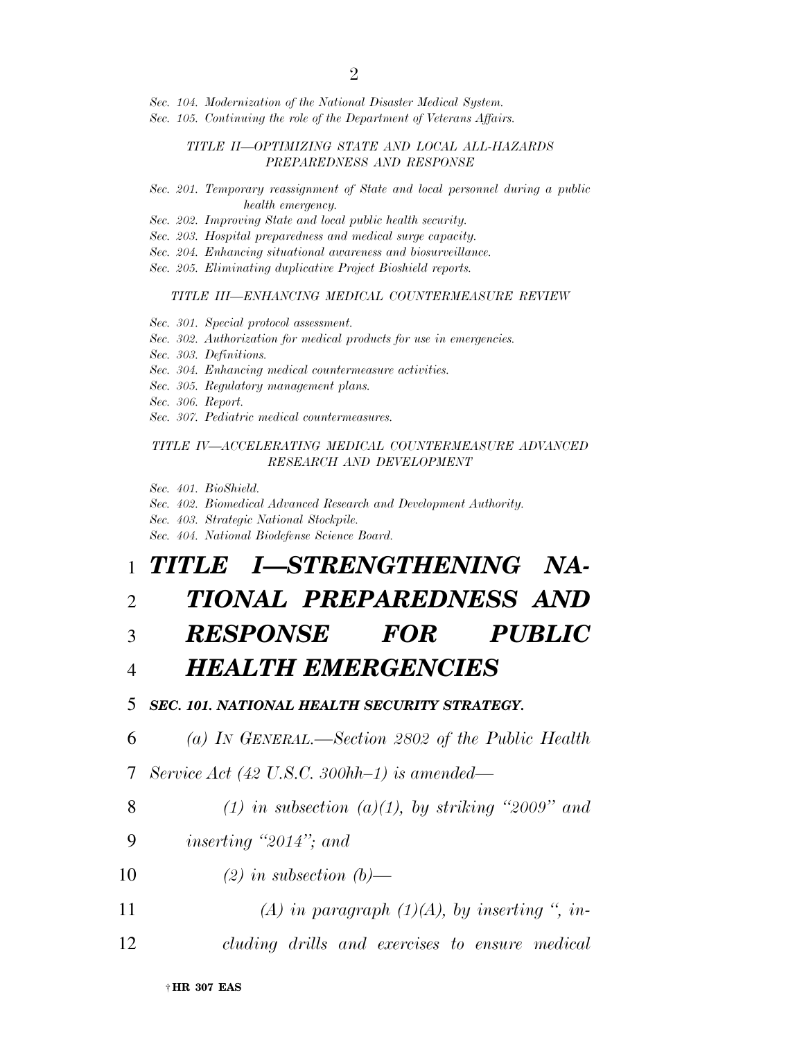*Sec. 104. Modernization of the National Disaster Medical System.*
*Sec. 105. Continuing the role of the Department of Veterans Affairs.*

*TITLE II—OPTIMIZING STATE AND LOCAL ALL-HAZARDS PREPAREDNESS AND RESPONSE*

*Sec. 201. Temporary reassignment of State and local personnel during a public health emergency.*
*Sec. 202. Improving State and local public health security.*
*Sec. 203. Hospital preparedness and medical surge capacity.*
*Sec. 204. Enhancing situational awareness and biosurveillance.*
*Sec. 205. Eliminating duplicative Project Bioshield reports.*

*TITLE III—ENHANCING MEDICAL COUNTERMEASURE REVIEW*

*Sec. 301. Special protocol assessment.*
*Sec. 302. Authorization for medical products for use in emergencies.*
*Sec. 303. Definitions.*
*Sec. 304. Enhancing medical countermeasure activities.*
*Sec. 305. Regulatory management plans.*
*Sec. 306. Report.*
*Sec. 307. Pediatric medical countermeasures.*

*TITLE IV—ACCELERATING MEDICAL COUNTERMEASURE ADVANCED RESEARCH AND DEVELOPMENT*

*Sec. 401. BioShield.*
*Sec. 402. Biomedical Advanced Research and Development Authority.*
*Sec. 403. Strategic National Stockpile.*
*Sec. 404. National Biodefense Science Board.*

# *TITLE I—STRENGTHENING NATIONAL PREPAREDNESS AND RESPONSE FOR PUBLIC HEALTH EMERGENCIES*

***SEC. 101. NATIONAL HEALTH SECURITY STRATEGY.***

*(a) IN GENERAL.—Section 2802 of the Public Health Service Act (42 U.S.C. 300hh–1) is amended—*

*(1) in subsection (a)(1), by striking "2009" and inserting "2014"; and*

*(2) in subsection (b)—*

*(A) in paragraph (1)(A), by inserting ", including drills and exercises to ensure medical*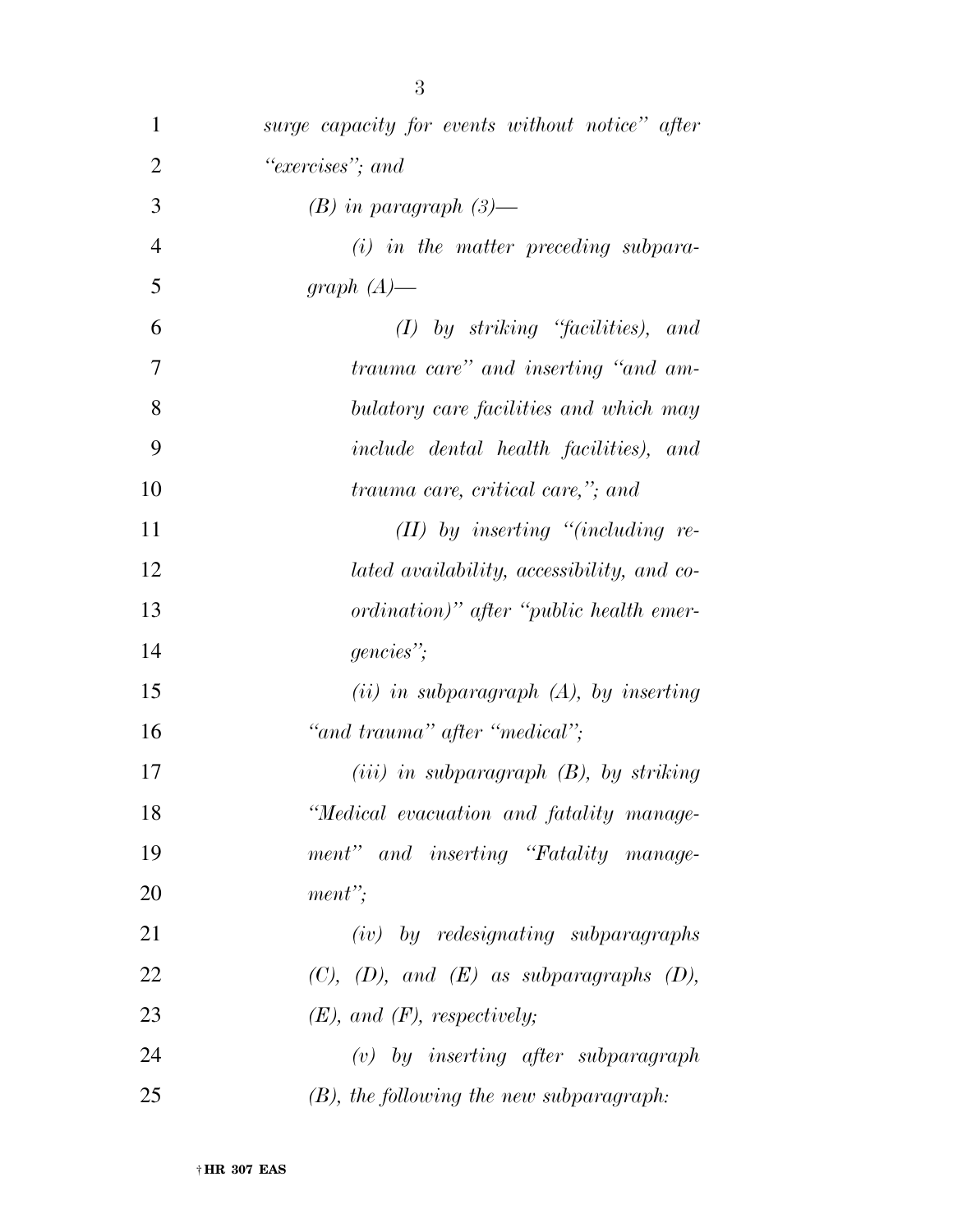*surge capacity for events without notice" after "exercises"; and*

*(B) in paragraph (3)—*

*(i) in the matter preceding subparagraph (A)—*

*(I) by striking "facilities), and trauma care" and inserting "and ambulatory care facilities and which may include dental health facilities), and trauma care, critical care,"; and*

*(II) by inserting "(including related availability, accessibility, and coordination)" after "public health emergencies";*

*(ii) in subparagraph (A), by inserting "and trauma" after "medical";*

*(iii) in subparagraph (B), by striking "Medical evacuation and fatality management" and inserting "Fatality management";*

*(iv) by redesignating subparagraphs (C), (D), and (E) as subparagraphs (D), (E), and (F), respectively;*

*(v) by inserting after subparagraph (B), the following the new subparagraph:*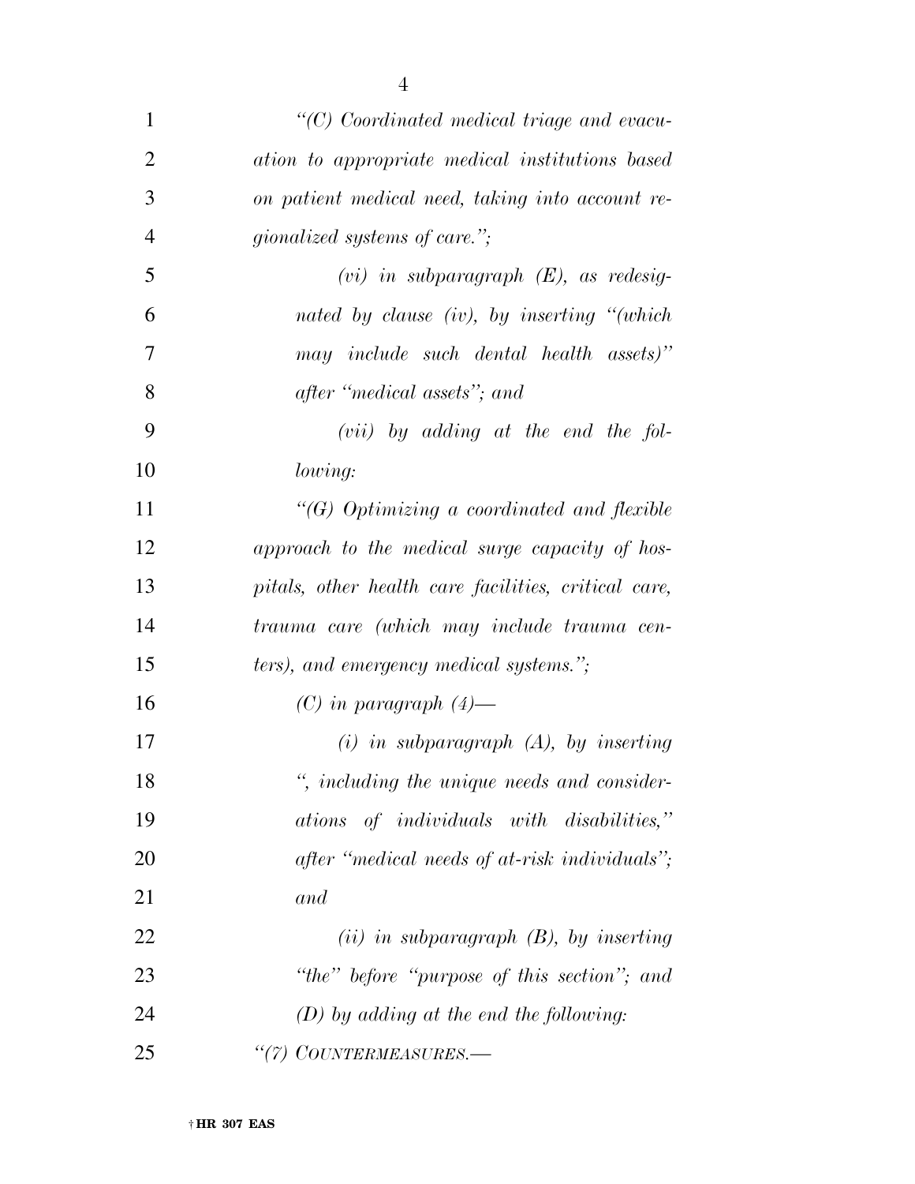*"(C) Coordinated medical triage and evacuation to appropriate medical institutions based on patient medical need, taking into account regionalized systems of care.";*

*(vi) in subparagraph (E), as redesignated by clause (iv), by inserting "(which may include such dental health assets)" after "medical assets"; and*

*(vii) by adding at the end the following:*

*"(G) Optimizing a coordinated and flexible approach to the medical surge capacity of hospitals, other health care facilities, critical care, trauma care (which may include trauma centers), and emergency medical systems.";*

*(C) in paragraph (4)—*

*(i) in subparagraph (A), by inserting ", including the unique needs and considerations of individuals with disabilities," after "medical needs of at-risk individuals"; and*

*(ii) in subparagraph (B), by inserting "the" before "purpose of this section"; and*

*(D) by adding at the end the following:*

*"(7) COUNTERMEASURES.—*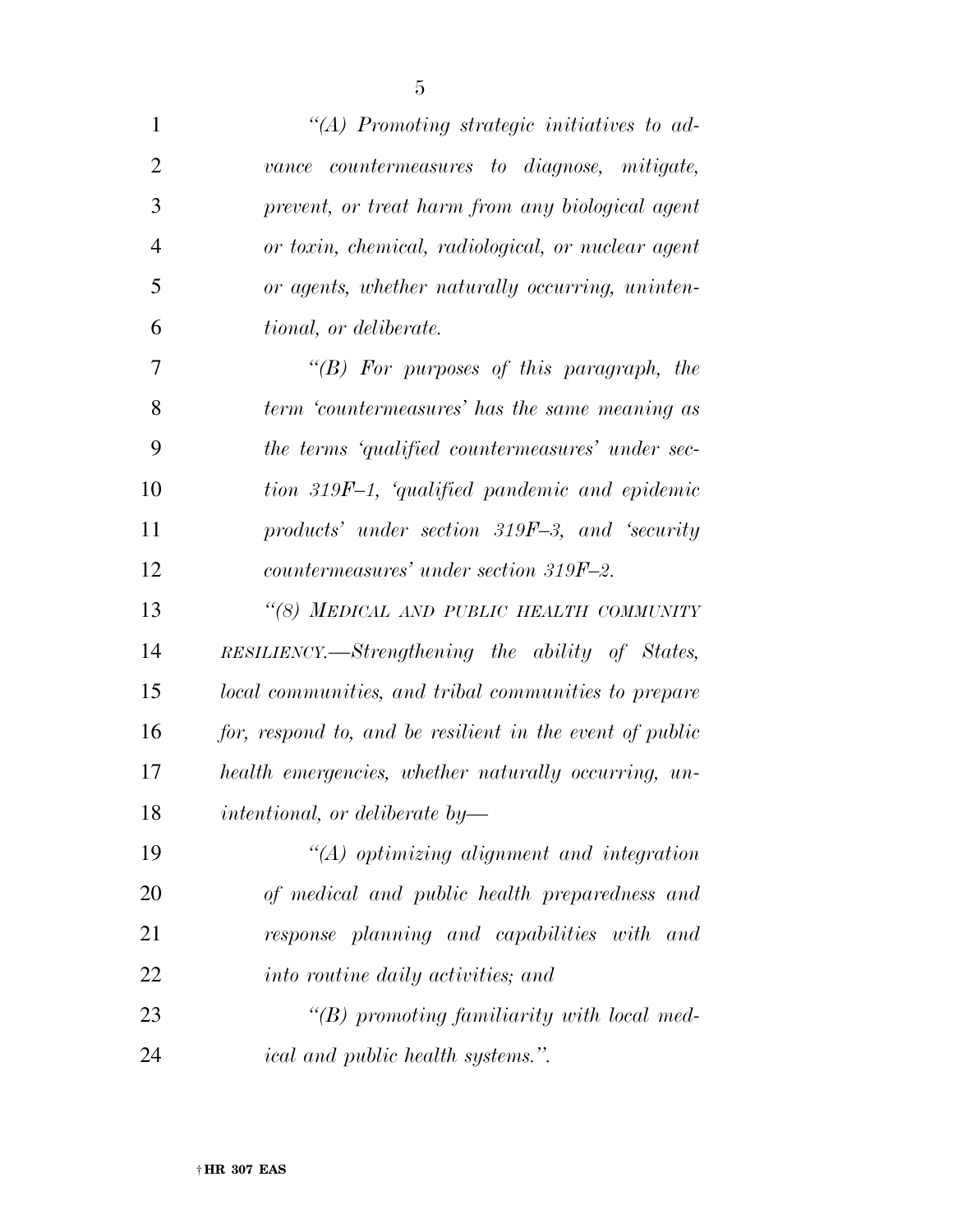*"(A) Promoting strategic initiatives to advance countermeasures to diagnose, mitigate, prevent, or treat harm from any biological agent or toxin, chemical, radiological, or nuclear agent or agents, whether naturally occurring, unintentional, or deliberate.*

*"(B) For purposes of this paragraph, the term 'countermeasures' has the same meaning as the terms 'qualified countermeasures' under section 319F–1, 'qualified pandemic and epidemic products' under section 319F–3, and 'security countermeasures' under section 319F–2.*

*"(8) MEDICAL AND PUBLIC HEALTH COMMUNITY RESILIENCY.—Strengthening the ability of States, local communities, and tribal communities to prepare for, respond to, and be resilient in the event of public health emergencies, whether naturally occurring, unintentional, or deliberate by—*

*"(A) optimizing alignment and integration of medical and public health preparedness and response planning and capabilities with and into routine daily activities; and*

*"(B) promoting familiarity with local medical and public health systems.".*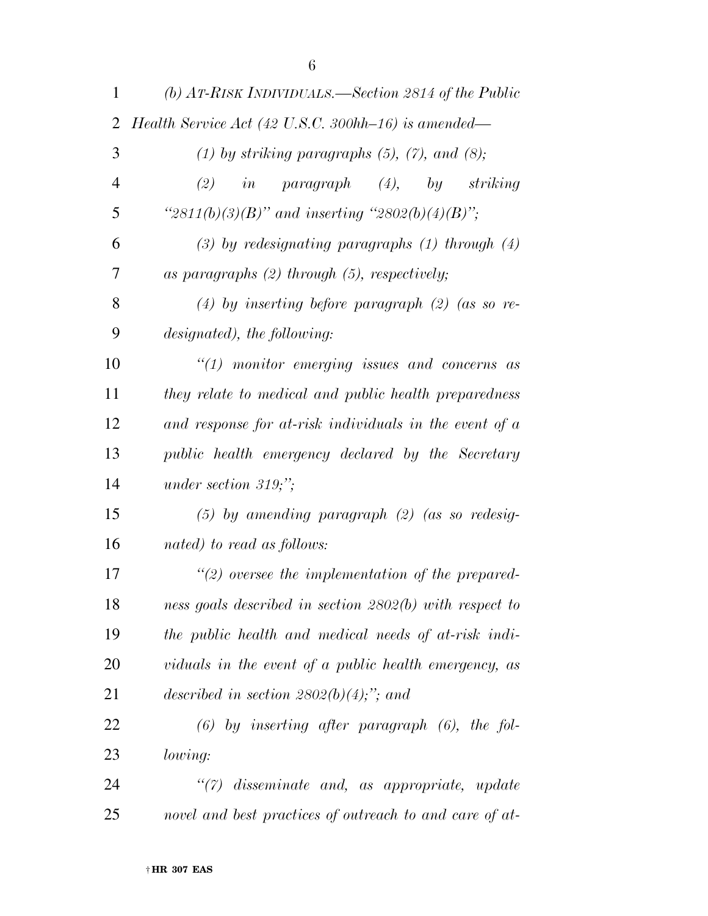*(b) AT-RISK INDIVIDUALS.—Section 2814 of the Public Health Service Act (42 U.S.C. 300hh–16) is amended—*

*(1) by striking paragraphs (5), (7), and (8);*

*(2) in paragraph (4), by striking "2811(b)(3)(B)" and inserting "2802(b)(4)(B)";*

*(3) by redesignating paragraphs (1) through (4) as paragraphs (2) through (5), respectively;*

*(4) by inserting before paragraph (2) (as so redesignated), the following:*

*"(1) monitor emerging issues and concerns as they relate to medical and public health preparedness and response for at-risk individuals in the event of a public health emergency declared by the Secretary under section 319;";*

*(5) by amending paragraph (2) (as so redesignated) to read as follows:*

*"(2) oversee the implementation of the preparedness goals described in section 2802(b) with respect to the public health and medical needs of at-risk individuals in the event of a public health emergency, as described in section 2802(b)(4);"; and*

*(6) by inserting after paragraph (6), the following:*

*"(7) disseminate and, as appropriate, update novel and best practices of outreach to and care of at-*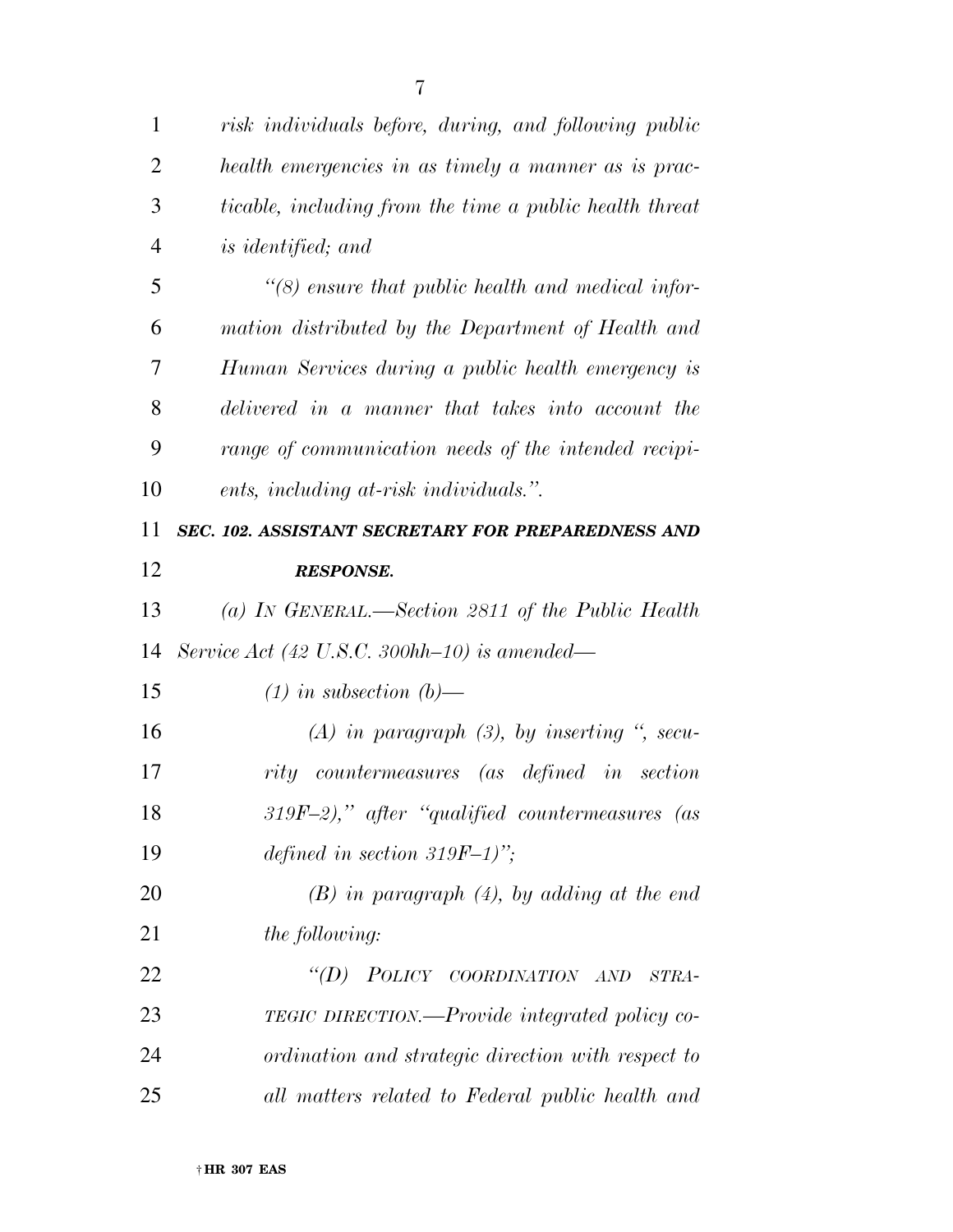*risk individuals before, during, and following public health emergencies in as timely a manner as is practicable, including from the time a public health threat is identified; and*

*"(8) ensure that public health and medical information distributed by the Department of Health and Human Services during a public health emergency is delivered in a manner that takes into account the range of communication needs of the intended recipients, including at-risk individuals.".*

***SEC. 102. ASSISTANT SECRETARY FOR PREPAREDNESS AND RESPONSE.***

*(a) IN GENERAL.—Section 2811 of the Public Health Service Act (42 U.S.C. 300hh–10) is amended—*

*(1) in subsection (b)—*

*(A) in paragraph (3), by inserting ", security countermeasures (as defined in section 319F–2)," after "qualified countermeasures (as defined in section 319F–1)";*

*(B) in paragraph (4), by adding at the end the following:*

*"(D) POLICY COORDINATION AND STRATEGIC DIRECTION.—Provide integrated policy coordination and strategic direction with respect to all matters related to Federal public health and*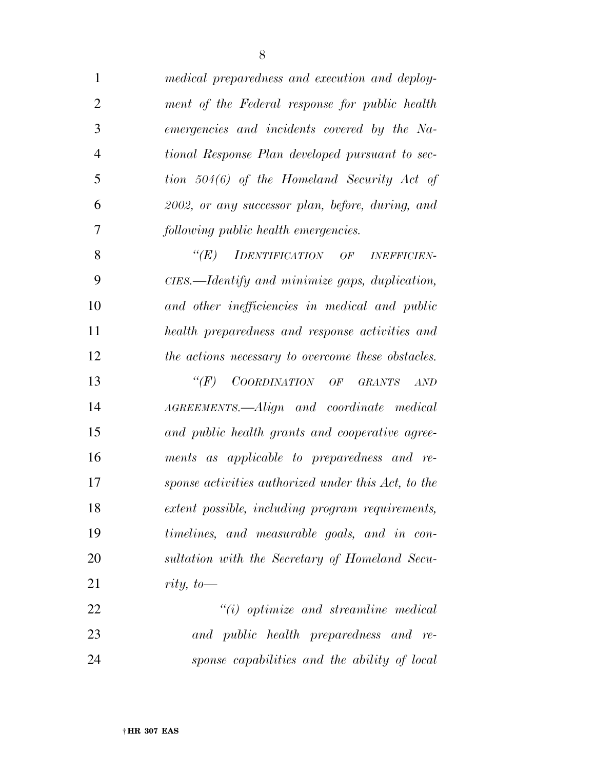*medical preparedness and execution and deployment of the Federal response for public health emergencies and incidents covered by the National Response Plan developed pursuant to section 504(6) of the Homeland Security Act of 2002, or any successor plan, before, during, and following public health emergencies.*

*"(E) IDENTIFICATION OF INEFFICIENCIES.—Identify and minimize gaps, duplication, and other inefficiencies in medical and public health preparedness and response activities and the actions necessary to overcome these obstacles.*

*"(F) COORDINATION OF GRANTS AND AGREEMENTS.—Align and coordinate medical and public health grants and cooperative agreements as applicable to preparedness and response activities authorized under this Act, to the extent possible, including program requirements, timelines, and measurable goals, and in consultation with the Secretary of Homeland Security, to—*

*"(i) optimize and streamline medical and public health preparedness and response capabilities and the ability of local*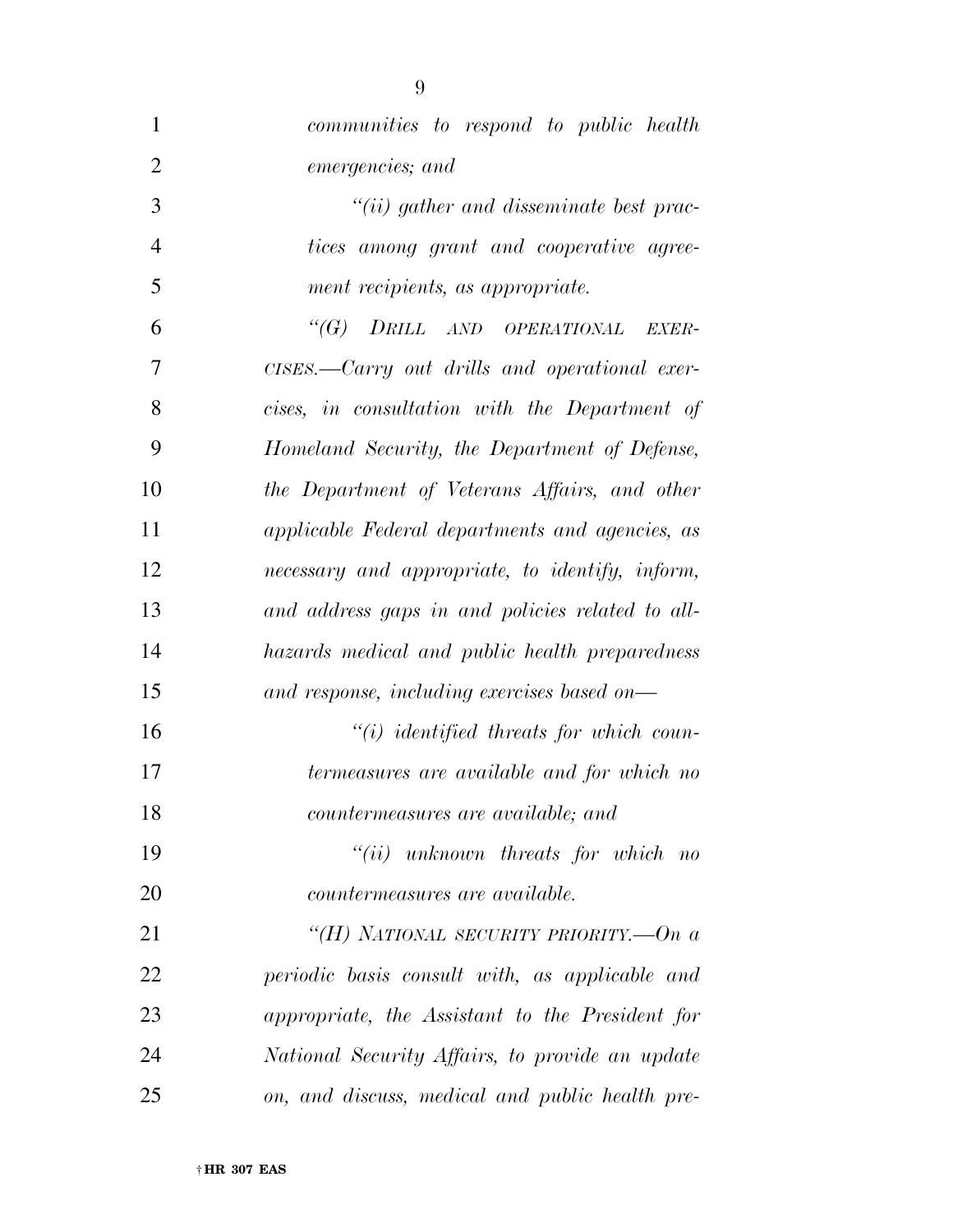*communities to respond to public health emergencies; and*

*"(ii) gather and disseminate best practices among grant and cooperative agreement recipients, as appropriate.*

*"(G) DRILL AND OPERATIONAL EXERCISES.—Carry out drills and operational exercises, in consultation with the Department of Homeland Security, the Department of Defense, the Department of Veterans Affairs, and other applicable Federal departments and agencies, as necessary and appropriate, to identify, inform, and address gaps in and policies related to all-hazards medical and public health preparedness and response, including exercises based on—*

*"(i) identified threats for which countermeasures are available and for which no countermeasures are available; and*

*"(ii) unknown threats for which no countermeasures are available.*

*"(H) NATIONAL SECURITY PRIORITY.—On a periodic basis consult with, as applicable and appropriate, the Assistant to the President for National Security Affairs, to provide an update on, and discuss, medical and public health pre-*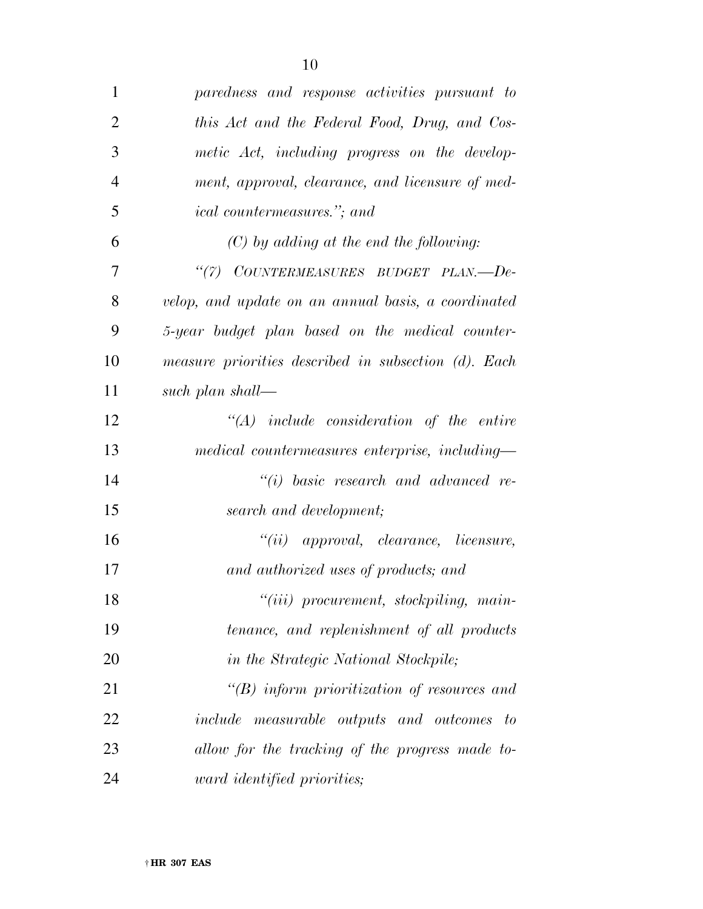*paredness and response activities pursuant to this Act and the Federal Food, Drug, and Cosmetic Act, including progress on the development, approval, clearance, and licensure of medical countermeasures.''; and*

*(C) by adding at the end the following:*

*''(7) COUNTERMEASURES BUDGET PLAN.—Develop, and update on an annual basis, a coordinated 5-year budget plan based on the medical countermeasure priorities described in subsection (d). Each such plan shall—*

*''(A) include consideration of the entire medical countermeasures enterprise, including—*

*''(i) basic research and advanced research and development;*

*''(ii) approval, clearance, licensure, and authorized uses of products; and*

*''(iii) procurement, stockpiling, maintenance, and replenishment of all products in the Strategic National Stockpile;*

*''(B) inform prioritization of resources and include measurable outputs and outcomes to allow for the tracking of the progress made toward identified priorities;*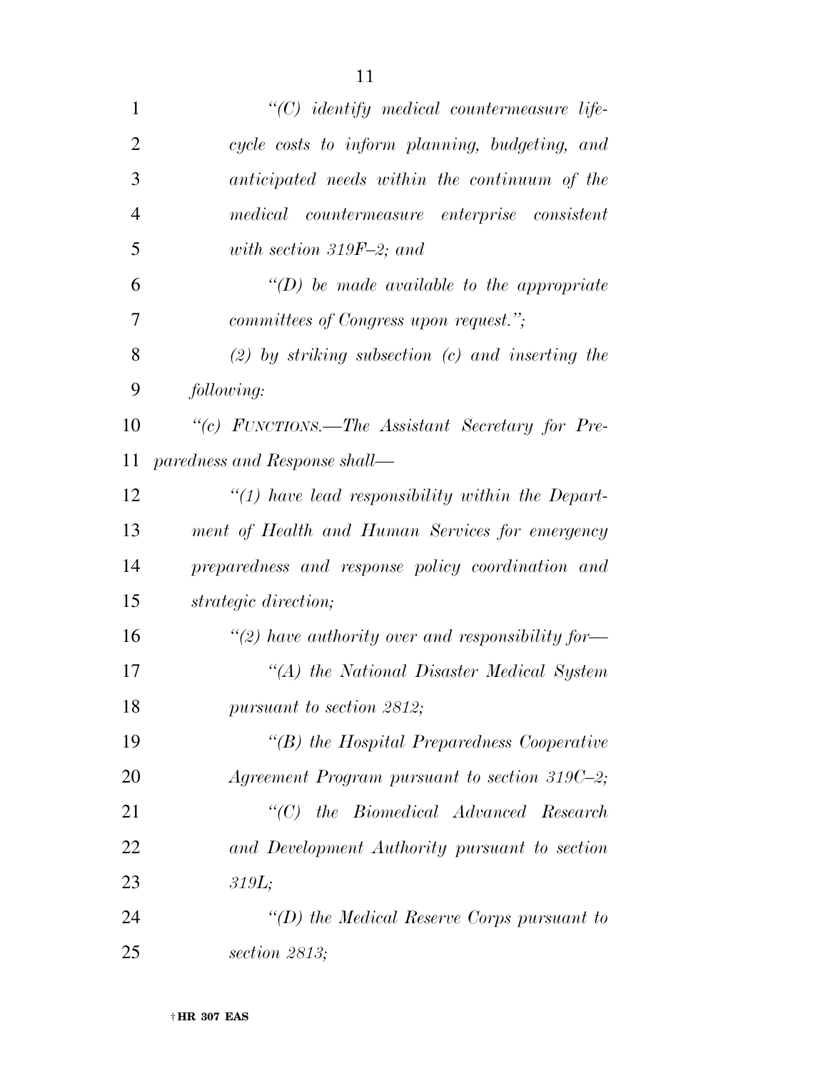*"(C) identify medical countermeasure life-cycle costs to inform planning, budgeting, and anticipated needs within the continuum of the medical countermeasure enterprise consistent with section 319F–2; and*

*"(D) be made available to the appropriate committees of Congress upon request.";*

*(2) by striking subsection (c) and inserting the following:*

*"(c) FUNCTIONS.—The Assistant Secretary for Preparedness and Response shall—*

*"(1) have lead responsibility within the Department of Health and Human Services for emergency preparedness and response policy coordination and strategic direction;*

*"(2) have authority over and responsibility for—*

*"(A) the National Disaster Medical System pursuant to section 2812;*

*"(B) the Hospital Preparedness Cooperative Agreement Program pursuant to section 319C–2;*

*"(C) the Biomedical Advanced Research and Development Authority pursuant to section 319L;*

*"(D) the Medical Reserve Corps pursuant to section 2813;*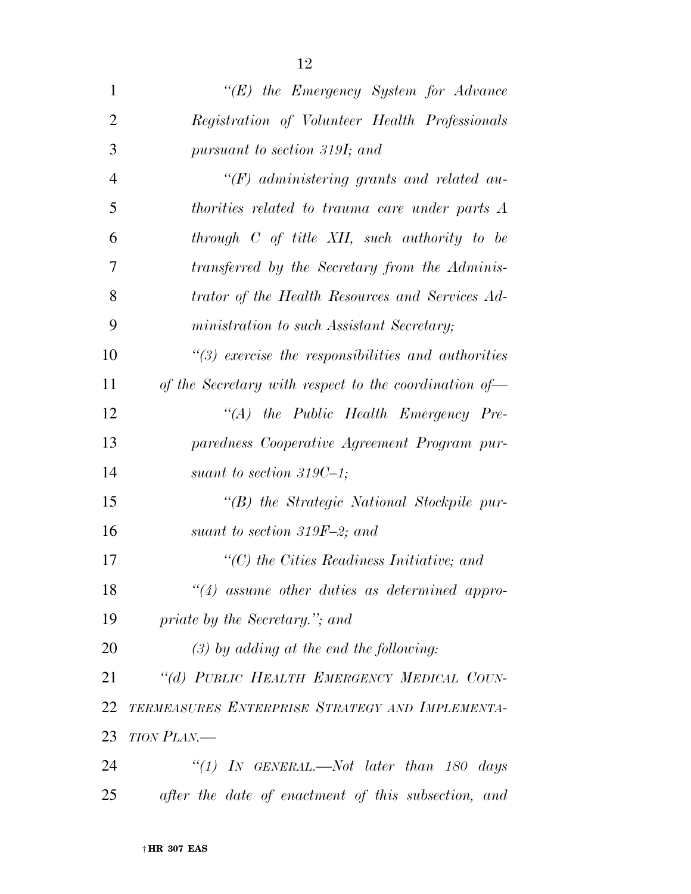*"(E) the Emergency System for Advance Registration of Volunteer Health Professionals pursuant to section 319I; and*

*"(F) administering grants and related authorities related to trauma care under parts A through C of title XII, such authority to be transferred by the Secretary from the Administrator of the Health Resources and Services Administration to such Assistant Secretary;*

*"(3) exercise the responsibilities and authorities of the Secretary with respect to the coordination of—*

*"(A) the Public Health Emergency Preparedness Cooperative Agreement Program pursuant to section 319C–1;*

*"(B) the Strategic National Stockpile pursuant to section 319F–2; and*

*"(C) the Cities Readiness Initiative; and*

*"(4) assume other duties as determined appropriate by the Secretary."; and*

*(3) by adding at the end the following:*

*"(d) PUBLIC HEALTH EMERGENCY MEDICAL COUNTERMEASURES ENTERPRISE STRATEGY AND IMPLEMENTATION PLAN.—*

*"(1) IN GENERAL.—Not later than 180 days after the date of enactment of this subsection, and*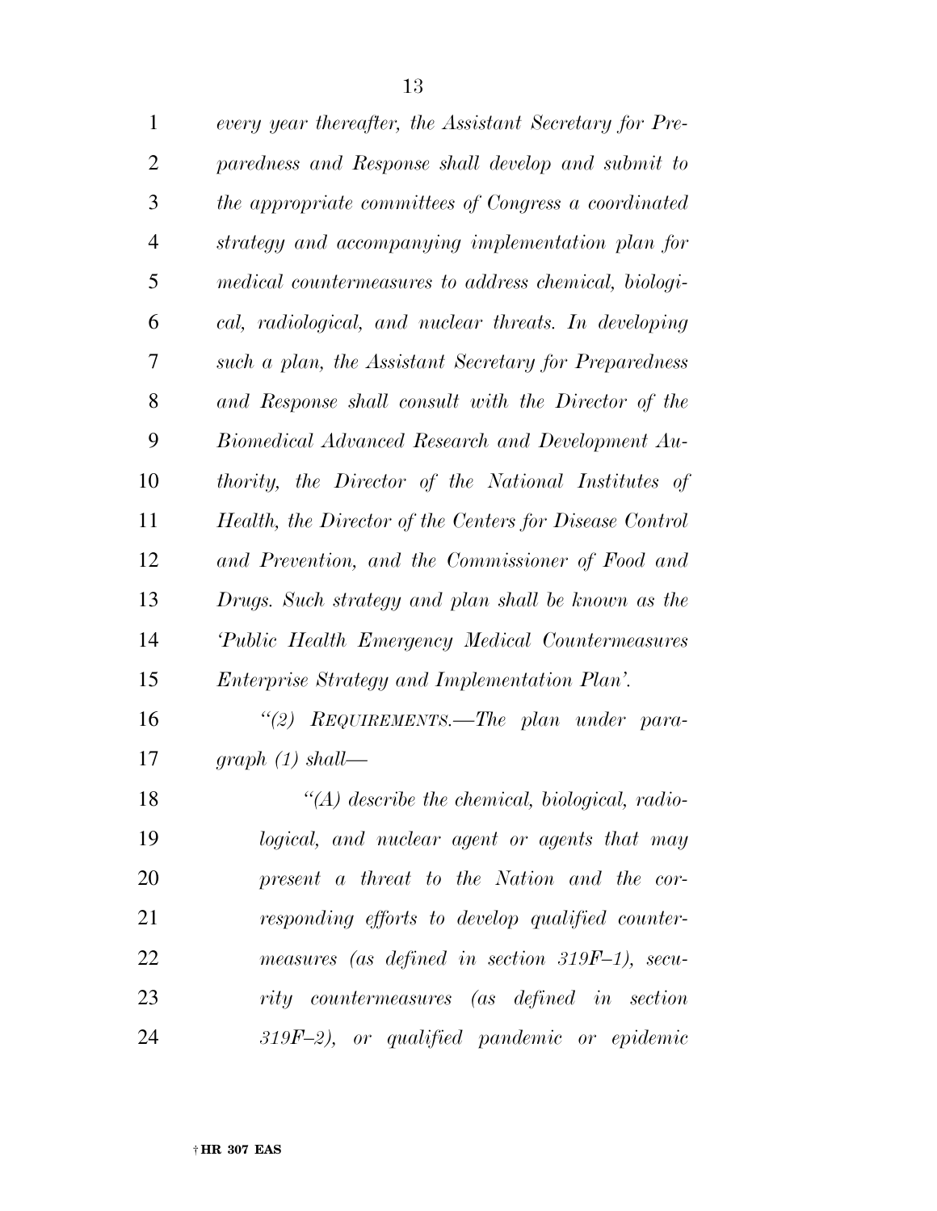*every year thereafter, the Assistant Secretary for Preparedness and Response shall develop and submit to the appropriate committees of Congress a coordinated strategy and accompanying implementation plan for medical countermeasures to address chemical, biological, radiological, and nuclear threats. In developing such a plan, the Assistant Secretary for Preparedness and Response shall consult with the Director of the Biomedical Advanced Research and Development Authority, the Director of the National Institutes of Health, the Director of the Centers for Disease Control and Prevention, and the Commissioner of Food and Drugs. Such strategy and plan shall be known as the 'Public Health Emergency Medical Countermeasures Enterprise Strategy and Implementation Plan'.*

*"(2) REQUIREMENTS.—The plan under paragraph (1) shall—*

*"(A) describe the chemical, biological, radiological, and nuclear agent or agents that may present a threat to the Nation and the corresponding efforts to develop qualified countermeasures (as defined in section 319F–1), security countermeasures (as defined in section 319F–2), or qualified pandemic or epidemic*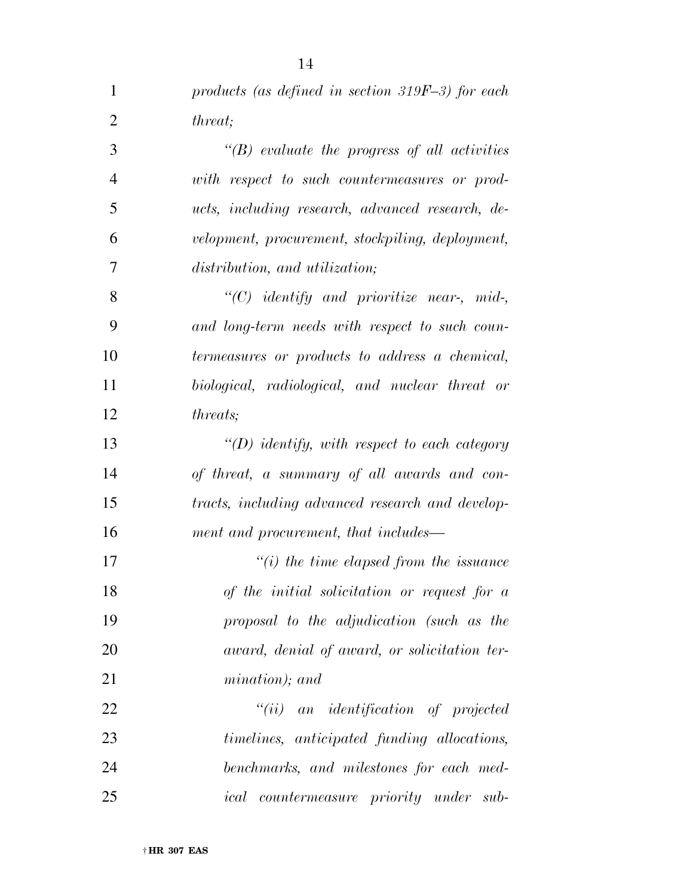*products (as defined in section 319F–3) for each threat;*

*“(B) evaluate the progress of all activities with respect to such countermeasures or products, including research, advanced research, development, procurement, stockpiling, deployment, distribution, and utilization;*

*“(C) identify and prioritize near-, mid-, and long-term needs with respect to such countermeasures or products to address a chemical, biological, radiological, and nuclear threat or threats;*

*“(D) identify, with respect to each category of threat, a summary of all awards and contracts, including advanced research and development and procurement, that includes—*

*“(i) the time elapsed from the issuance of the initial solicitation or request for a proposal to the adjudication (such as the award, denial of award, or solicitation termination); and*

*“(ii) an identification of projected timelines, anticipated funding allocations, benchmarks, and milestones for each medical countermeasure priority under sub-*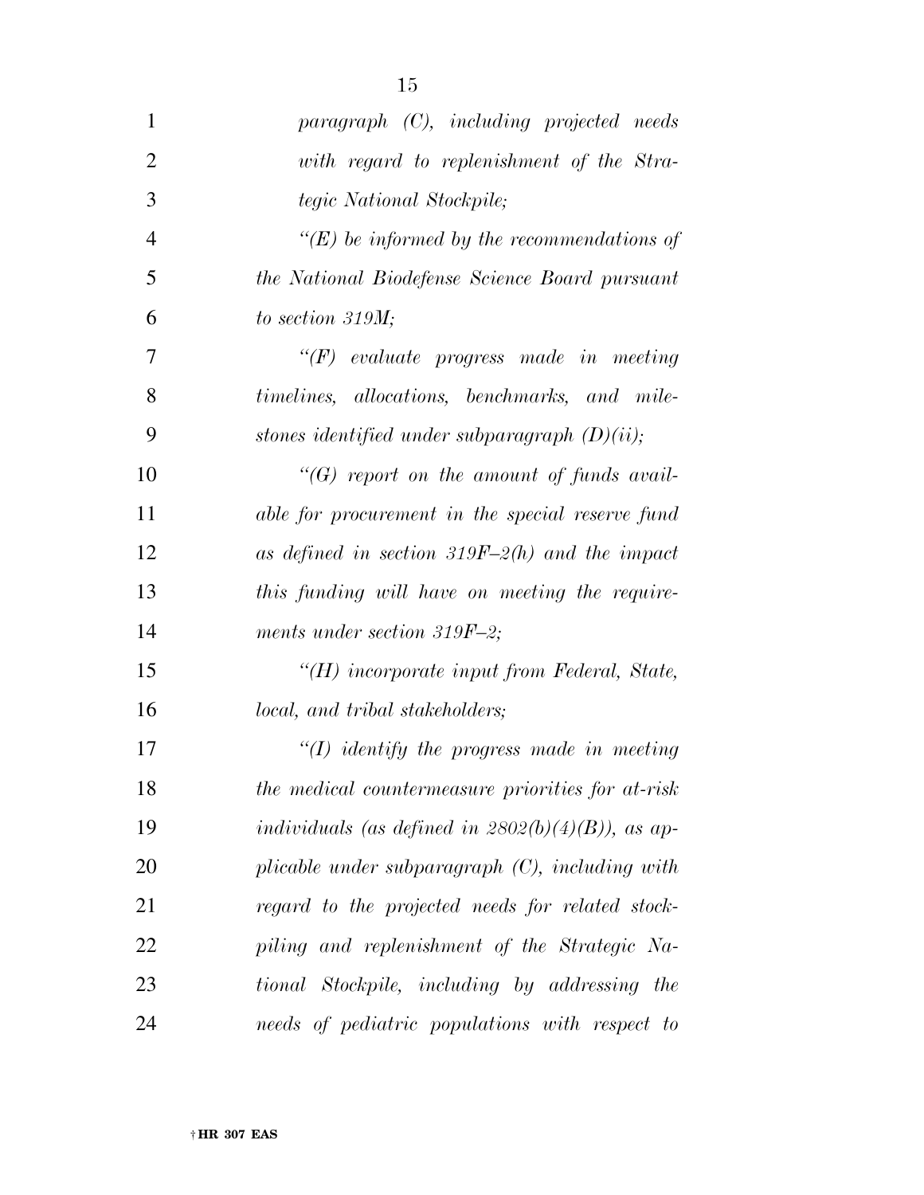*paragraph (C), including projected needs with regard to replenishment of the Strategic National Stockpile;*

*"(E) be informed by the recommendations of the National Biodefense Science Board pursuant to section 319M;*

*"(F) evaluate progress made in meeting timelines, allocations, benchmarks, and milestones identified under subparagraph (D)(ii);*

*"(G) report on the amount of funds available for procurement in the special reserve fund as defined in section 319F–2(h) and the impact this funding will have on meeting the requirements under section 319F–2;*

*"(H) incorporate input from Federal, State, local, and tribal stakeholders;*

*"(I) identify the progress made in meeting the medical countermeasure priorities for at-risk individuals (as defined in 2802(b)(4)(B)), as applicable under subparagraph (C), including with regard to the projected needs for related stockpiling and replenishment of the Strategic National Stockpile, including by addressing the needs of pediatric populations with respect to*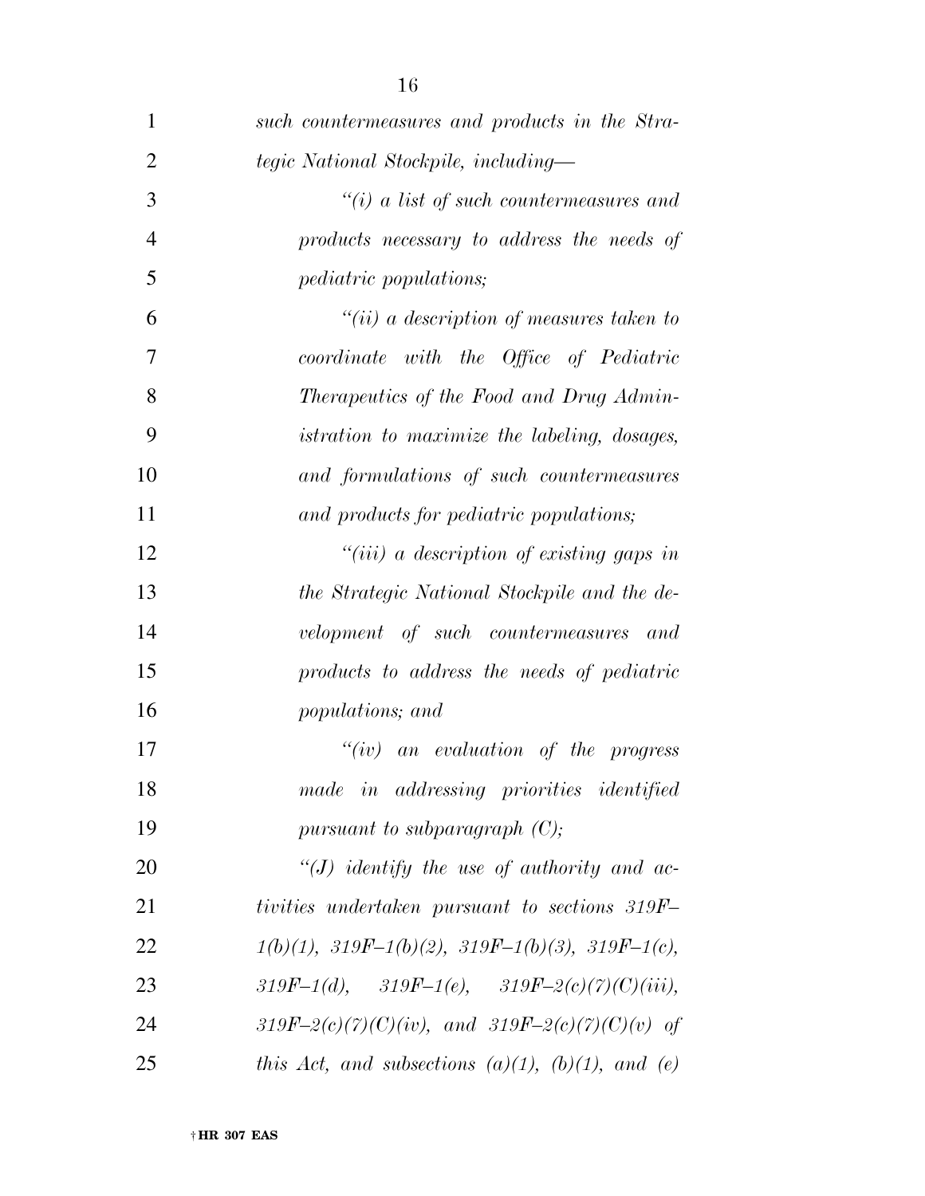*such countermeasures and products in the Strategic National Stockpile, including—*

*"(i) a list of such countermeasures and products necessary to address the needs of pediatric populations;*

*"(ii) a description of measures taken to coordinate with the Office of Pediatric Therapeutics of the Food and Drug Administration to maximize the labeling, dosages, and formulations of such countermeasures and products for pediatric populations;*

*"(iii) a description of existing gaps in the Strategic National Stockpile and the development of such countermeasures and products to address the needs of pediatric populations; and*

*"(iv) an evaluation of the progress made in addressing priorities identified pursuant to subparagraph (C);*

*"(J) identify the use of authority and activities undertaken pursuant to sections 319F–1(b)(1), 319F–1(b)(2), 319F–1(b)(3), 319F–1(c), 319F–1(d), 319F–1(e), 319F–2(c)(7)(C)(iii), 319F–2(c)(7)(C)(iv), and 319F–2(c)(7)(C)(v) of this Act, and subsections (a)(1), (b)(1), and (e)*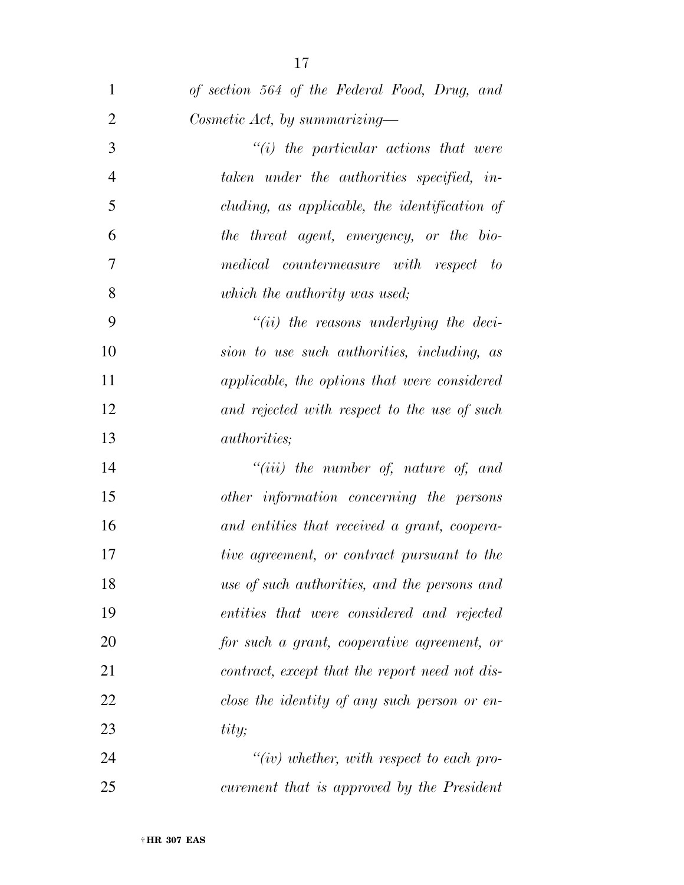*of section 564 of the Federal Food, Drug, and Cosmetic Act, by summarizing—*

*"(i) the particular actions that were taken under the authorities specified, including, as applicable, the identification of the threat agent, emergency, or the biomedical countermeasure with respect to which the authority was used;*

*"(ii) the reasons underlying the decision to use such authorities, including, as applicable, the options that were considered and rejected with respect to the use of such authorities;*

*"(iii) the number of, nature of, and other information concerning the persons and entities that received a grant, cooperative agreement, or contract pursuant to the use of such authorities, and the persons and entities that were considered and rejected for such a grant, cooperative agreement, or contract, except that the report need not disclose the identity of any such person or entity;*

*"(iv) whether, with respect to each procurement that is approved by the President*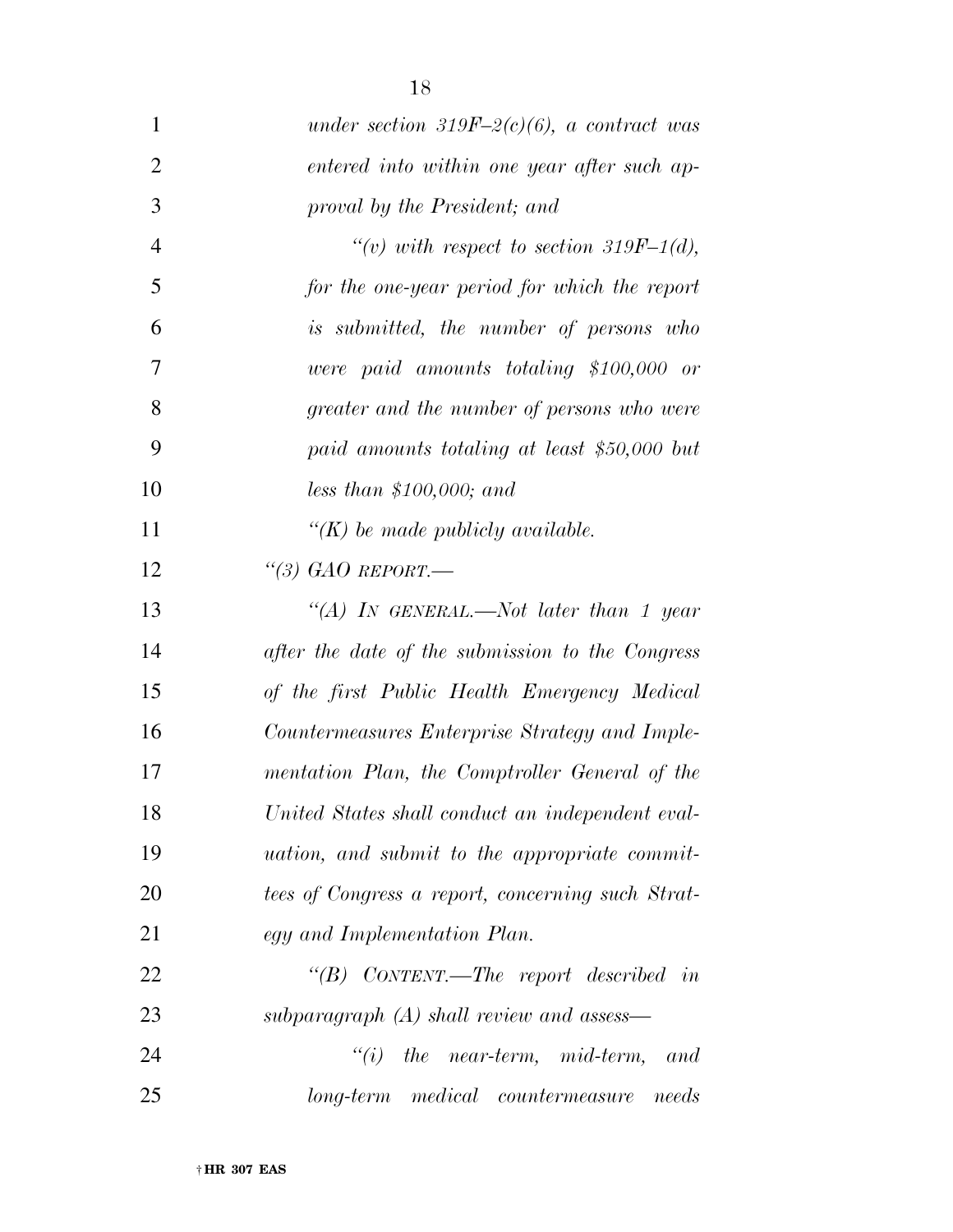*under section 319F–2(c)(6), a contract was entered into within one year after such approval by the President; and*

*"(v) with respect to section 319F–1(d), for the one-year period for which the report is submitted, the number of persons who were paid amounts totaling $100,000 or greater and the number of persons who were paid amounts totaling at least $50,000 but less than $100,000; and*

*"(K) be made publicly available.*

*"(3) GAO REPORT.—*

*"(A) IN GENERAL.—Not later than 1 year after the date of the submission to the Congress of the first Public Health Emergency Medical Countermeasures Enterprise Strategy and Implementation Plan, the Comptroller General of the United States shall conduct an independent evaluation, and submit to the appropriate committees of Congress a report, concerning such Strategy and Implementation Plan.*

*"(B) CONTENT.—The report described in subparagraph (A) shall review and assess—*

*"(i) the near-term, mid-term, and long-term medical countermeasure needs*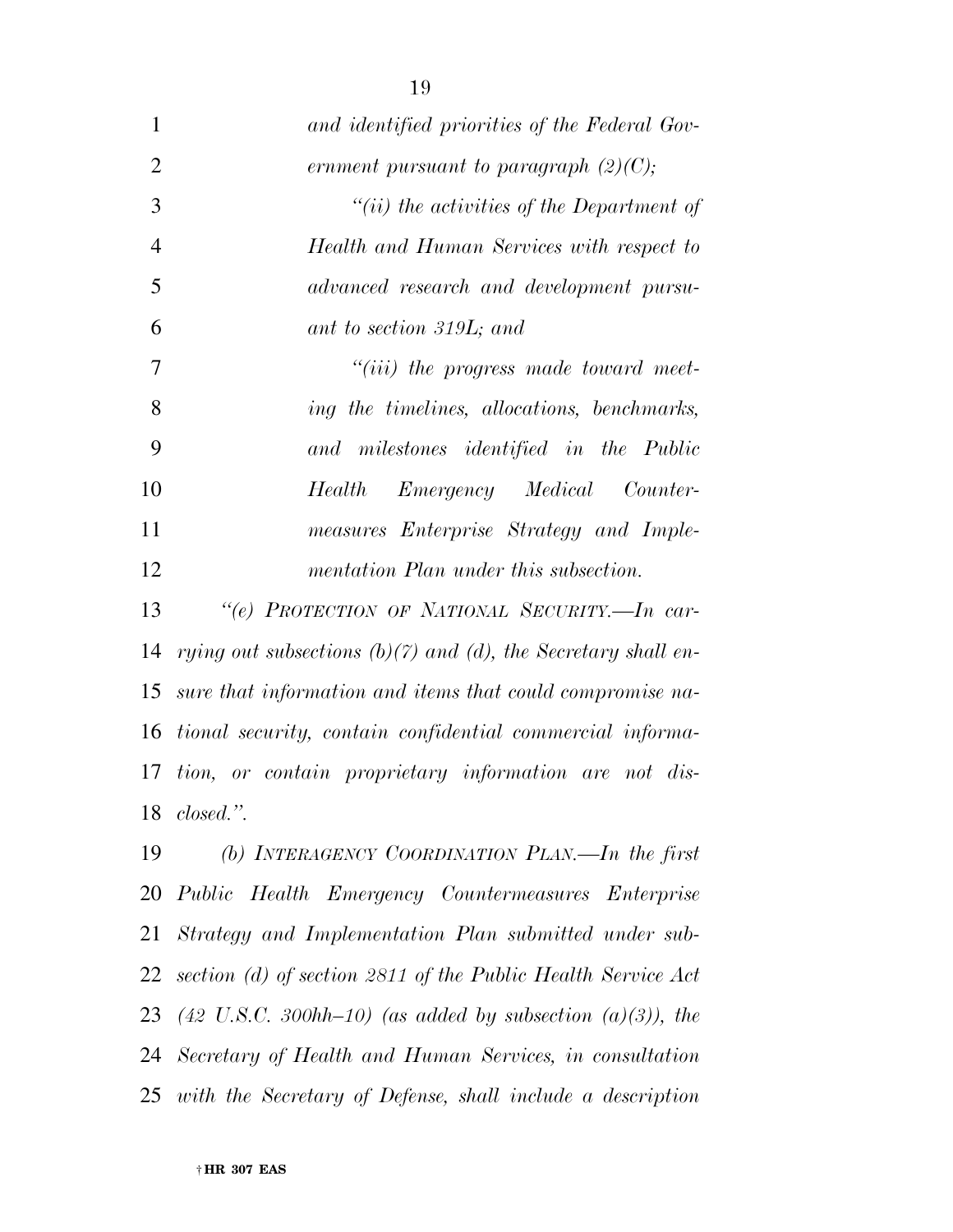*and identified priorities of the Federal Government pursuant to paragraph (2)(C);*

*"(ii) the activities of the Department of Health and Human Services with respect to advanced research and development pursuant to section 319L; and*

*"(iii) the progress made toward meeting the timelines, allocations, benchmarks, and milestones identified in the Public Health Emergency Medical Countermeasures Enterprise Strategy and Implementation Plan under this subsection.*

*"(e) PROTECTION OF NATIONAL SECURITY.—In carrying out subsections (b)(7) and (d), the Secretary shall ensure that information and items that could compromise national security, contain confidential commercial information, or contain proprietary information are not disclosed.".*

*(b) INTERAGENCY COORDINATION PLAN.—In the first Public Health Emergency Countermeasures Enterprise Strategy and Implementation Plan submitted under subsection (d) of section 2811 of the Public Health Service Act (42 U.S.C. 300hh–10) (as added by subsection (a)(3)), the Secretary of Health and Human Services, in consultation with the Secretary of Defense, shall include a description*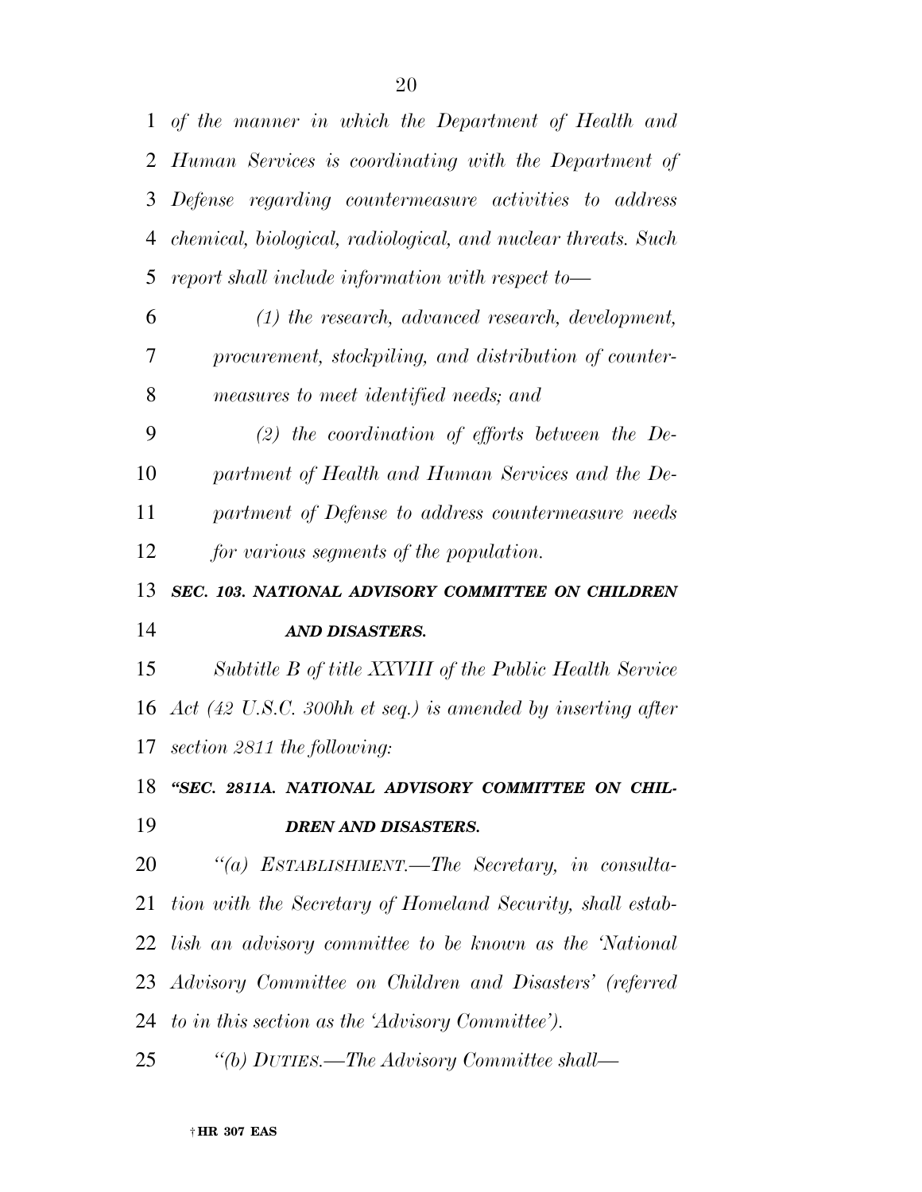*of the manner in which the Department of Health and Human Services is coordinating with the Department of Defense regarding countermeasure activities to address chemical, biological, radiological, and nuclear threats. Such report shall include information with respect to—*

*(1) the research, advanced research, development, procurement, stockpiling, and distribution of countermeasures to meet identified needs; and*

*(2) the coordination of efforts between the Department of Health and Human Services and the Department of Defense to address countermeasure needs for various segments of the population.*

***SEC. 103. NATIONAL ADVISORY COMMITTEE ON CHILDREN AND DISASTERS.***

*Subtitle B of title XXVIII of the Public Health Service Act (42 U.S.C. 300hh et seq.) is amended by inserting after section 2811 the following:*

***"SEC. 2811A. NATIONAL ADVISORY COMMITTEE ON CHILDREN AND DISASTERS.***

*"(a) ESTABLISHMENT.—The Secretary, in consultation with the Secretary of Homeland Security, shall establish an advisory committee to be known as the 'National Advisory Committee on Children and Disasters' (referred to in this section as the 'Advisory Committee').*

*"(b) DUTIES.—The Advisory Committee shall—*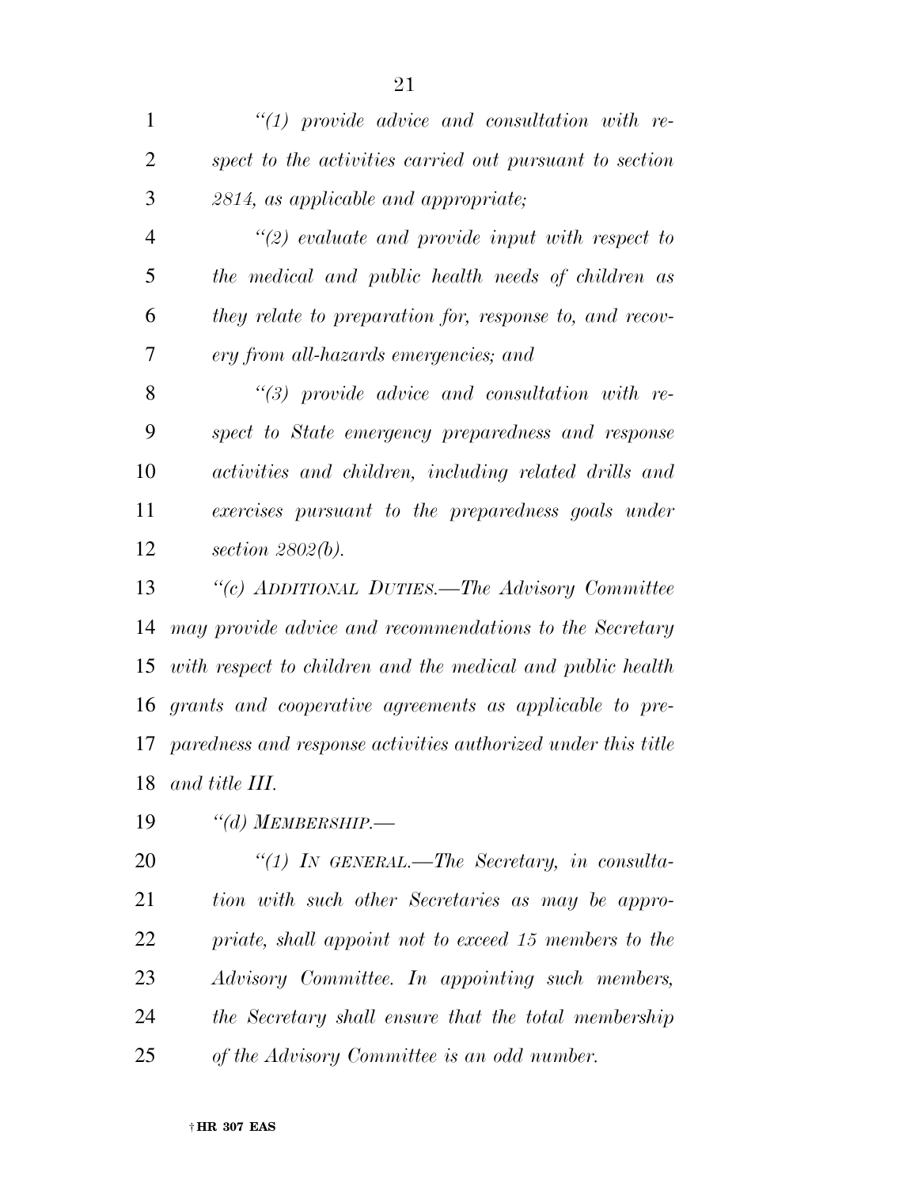*"(1) provide advice and consultation with respect to the activities carried out pursuant to section 2814, as applicable and appropriate;*

*"(2) evaluate and provide input with respect to the medical and public health needs of children as they relate to preparation for, response to, and recovery from all-hazards emergencies; and*

*"(3) provide advice and consultation with respect to State emergency preparedness and response activities and children, including related drills and exercises pursuant to the preparedness goals under section 2802(b).*

*"(c) ADDITIONAL DUTIES.—The Advisory Committee may provide advice and recommendations to the Secretary with respect to children and the medical and public health grants and cooperative agreements as applicable to preparedness and response activities authorized under this title and title III.*

*"(d) MEMBERSHIP.—*

*"(1) IN GENERAL.—The Secretary, in consultation with such other Secretaries as may be appropriate, shall appoint not to exceed 15 members to the Advisory Committee. In appointing such members, the Secretary shall ensure that the total membership of the Advisory Committee is an odd number.*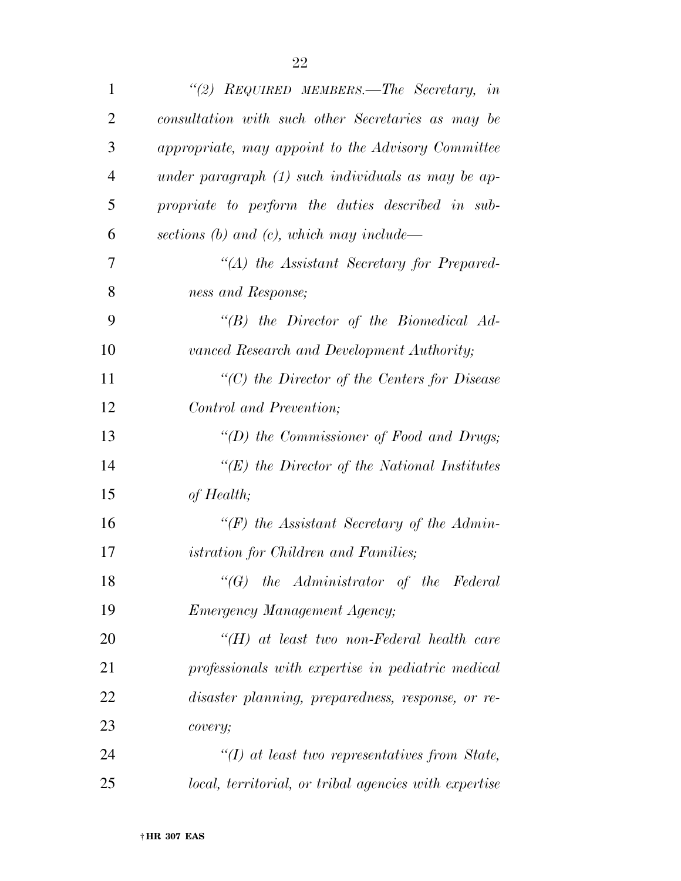*"(2) REQUIRED MEMBERS.—The Secretary, in consultation with such other Secretaries as may be appropriate, may appoint to the Advisory Committee under paragraph (1) such individuals as may be appropriate to perform the duties described in subsections (b) and (c), which may include—*

*"(A) the Assistant Secretary for Preparedness and Response;*

*"(B) the Director of the Biomedical Advanced Research and Development Authority;*

*"(C) the Director of the Centers for Disease Control and Prevention;*

*"(D) the Commissioner of Food and Drugs;*

*"(E) the Director of the National Institutes of Health;*

*"(F) the Assistant Secretary of the Administration for Children and Families;*

*"(G) the Administrator of the Federal Emergency Management Agency;*

*"(H) at least two non-Federal health care professionals with expertise in pediatric medical disaster planning, preparedness, response, or recovery;*

*"(I) at least two representatives from State, local, territorial, or tribal agencies with expertise*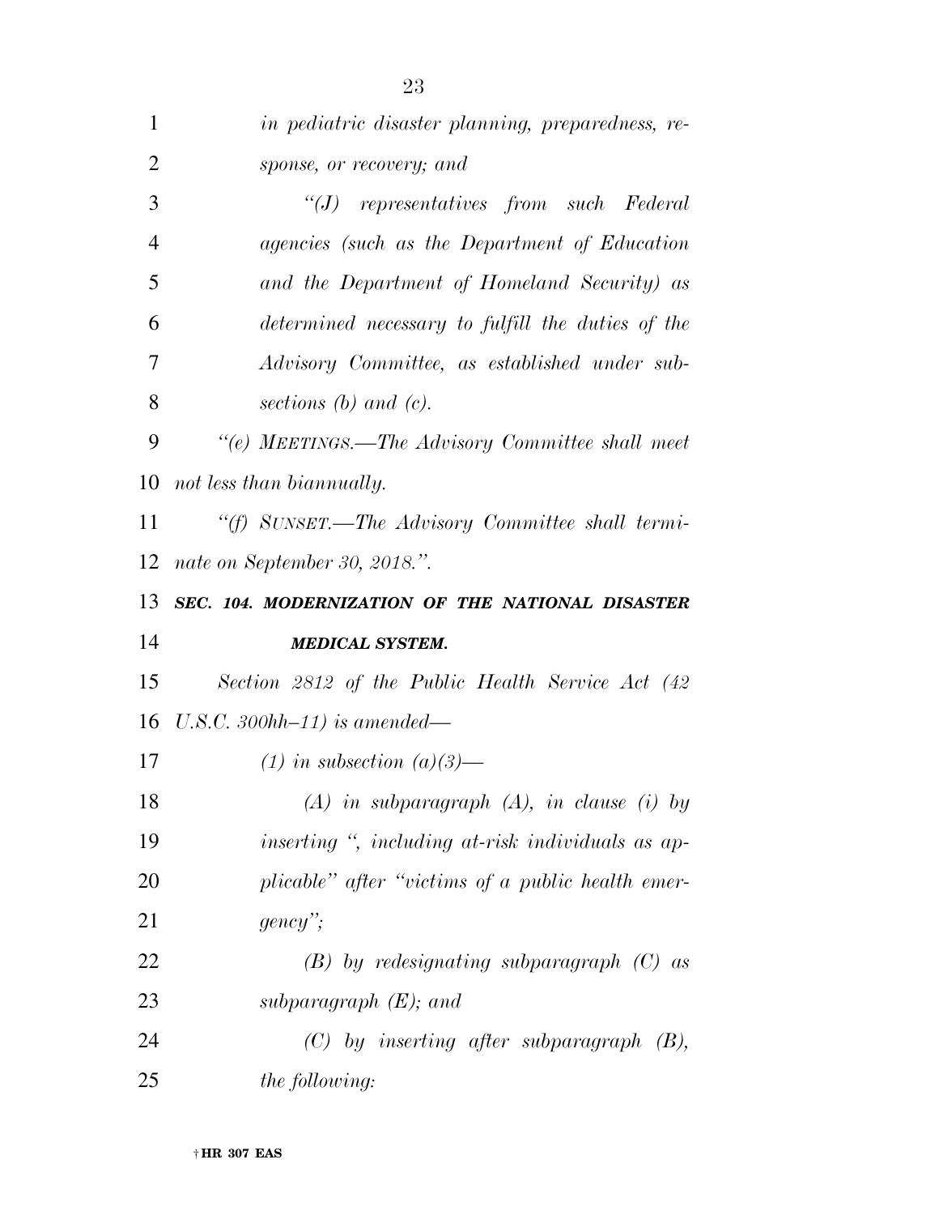*in pediatric disaster planning, preparedness, response, or recovery; and*

*"(J) representatives from such Federal agencies (such as the Department of Education and the Department of Homeland Security) as determined necessary to fulfill the duties of the Advisory Committee, as established under subsections (b) and (c).*

*"(e) MEETINGS.—The Advisory Committee shall meet not less than biannually.*

*"(f) SUNSET.—The Advisory Committee shall terminate on September 30, 2018.".*

***SEC. 104. MODERNIZATION OF THE NATIONAL DISASTER MEDICAL SYSTEM.***

*Section 2812 of the Public Health Service Act (42 U.S.C. 300hh–11) is amended—*

*(1) in subsection (a)(3)—*

*(A) in subparagraph (A), in clause (i) by inserting ", including at-risk individuals as applicable" after "victims of a public health emergency";*

*(B) by redesignating subparagraph (C) as subparagraph (E); and*

*(C) by inserting after subparagraph (B), the following:*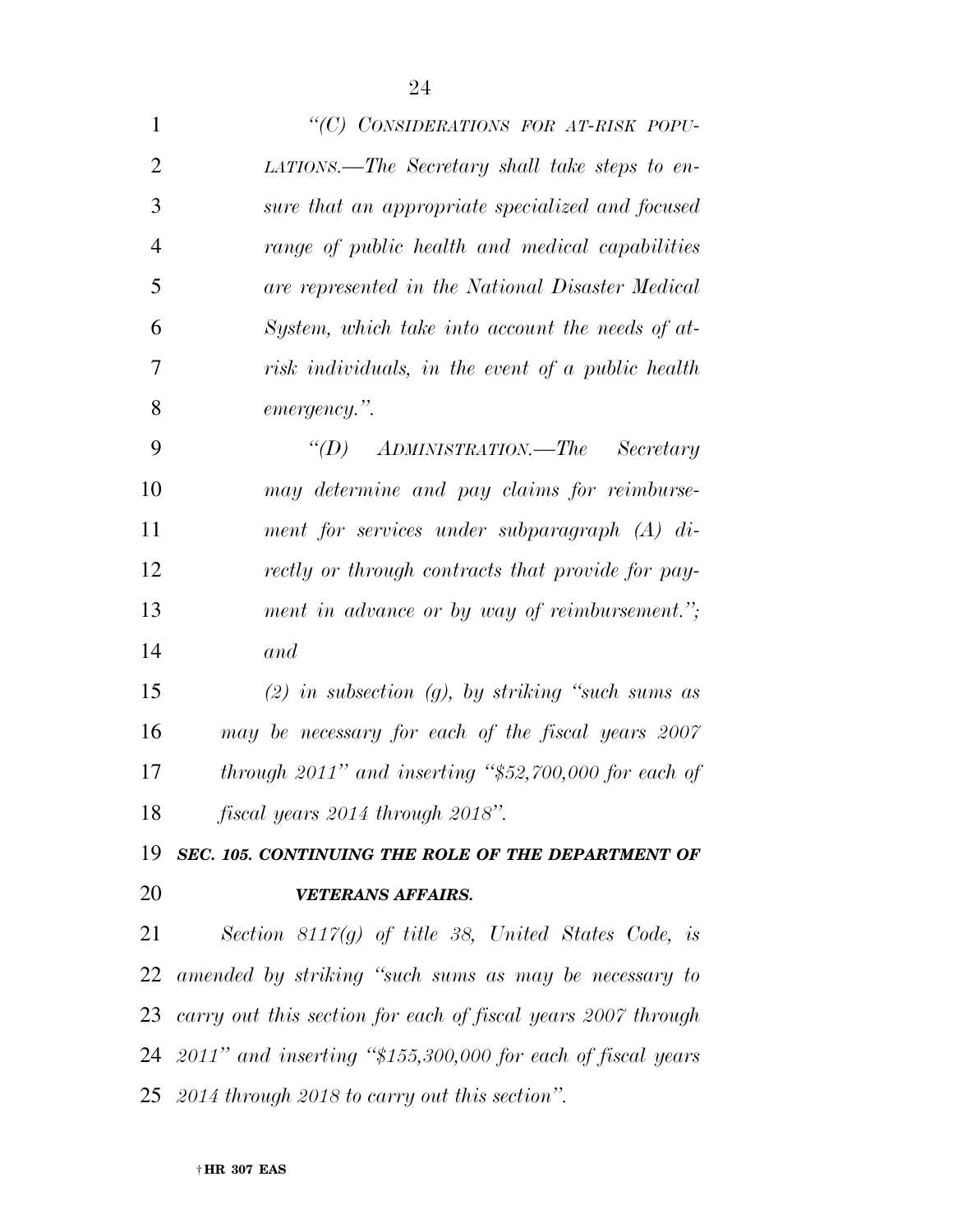*"(C) CONSIDERATIONS FOR AT-RISK POPULATIONS.—The Secretary shall take steps to ensure that an appropriate specialized and focused range of public health and medical capabilities are represented in the National Disaster Medical System, which take into account the needs of at-risk individuals, in the event of a public health emergency.".*

*"(D) ADMINISTRATION.—The Secretary may determine and pay claims for reimbursement for services under subparagraph (A) directly or through contracts that provide for payment in advance or by way of reimbursement."; and*

*(2) in subsection (g), by striking "such sums as may be necessary for each of the fiscal years 2007 through 2011" and inserting "$52,700,000 for each of fiscal years 2014 through 2018".*

***SEC. 105. CONTINUING THE ROLE OF THE DEPARTMENT OF VETERANS AFFAIRS.***

*Section 8117(g) of title 38, United States Code, is amended by striking "such sums as may be necessary to carry out this section for each of fiscal years 2007 through 2011" and inserting "$155,300,000 for each of fiscal years 2014 through 2018 to carry out this section".*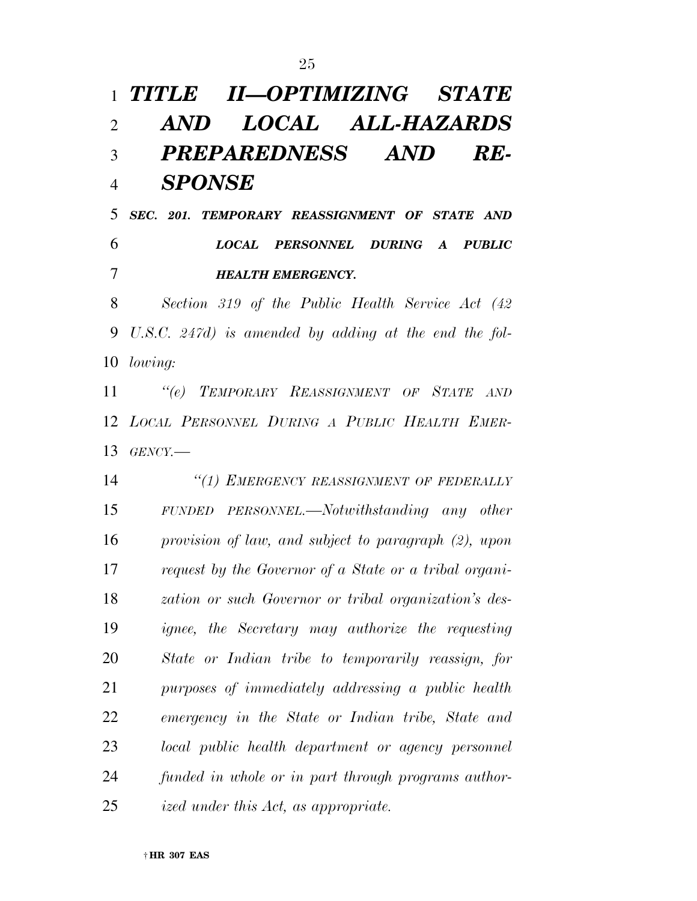# *TITLE II—OPTIMIZING STATE AND LOCAL ALL-HAZARDS PREPAREDNESS AND RESPONSE*

## *SEC. 201. TEMPORARY REASSIGNMENT OF STATE AND LOCAL PERSONNEL DURING A PUBLIC HEALTH EMERGENCY.*

*Section 319 of the Public Health Service Act (42 U.S.C. 247d) is amended by adding at the end the following:*

*"(e) TEMPORARY REASSIGNMENT OF STATE AND LOCAL PERSONNEL DURING A PUBLIC HEALTH EMERGENCY.—*

*"(1) EMERGENCY REASSIGNMENT OF FEDERALLY FUNDED PERSONNEL.—Notwithstanding any other provision of law, and subject to paragraph (2), upon request by the Governor of a State or a tribal organization or such Governor or tribal organization's designee, the Secretary may authorize the requesting State or Indian tribe to temporarily reassign, for purposes of immediately addressing a public health emergency in the State or Indian tribe, State and local public health department or agency personnel funded in whole or in part through programs authorized under this Act, as appropriate.*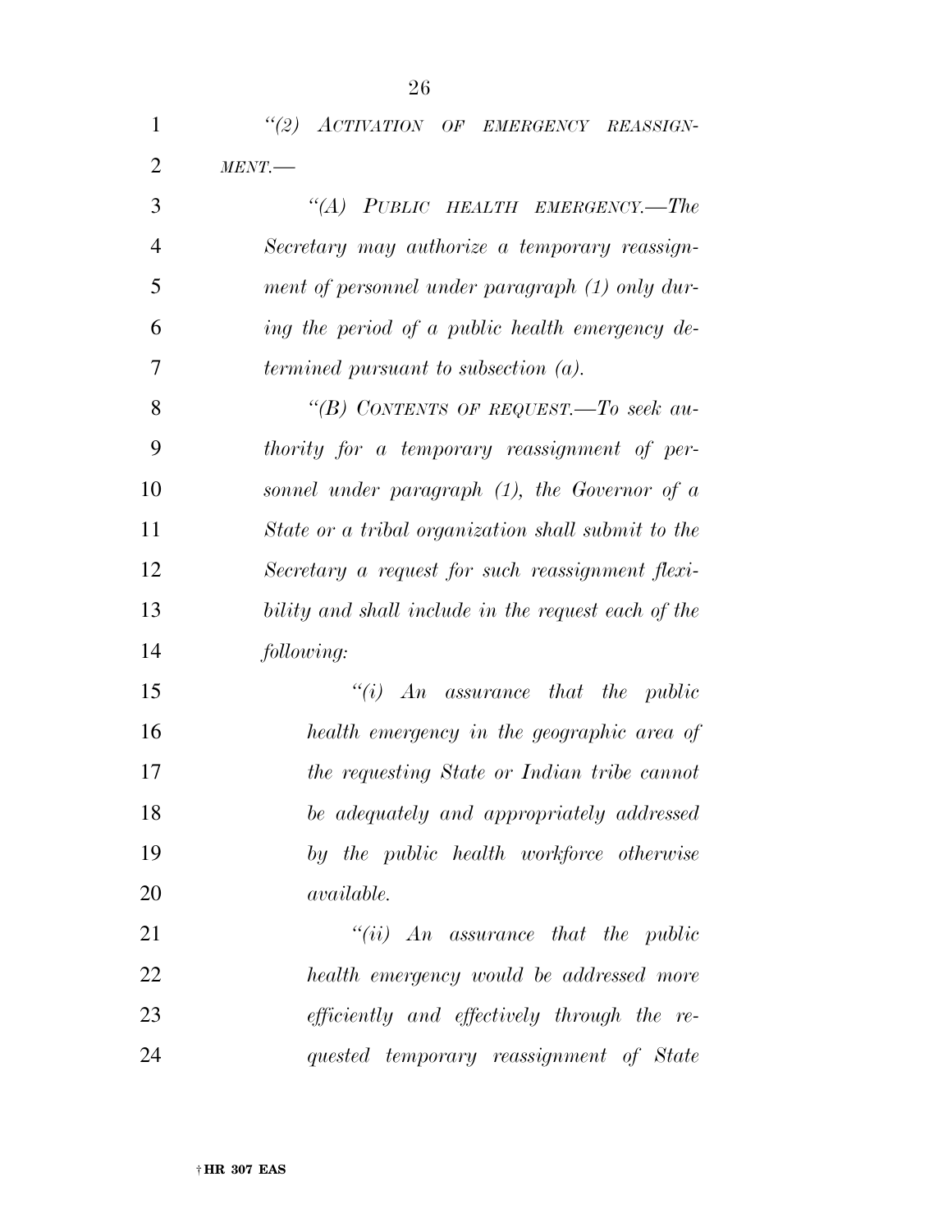*"(2) ACTIVATION OF EMERGENCY REASSIGNMENT.—*

*"(A) PUBLIC HEALTH EMERGENCY.—The Secretary may authorize a temporary reassignment of personnel under paragraph (1) only during the period of a public health emergency determined pursuant to subsection (a).*

*"(B) CONTENTS OF REQUEST.—To seek authority for a temporary reassignment of personnel under paragraph (1), the Governor of a State or a tribal organization shall submit to the Secretary a request for such reassignment flexibility and shall include in the request each of the following:*

*"(i) An assurance that the public health emergency in the geographic area of the requesting State or Indian tribe cannot be adequately and appropriately addressed by the public health workforce otherwise available.*

*"(ii) An assurance that the public health emergency would be addressed more efficiently and effectively through the requested temporary reassignment of State*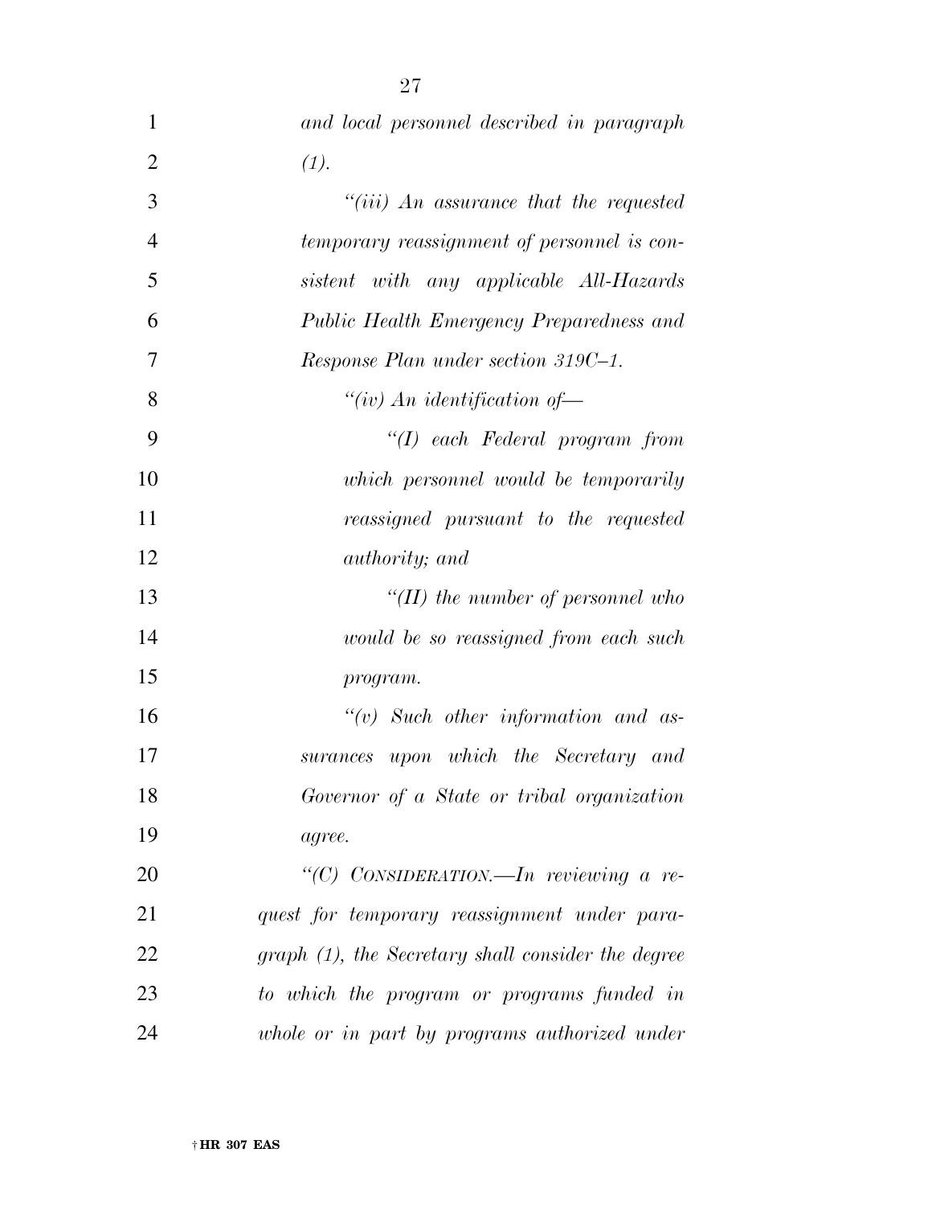*and local personnel described in paragraph (1).*

*"(iii) An assurance that the requested temporary reassignment of personnel is consistent with any applicable All-Hazards Public Health Emergency Preparedness and Response Plan under section 319C–1.*

*"(iv) An identification of—*

*"(I) each Federal program from which personnel would be temporarily reassigned pursuant to the requested authority; and*

*"(II) the number of personnel who would be so reassigned from each such program.*

*"(v) Such other information and assurances upon which the Secretary and Governor of a State or tribal organization agree.*

*"(C) CONSIDERATION.—In reviewing a request for temporary reassignment under paragraph (1), the Secretary shall consider the degree to which the program or programs funded in whole or in part by programs authorized under*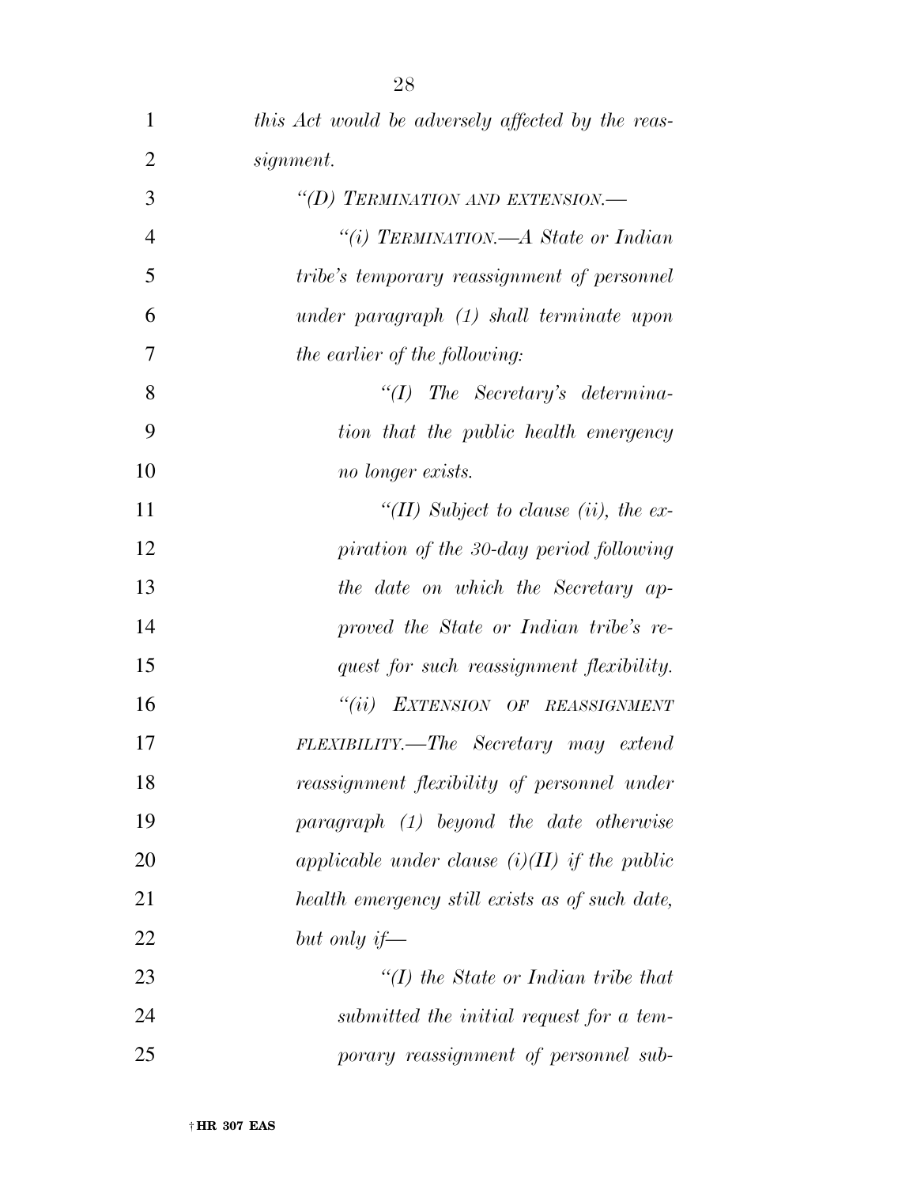*this Act would be adversely affected by the reassignment.*

*"(D) TERMINATION AND EXTENSION.—*

*"(i) TERMINATION.—A State or Indian tribe's temporary reassignment of personnel under paragraph (1) shall terminate upon the earlier of the following:*

*"(I) The Secretary's determination that the public health emergency no longer exists.*

*"(II) Subject to clause (ii), the expiration of the 30-day period following the date on which the Secretary approved the State or Indian tribe's request for such reassignment flexibility.*

*"(ii) EXTENSION OF REASSIGNMENT FLEXIBILITY.—The Secretary may extend reassignment flexibility of personnel under paragraph (1) beyond the date otherwise applicable under clause (i)(II) if the public health emergency still exists as of such date, but only if—*

*"(I) the State or Indian tribe that submitted the initial request for a temporary reassignment of personnel sub-*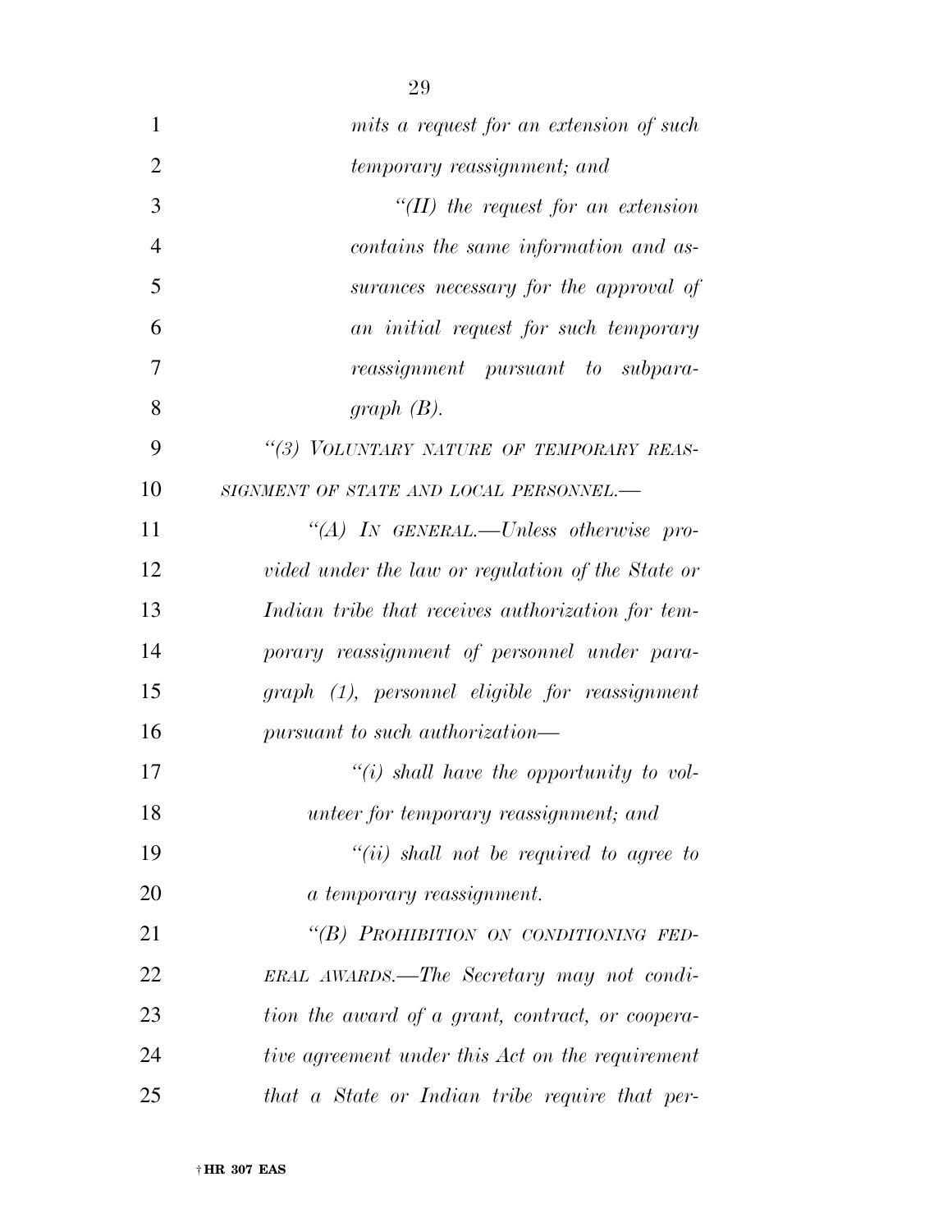*mits a request for an extension of such temporary reassignment; and*

*"(II) the request for an extension contains the same information and assurances necessary for the approval of an initial request for such temporary reassignment pursuant to subparagraph (B).*

*"(3) VOLUNTARY NATURE OF TEMPORARY REASSIGNMENT OF STATE AND LOCAL PERSONNEL.—*

*"(A) IN GENERAL.—Unless otherwise provided under the law or regulation of the State or Indian tribe that receives authorization for temporary reassignment of personnel under paragraph (1), personnel eligible for reassignment pursuant to such authorization—*

*"(i) shall have the opportunity to volunteer for temporary reassignment; and*

*"(ii) shall not be required to agree to a temporary reassignment.*

*"(B) PROHIBITION ON CONDITIONING FEDERAL AWARDS.—The Secretary may not condition the award of a grant, contract, or cooperative agreement under this Act on the requirement that a State or Indian tribe require that per-*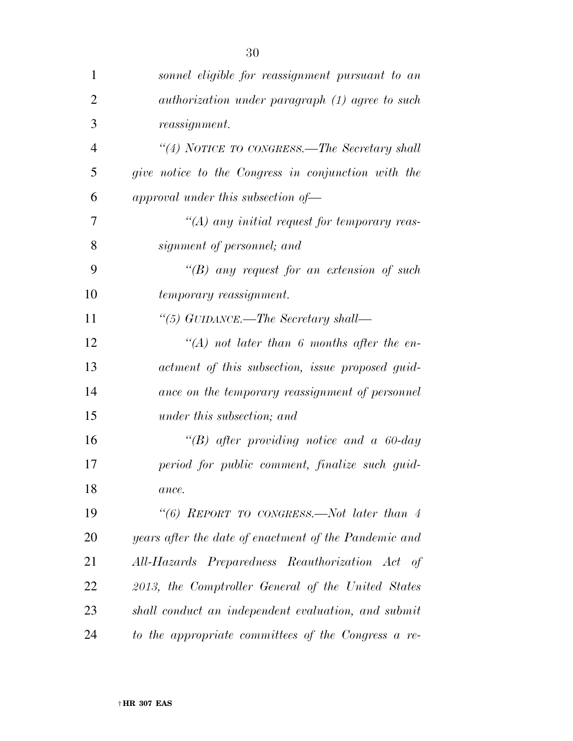*sonnel eligible for reassignment pursuant to an authorization under paragraph (1) agree to such reassignment.*

*"(4) NOTICE TO CONGRESS.—The Secretary shall give notice to the Congress in conjunction with the approval under this subsection of—*

*"(A) any initial request for temporary reassignment of personnel; and*

*"(B) any request for an extension of such temporary reassignment.*

*"(5) GUIDANCE.—The Secretary shall—*

*"(A) not later than 6 months after the enactment of this subsection, issue proposed guidance on the temporary reassignment of personnel under this subsection; and*

*"(B) after providing notice and a 60-day period for public comment, finalize such guidance.*

*"(6) REPORT TO CONGRESS.—Not later than 4 years after the date of enactment of the Pandemic and All-Hazards Preparedness Reauthorization Act of 2013, the Comptroller General of the United States shall conduct an independent evaluation, and submit to the appropriate committees of the Congress a re-*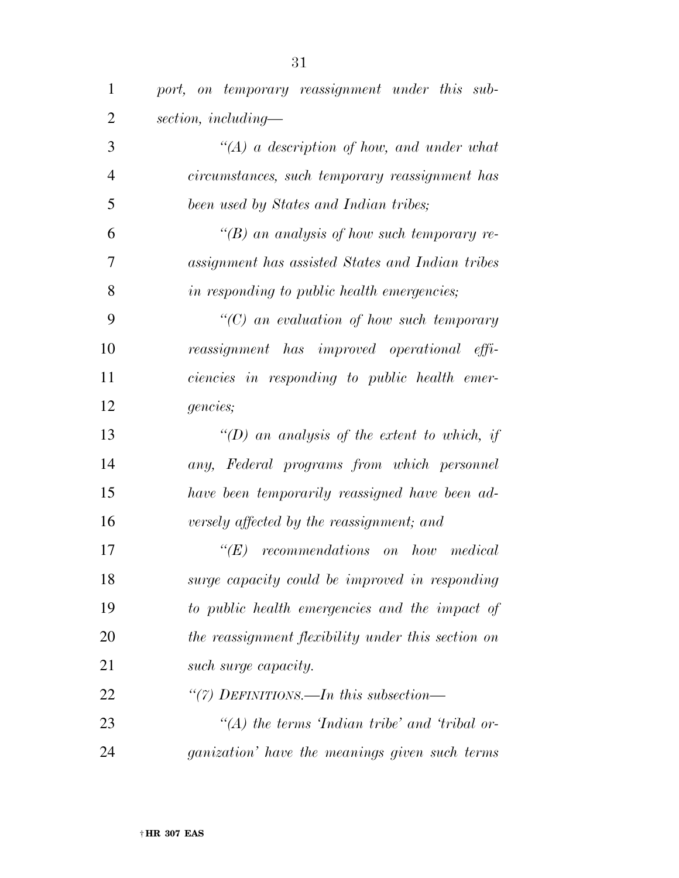*port, on temporary reassignment under this subsection, including—*

*"(A) a description of how, and under what circumstances, such temporary reassignment has been used by States and Indian tribes;*

*"(B) an analysis of how such temporary reassignment has assisted States and Indian tribes in responding to public health emergencies;*

*"(C) an evaluation of how such temporary reassignment has improved operational efficiencies in responding to public health emergencies;*

*"(D) an analysis of the extent to which, if any, Federal programs from which personnel have been temporarily reassigned have been adversely affected by the reassignment; and*

*"(E) recommendations on how medical surge capacity could be improved in responding to public health emergencies and the impact of the reassignment flexibility under this section on such surge capacity.*

*"(7) DEFINITIONS.—In this subsection—*

*"(A) the terms 'Indian tribe' and 'tribal organization' have the meanings given such terms*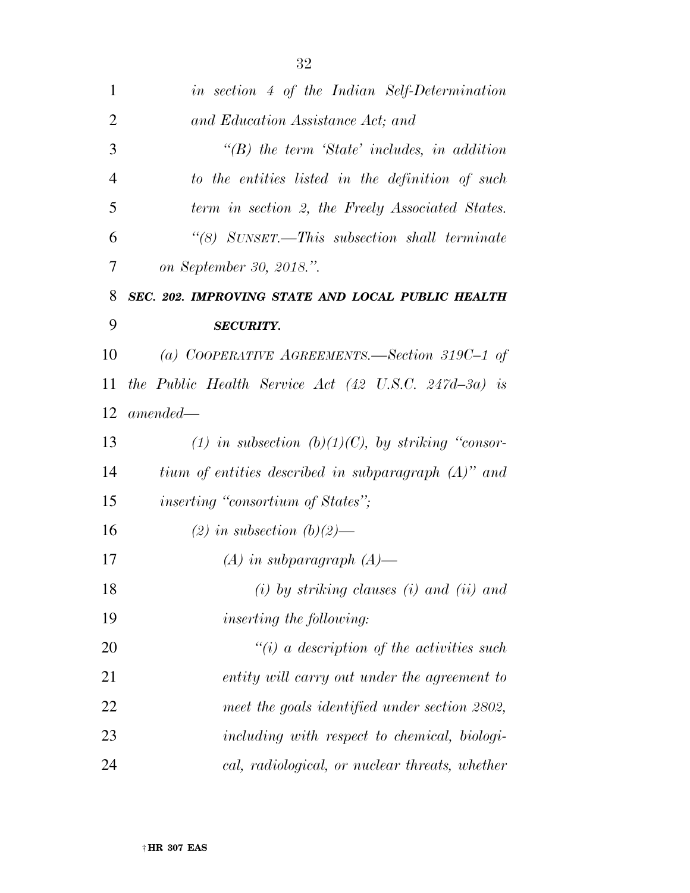*in section 4 of the Indian Self-Determination and Education Assistance Act; and*

*"(B) the term 'State' includes, in addition to the entities listed in the definition of such term in section 2, the Freely Associated States.*

*"(8) SUNSET.—This subsection shall terminate on September 30, 2018.".*

***SEC. 202. IMPROVING STATE AND LOCAL PUBLIC HEALTH SECURITY.***

*(a) COOPERATIVE AGREEMENTS.—Section 319C–1 of the Public Health Service Act (42 U.S.C. 247d–3a) is amended—*

*(1) in subsection (b)(1)(C), by striking "consortium of entities described in subparagraph (A)" and inserting "consortium of States";*

*(2) in subsection (b)(2)—*

*(A) in subparagraph (A)—*

*(i) by striking clauses (i) and (ii) and inserting the following:*

*"(i) a description of the activities such entity will carry out under the agreement to meet the goals identified under section 2802, including with respect to chemical, biological, radiological, or nuclear threats, whether*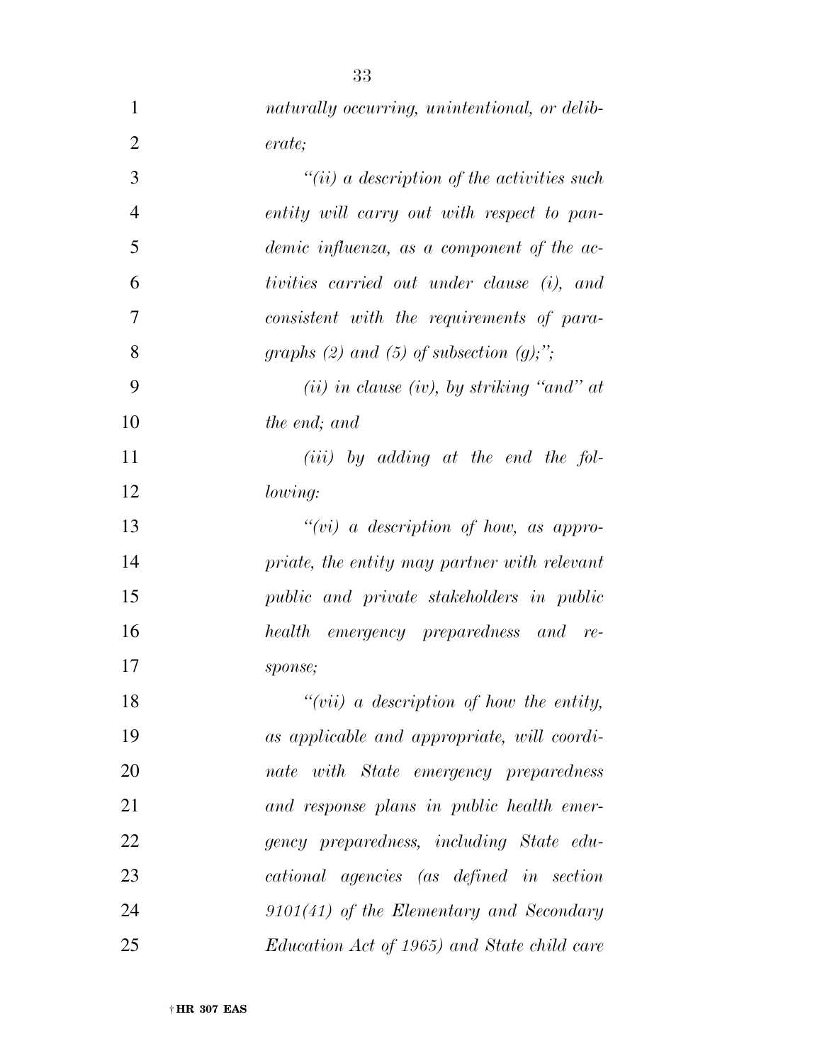*naturally occurring, unintentional, or deliberate;*

*"(ii) a description of the activities such entity will carry out with respect to pandemic influenza, as a component of the activities carried out under clause (i), and consistent with the requirements of paragraphs (2) and (5) of subsection (g);";*

*(ii) in clause (iv), by striking "and" at the end; and*

*(iii) by adding at the end the following:*

*"(vi) a description of how, as appropriate, the entity may partner with relevant public and private stakeholders in public health emergency preparedness and response;*

*"(vii) a description of how the entity, as applicable and appropriate, will coordinate with State emergency preparedness and response plans in public health emergency preparedness, including State educational agencies (as defined in section 9101(41) of the Elementary and Secondary Education Act of 1965) and State child care*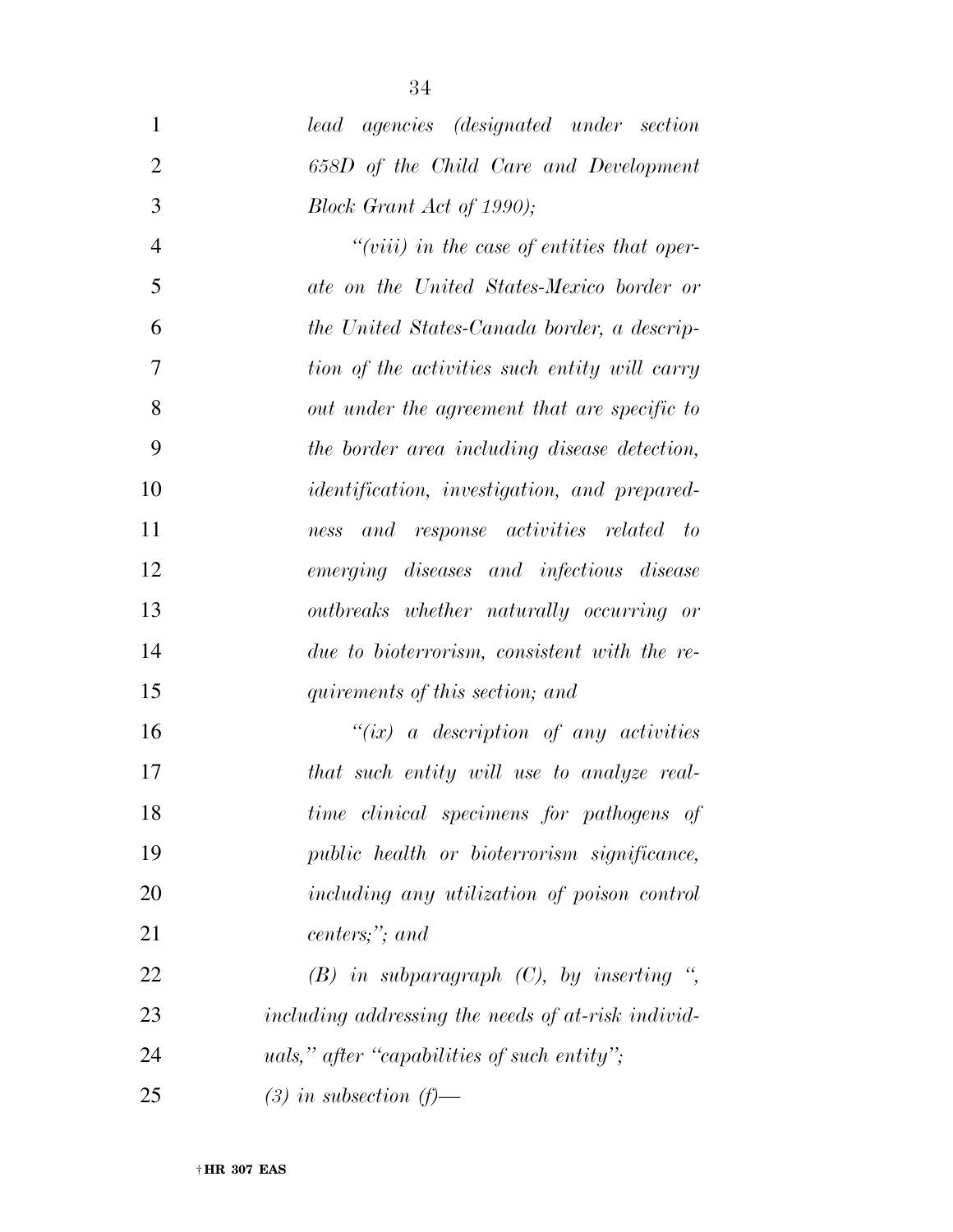*lead agencies (designated under section 658D of the Child Care and Development Block Grant Act of 1990);*

*"(viii) in the case of entities that operate on the United States-Mexico border or the United States-Canada border, a description of the activities such entity will carry out under the agreement that are specific to the border area including disease detection, identification, investigation, and preparedness and response activities related to emerging diseases and infectious disease outbreaks whether naturally occurring or due to bioterrorism, consistent with the requirements of this section; and*

*"(ix) a description of any activities that such entity will use to analyze real-time clinical specimens for pathogens of public health or bioterrorism significance, including any utilization of poison control centers;"; and*

*(B) in subparagraph (C), by inserting ", including addressing the needs of at-risk individuals," after "capabilities of such entity";*

*(3) in subsection (f)—*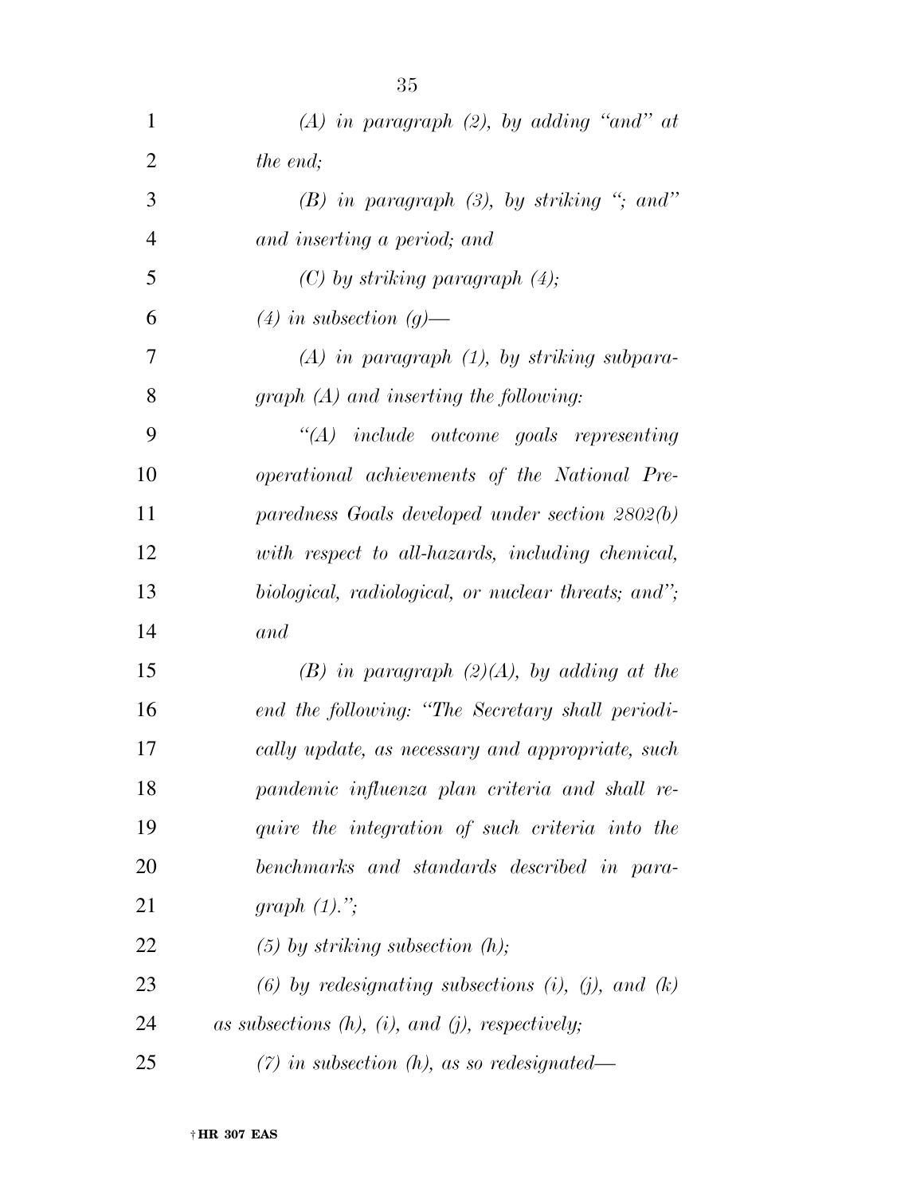*(A) in paragraph (2), by adding "and" at the end;*

*(B) in paragraph (3), by striking "; and" and inserting a period; and*

*(C) by striking paragraph (4);*

*(4) in subsection (g)—*

*(A) in paragraph (1), by striking subparagraph (A) and inserting the following:*

*"(A) include outcome goals representing operational achievements of the National Preparedness Goals developed under section 2802(b) with respect to all-hazards, including chemical, biological, radiological, or nuclear threats; and"; and*

*(B) in paragraph (2)(A), by adding at the end the following: "The Secretary shall periodically update, as necessary and appropriate, such pandemic influenza plan criteria and shall require the integration of such criteria into the benchmarks and standards described in paragraph (1).";*

*(5) by striking subsection (h);*

*(6) by redesignating subsections (i), (j), and (k) as subsections (h), (i), and (j), respectively;*

*(7) in subsection (h), as so redesignated—*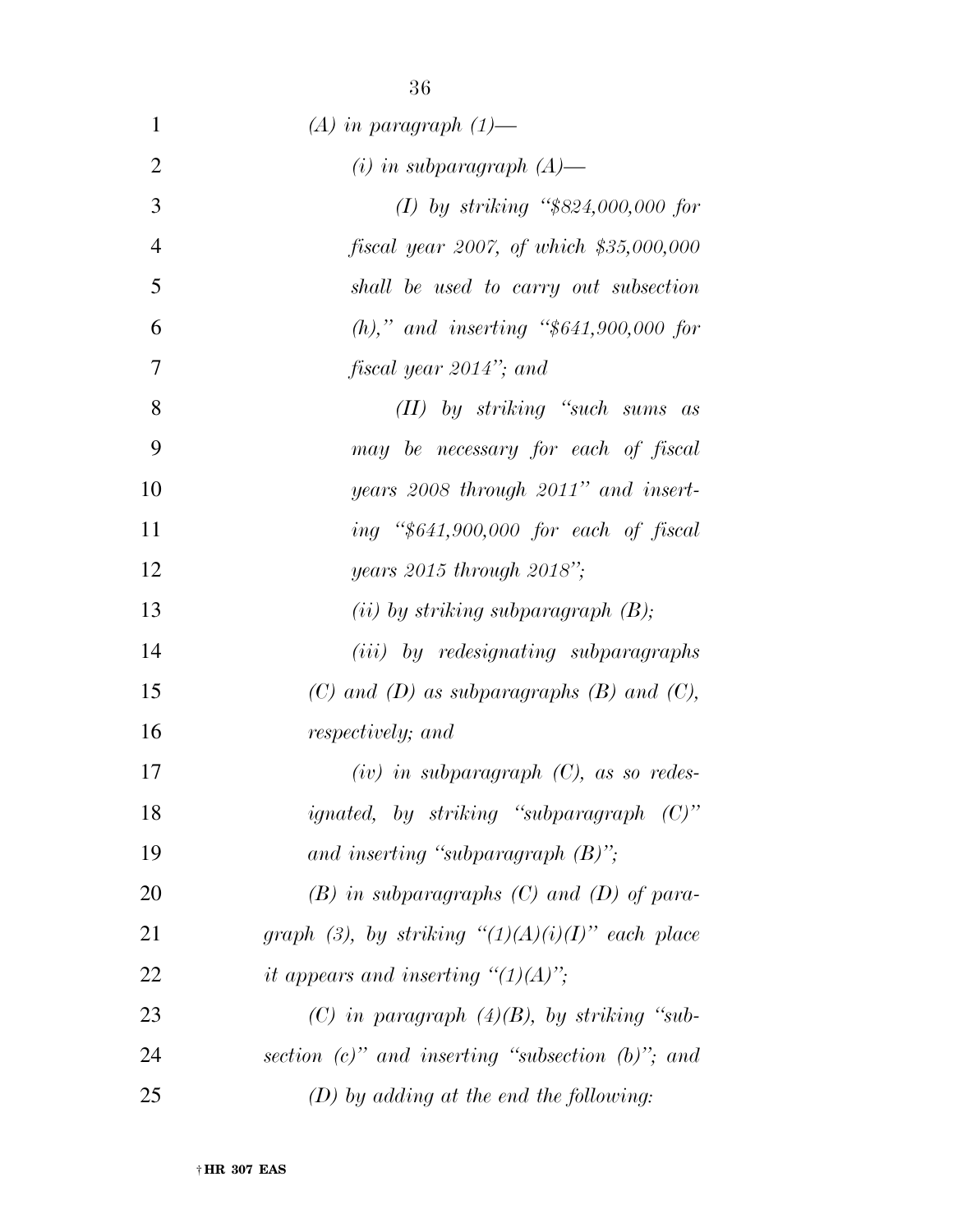*(A) in paragraph (1)—*

*(i) in subparagraph (A)—*

*(I) by striking "$824,000,000 for fiscal year 2007, of which $35,000,000 shall be used to carry out subsection (h)," and inserting "$641,900,000 for fiscal year 2014"; and*

*(II) by striking "such sums as may be necessary for each of fiscal years 2008 through 2011" and inserting "$641,900,000 for each of fiscal years 2015 through 2018";*

*(ii) by striking subparagraph (B);*

*(iii) by redesignating subparagraphs (C) and (D) as subparagraphs (B) and (C), respectively; and*

*(iv) in subparagraph (C), as so redesignated, by striking "subparagraph (C)" and inserting "subparagraph (B)";*

*(B) in subparagraphs (C) and (D) of paragraph (3), by striking "(1)(A)(i)(I)" each place it appears and inserting "(1)(A)";*

*(C) in paragraph (4)(B), by striking "subsection (c)" and inserting "subsection (b)"; and*

*(D) by adding at the end the following:*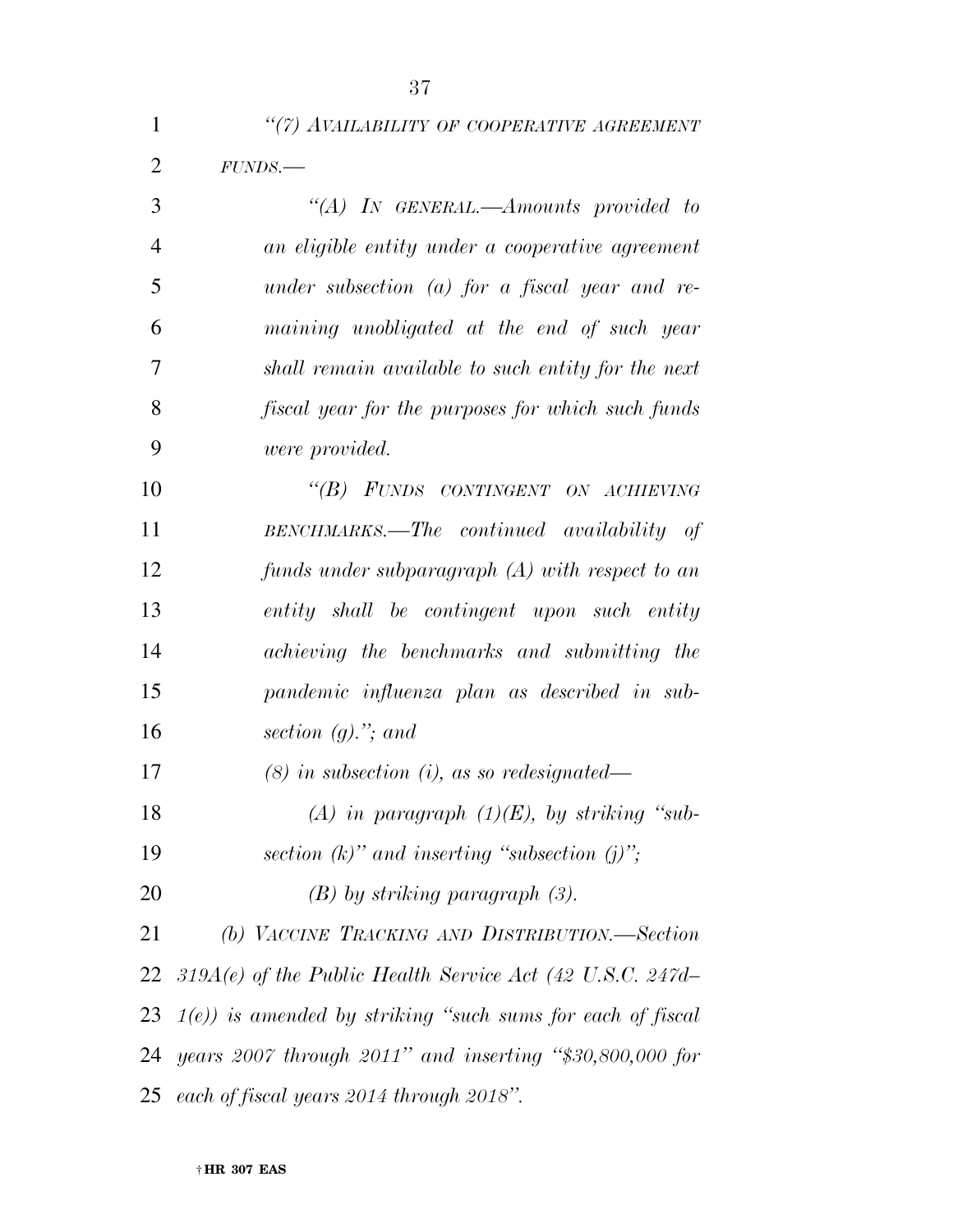*"(7) AVAILABILITY OF COOPERATIVE AGREEMENT FUNDS.—*

*"(A) IN GENERAL.—Amounts provided to an eligible entity under a cooperative agreement under subsection (a) for a fiscal year and remaining unobligated at the end of such year shall remain available to such entity for the next fiscal year for the purposes for which such funds were provided.*

*"(B) FUNDS CONTINGENT ON ACHIEVING BENCHMARKS.—The continued availability of funds under subparagraph (A) with respect to an entity shall be contingent upon such entity achieving the benchmarks and submitting the pandemic influenza plan as described in subsection (g)."; and*

*(8) in subsection (i), as so redesignated—*

*(A) in paragraph (1)(E), by striking "subsection (k)" and inserting "subsection (j)";*

*(B) by striking paragraph (3).*

*(b) VACCINE TRACKING AND DISTRIBUTION.—Section 319A(e) of the Public Health Service Act (42 U.S.C. 247d–1(e)) is amended by striking "such sums for each of fiscal years 2007 through 2011" and inserting "$30,800,000 for each of fiscal years 2014 through 2018".*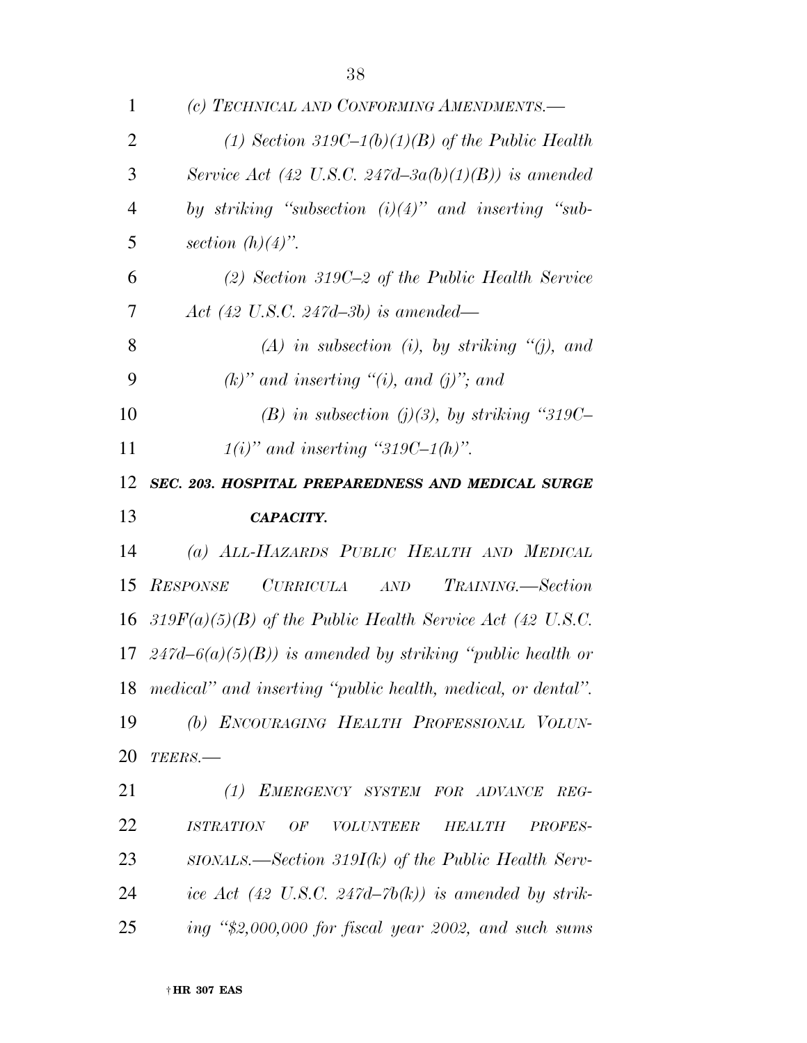*(c) TECHNICAL AND CONFORMING AMENDMENTS.—*

*(1) Section 319C–1(b)(1)(B) of the Public Health Service Act (42 U.S.C. 247d–3a(b)(1)(B)) is amended by striking "subsection (i)(4)" and inserting "subsection (h)(4)".*

*(2) Section 319C–2 of the Public Health Service Act (42 U.S.C. 247d–3b) is amended—*

*(A) in subsection (i), by striking "(j), and (k)" and inserting "(i), and (j)"; and*

*(B) in subsection (j)(3), by striking "319C–1(i)" and inserting "319C–1(h)".*

***SEC. 203. HOSPITAL PREPAREDNESS AND MEDICAL SURGE CAPACITY.***

*(a) ALL-HAZARDS PUBLIC HEALTH AND MEDICAL RESPONSE CURRICULA AND TRAINING.—Section 319F(a)(5)(B) of the Public Health Service Act (42 U.S.C. 247d–6(a)(5)(B)) is amended by striking "public health or medical" and inserting "public health, medical, or dental".*

*(b) ENCOURAGING HEALTH PROFESSIONAL VOLUNTEERS.—*

*(1) EMERGENCY SYSTEM FOR ADVANCE REGISTRATION OF VOLUNTEER HEALTH PROFESSIONALS.—Section 319I(k) of the Public Health Service Act (42 U.S.C. 247d–7b(k)) is amended by striking "$2,000,000 for fiscal year 2002, and such sums*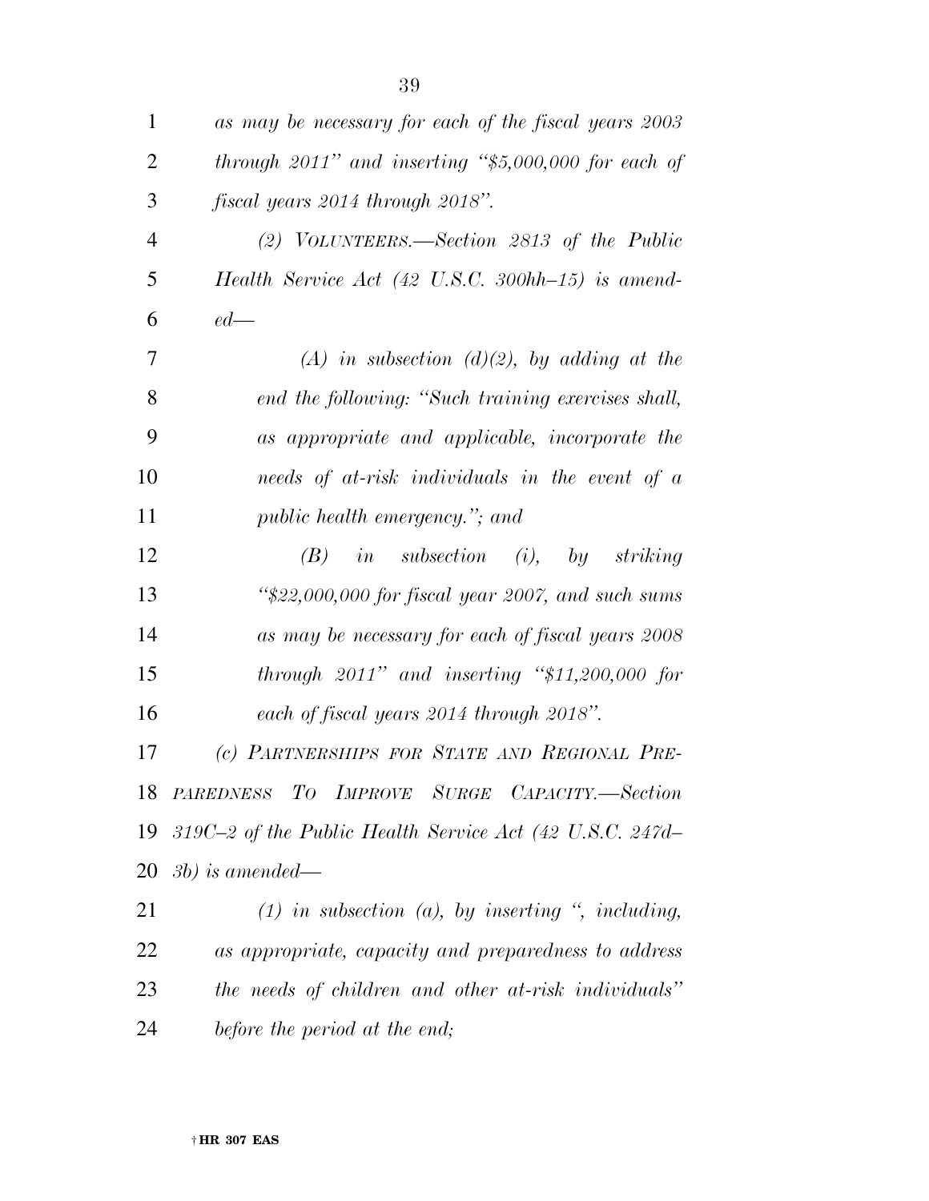*as may be necessary for each of the fiscal years 2003 through 2011'' and inserting "$5,000,000 for each of fiscal years 2014 through 2018''.*

*(2) VOLUNTEERS.—Section 2813 of the Public Health Service Act (42 U.S.C. 300hh–15) is amended—*

*(A) in subsection (d)(2), by adding at the end the following: "Such training exercises shall, as appropriate and applicable, incorporate the needs of at-risk individuals in the event of a public health emergency.''; and*

*(B) in subsection (i), by striking "$22,000,000 for fiscal year 2007, and such sums as may be necessary for each of fiscal years 2008 through 2011'' and inserting "$11,200,000 for each of fiscal years 2014 through 2018''.*

*(c) PARTNERSHIPS FOR STATE AND REGIONAL PREPAREDNESS TO IMPROVE SURGE CAPACITY.—Section 319C–2 of the Public Health Service Act (42 U.S.C. 247d–3b) is amended—*

*(1) in subsection (a), by inserting ", including, as appropriate, capacity and preparedness to address the needs of children and other at-risk individuals'' before the period at the end;*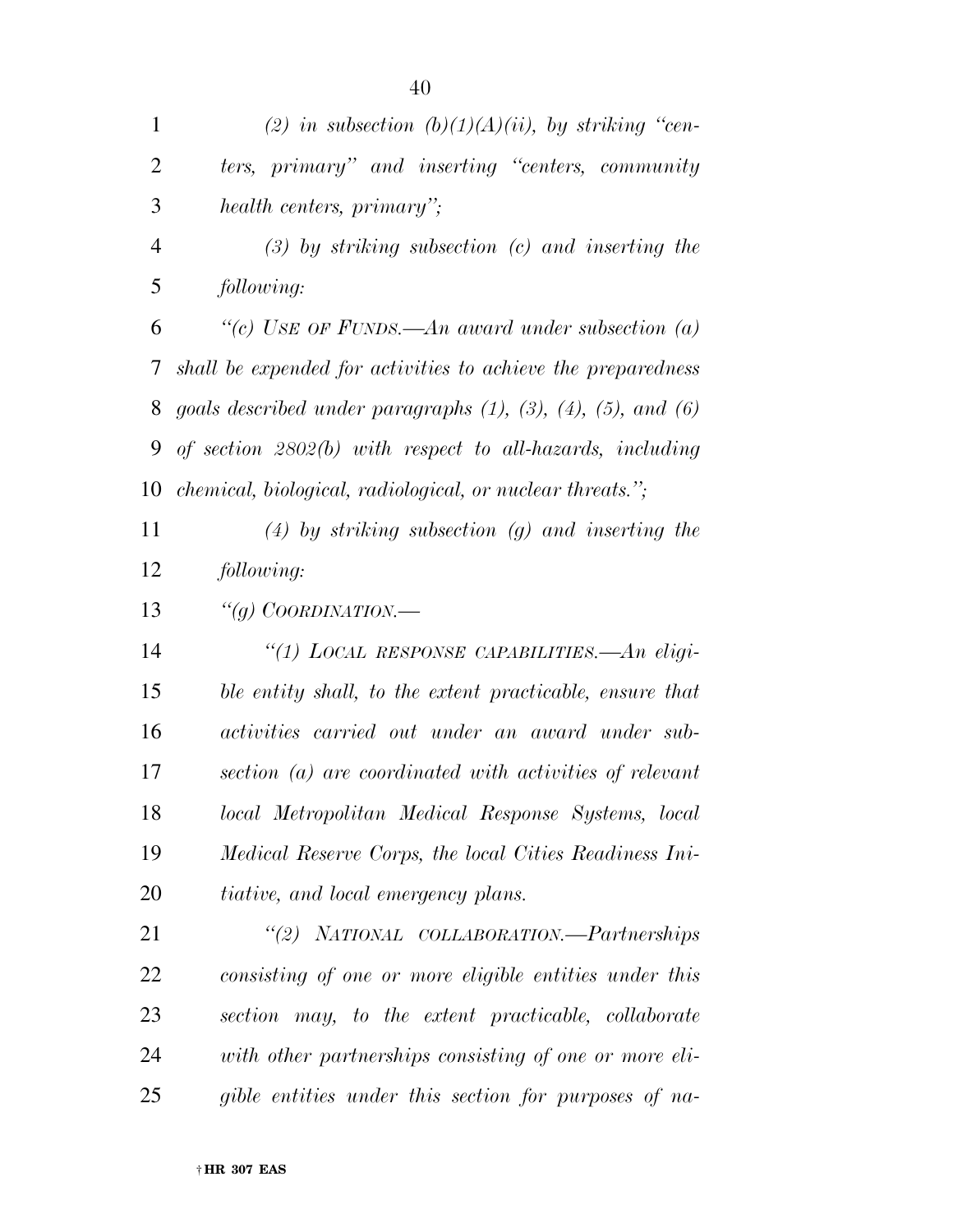*(2) in subsection (b)(1)(A)(ii), by striking "centers, primary" and inserting "centers, community health centers, primary";*

*(3) by striking subsection (c) and inserting the following:*

*"(c) USE OF FUNDS.—An award under subsection (a) shall be expended for activities to achieve the preparedness goals described under paragraphs (1), (3), (4), (5), and (6) of section 2802(b) with respect to all-hazards, including chemical, biological, radiological, or nuclear threats.";*

*(4) by striking subsection (g) and inserting the following:*

*"(g) COORDINATION.—*

*"(1) LOCAL RESPONSE CAPABILITIES.—An eligible entity shall, to the extent practicable, ensure that activities carried out under an award under subsection (a) are coordinated with activities of relevant local Metropolitan Medical Response Systems, local Medical Reserve Corps, the local Cities Readiness Initiative, and local emergency plans.*

*"(2) NATIONAL COLLABORATION.—Partnerships consisting of one or more eligible entities under this section may, to the extent practicable, collaborate with other partnerships consisting of one or more eligible entities under this section for purposes of na-*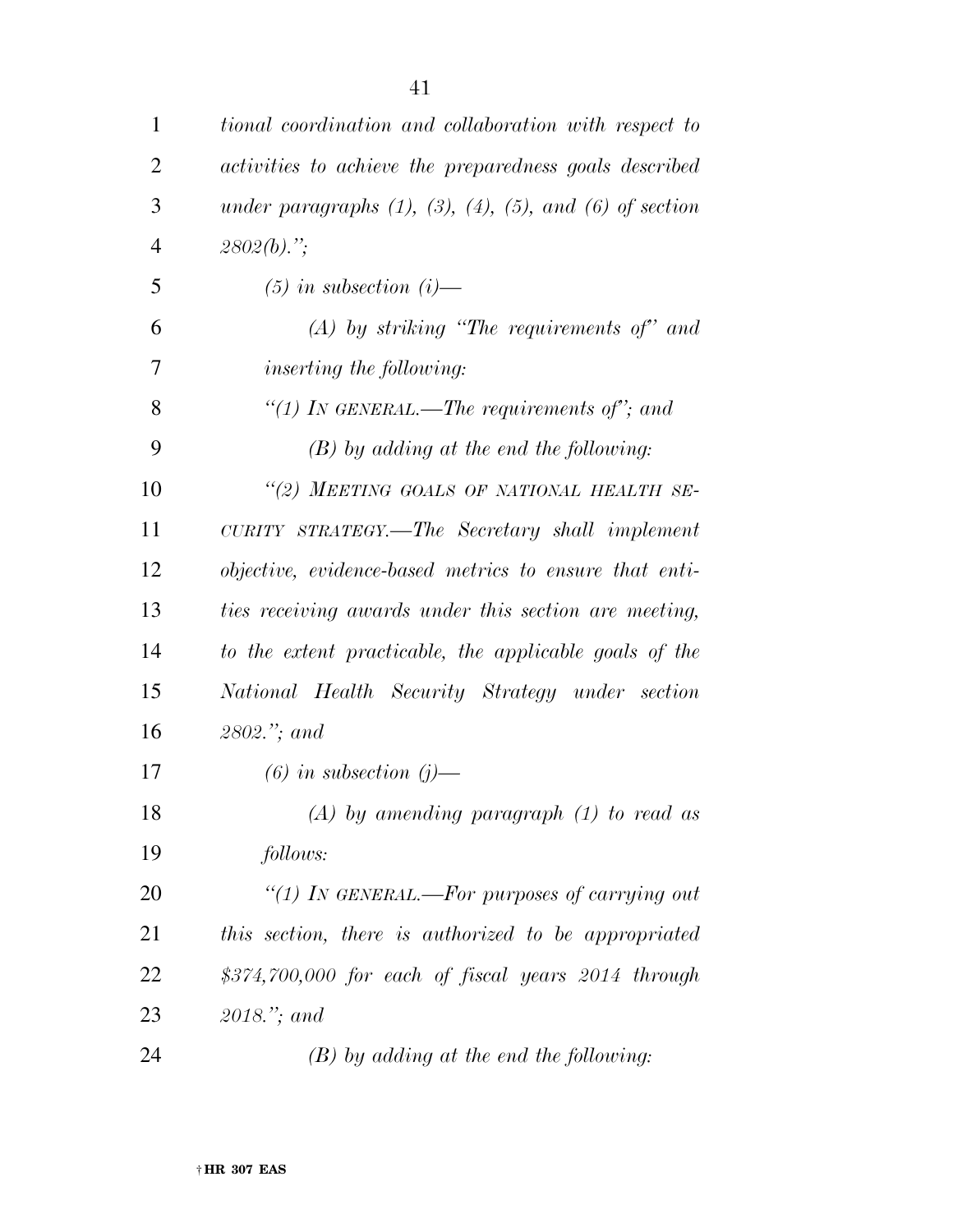*tional coordination and collaboration with respect to activities to achieve the preparedness goals described under paragraphs (1), (3), (4), (5), and (6) of section 2802(b).";*

*(5) in subsection (i)—*

*(A) by striking "The requirements of" and inserting the following:*

*"(1) IN GENERAL.—The requirements of"; and*

*(B) by adding at the end the following:*

*"(2) MEETING GOALS OF NATIONAL HEALTH SECURITY STRATEGY.—The Secretary shall implement objective, evidence-based metrics to ensure that entities receiving awards under this section are meeting, to the extent practicable, the applicable goals of the National Health Security Strategy under section 2802."; and*

*(6) in subsection (j)—*

*(A) by amending paragraph (1) to read as follows:*

*"(1) IN GENERAL.—For purposes of carrying out this section, there is authorized to be appropriated $374,700,000 for each of fiscal years 2014 through 2018."; and*

*(B) by adding at the end the following:*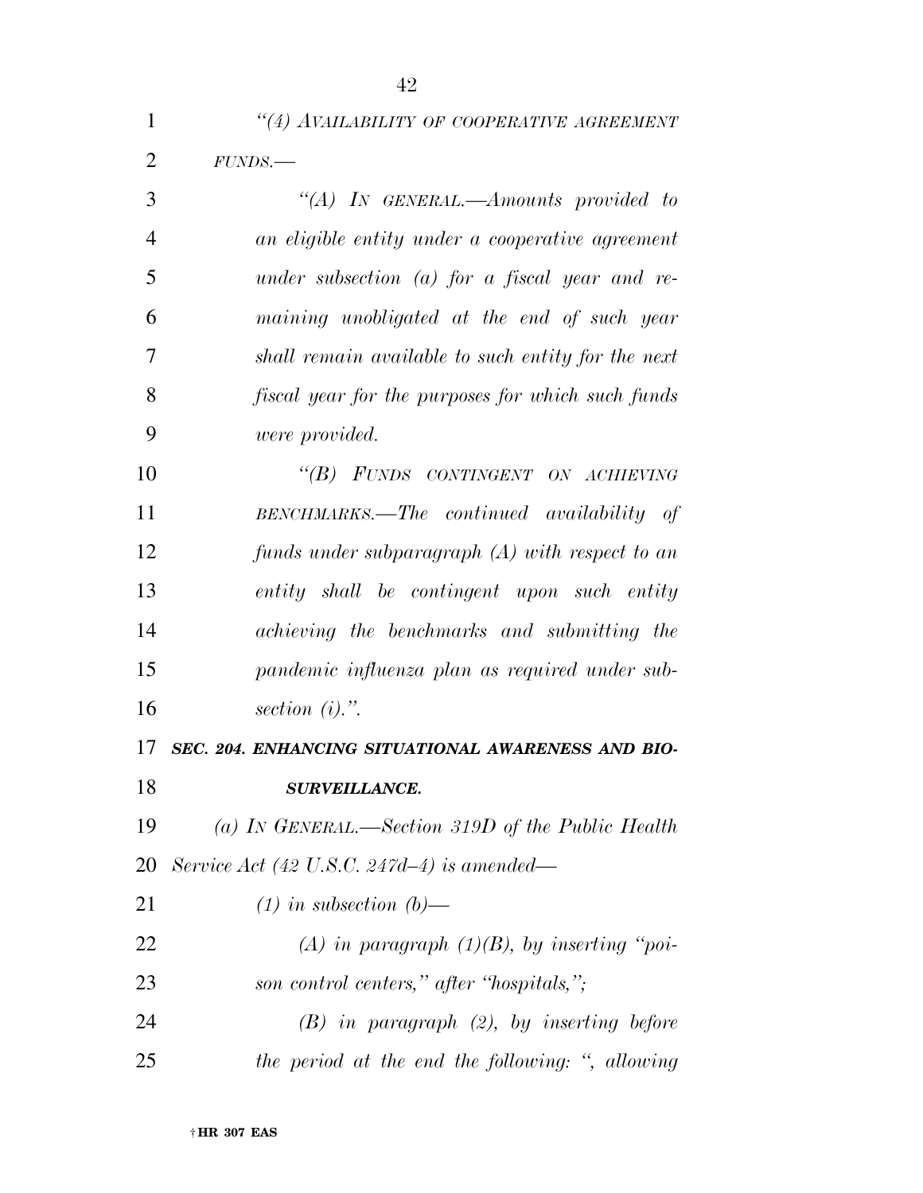*"(4) AVAILABILITY OF COOPERATIVE AGREEMENT FUNDS.—*

*"(A) IN GENERAL.—Amounts provided to an eligible entity under a cooperative agreement under subsection (a) for a fiscal year and remaining unobligated at the end of such year shall remain available to such entity for the next fiscal year for the purposes for which such funds were provided.*

*"(B) FUNDS CONTINGENT ON ACHIEVING BENCHMARKS.—The continued availability of funds under subparagraph (A) with respect to an entity shall be contingent upon such entity achieving the benchmarks and submitting the pandemic influenza plan as required under subsection (i).".*

***SEC. 204. ENHANCING SITUATIONAL AWARENESS AND BIOSURVEILLANCE.***

*(a) IN GENERAL.—Section 319D of the Public Health Service Act (42 U.S.C. 247d–4) is amended—*

*(1) in subsection (b)—*

*(A) in paragraph (1)(B), by inserting "poison control centers," after "hospitals,";*

*(B) in paragraph (2), by inserting before the period at the end the following: ", allowing*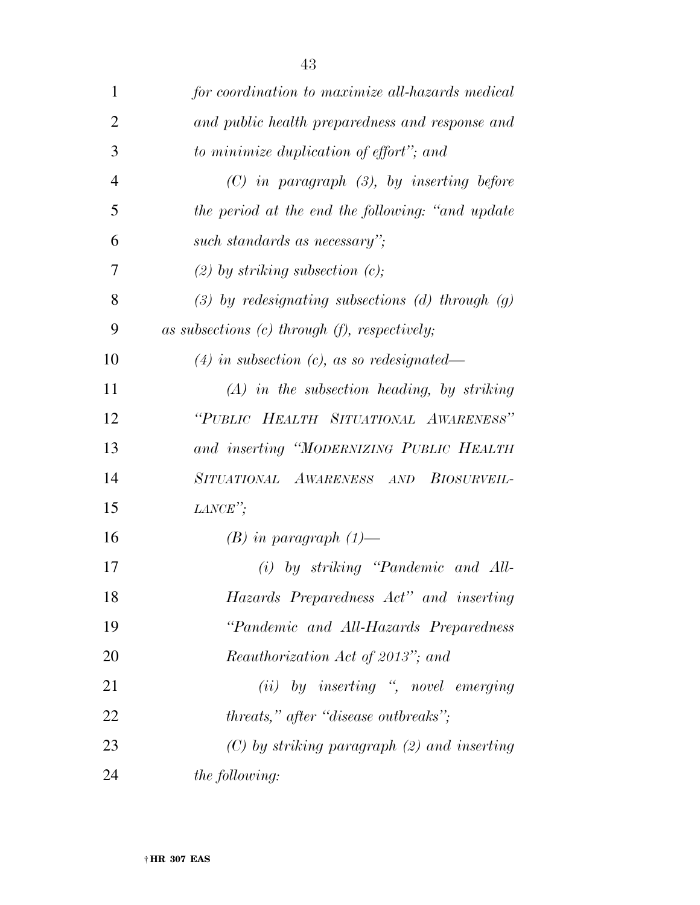*for coordination to maximize all-hazards medical and public health preparedness and response and to minimize duplication of effort''; and*

*(C) in paragraph (3), by inserting before the period at the end the following: ''and update such standards as necessary'';*

*(2) by striking subsection (c);*

*(3) by redesignating subsections (d) through (g) as subsections (c) through (f), respectively;*

*(4) in subsection (c), as so redesignated—*

*(A) in the subsection heading, by striking ''PUBLIC HEALTH SITUATIONAL AWARENESS'' and inserting ''MODERNIZING PUBLIC HEALTH SITUATIONAL AWARENESS AND BIOSURVEILLANCE'';*

*(B) in paragraph (1)—*

*(i) by striking ''Pandemic and All-Hazards Preparedness Act'' and inserting ''Pandemic and All-Hazards Preparedness Reauthorization Act of 2013''; and*

*(ii) by inserting '', novel emerging threats,'' after ''disease outbreaks'';*

*(C) by striking paragraph (2) and inserting the following:*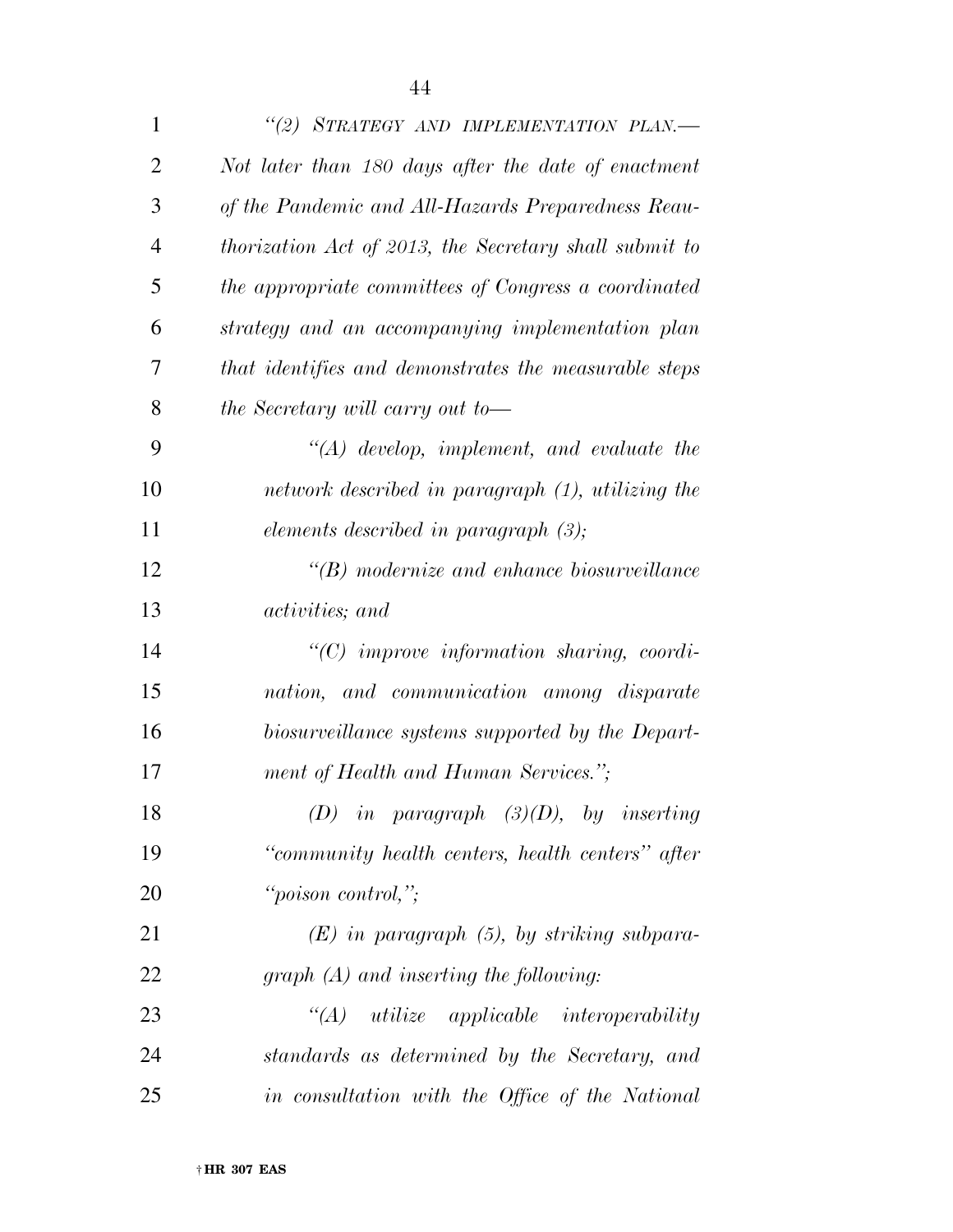*"(2) STRATEGY AND IMPLEMENTATION PLAN.— Not later than 180 days after the date of enactment of the Pandemic and All-Hazards Preparedness Reauthorization Act of 2013, the Secretary shall submit to the appropriate committees of Congress a coordinated strategy and an accompanying implementation plan that identifies and demonstrates the measurable steps the Secretary will carry out to—*

*"(A) develop, implement, and evaluate the network described in paragraph (1), utilizing the elements described in paragraph (3);*

*"(B) modernize and enhance biosurveillance activities; and*

*"(C) improve information sharing, coordination, and communication among disparate biosurveillance systems supported by the Department of Health and Human Services.";*

*(D) in paragraph (3)(D), by inserting "community health centers, health centers" after "poison control,";*

*(E) in paragraph (5), by striking subparagraph (A) and inserting the following:*

*"(A) utilize applicable interoperability standards as determined by the Secretary, and in consultation with the Office of the National*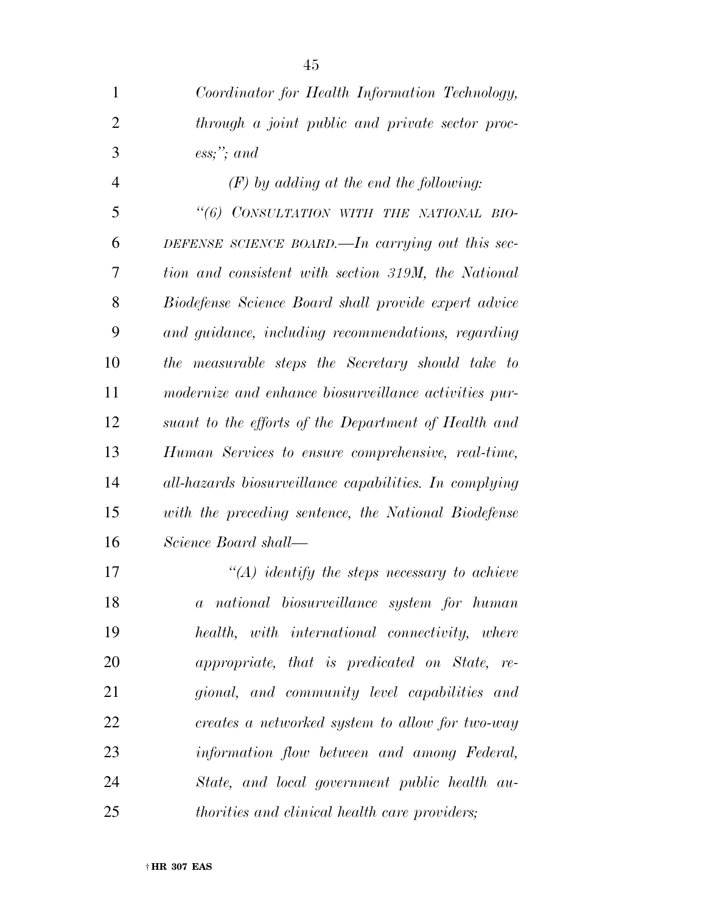*Coordinator for Health Information Technology, through a joint public and private sector process;''; and*

*(F) by adding at the end the following:*

*''(6) CONSULTATION WITH THE NATIONAL BIODEFENSE SCIENCE BOARD.—In carrying out this section and consistent with section 319M, the National Biodefense Science Board shall provide expert advice and guidance, including recommendations, regarding the measurable steps the Secretary should take to modernize and enhance biosurveillance activities pursuant to the efforts of the Department of Health and Human Services to ensure comprehensive, real-time, all-hazards biosurveillance capabilities. In complying with the preceding sentence, the National Biodefense Science Board shall—*

*''(A) identify the steps necessary to achieve a national biosurveillance system for human health, with international connectivity, where appropriate, that is predicated on State, regional, and community level capabilities and creates a networked system to allow for two-way information flow between and among Federal, State, and local government public health authorities and clinical health care providers;*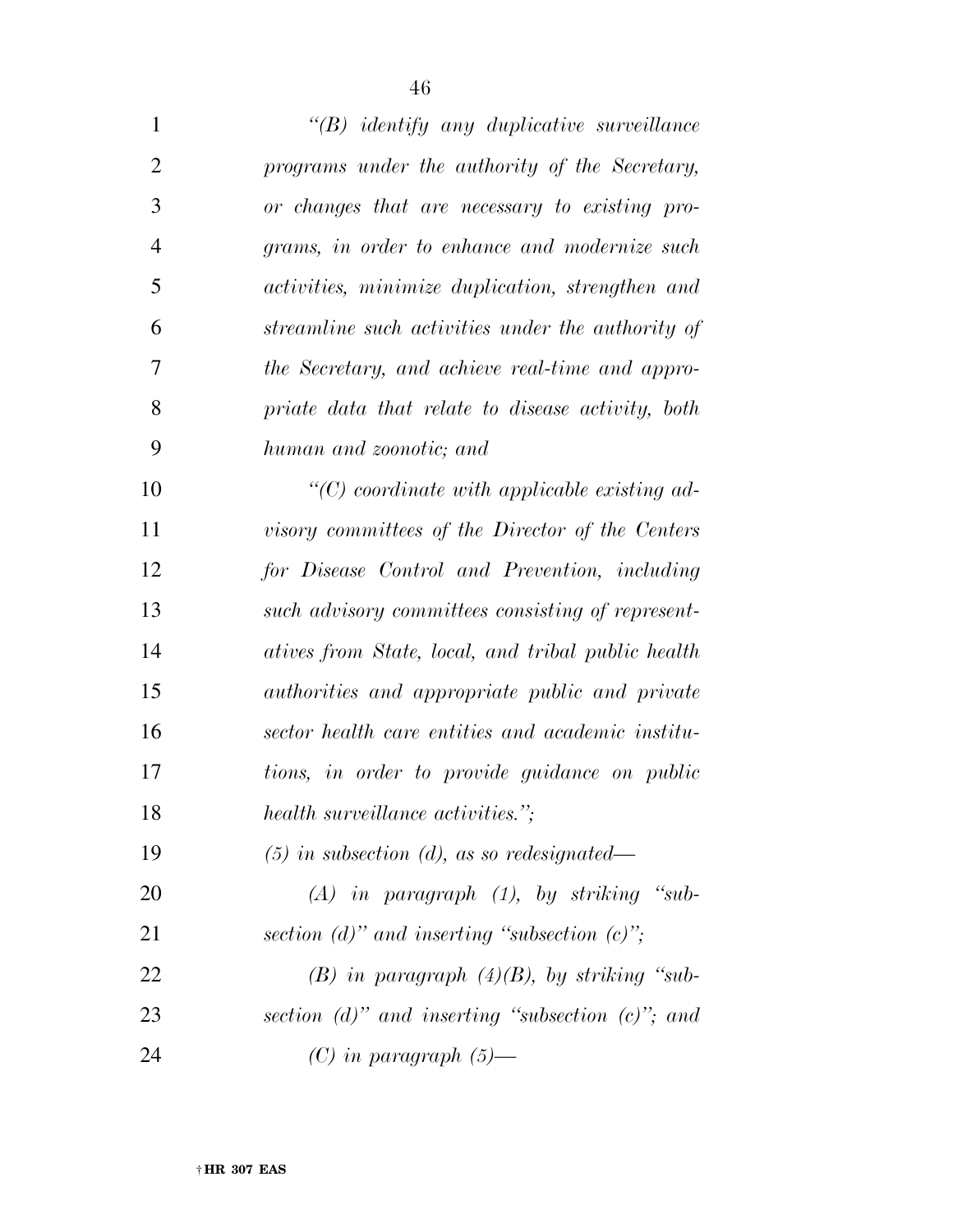*"(B) identify any duplicative surveillance programs under the authority of the Secretary, or changes that are necessary to existing programs, in order to enhance and modernize such activities, minimize duplication, strengthen and streamline such activities under the authority of the Secretary, and achieve real-time and appropriate data that relate to disease activity, both human and zoonotic; and*

*"(C) coordinate with applicable existing advisory committees of the Director of the Centers for Disease Control and Prevention, including such advisory committees consisting of representatives from State, local, and tribal public health authorities and appropriate public and private sector health care entities and academic institutions, in order to provide guidance on public health surveillance activities.";*

*(5) in subsection (d), as so redesignated—*

*(A) in paragraph (1), by striking "subsection (d)" and inserting "subsection (c)";*

*(B) in paragraph (4)(B), by striking "subsection (d)" and inserting "subsection (c)"; and*

*(C) in paragraph (5)—*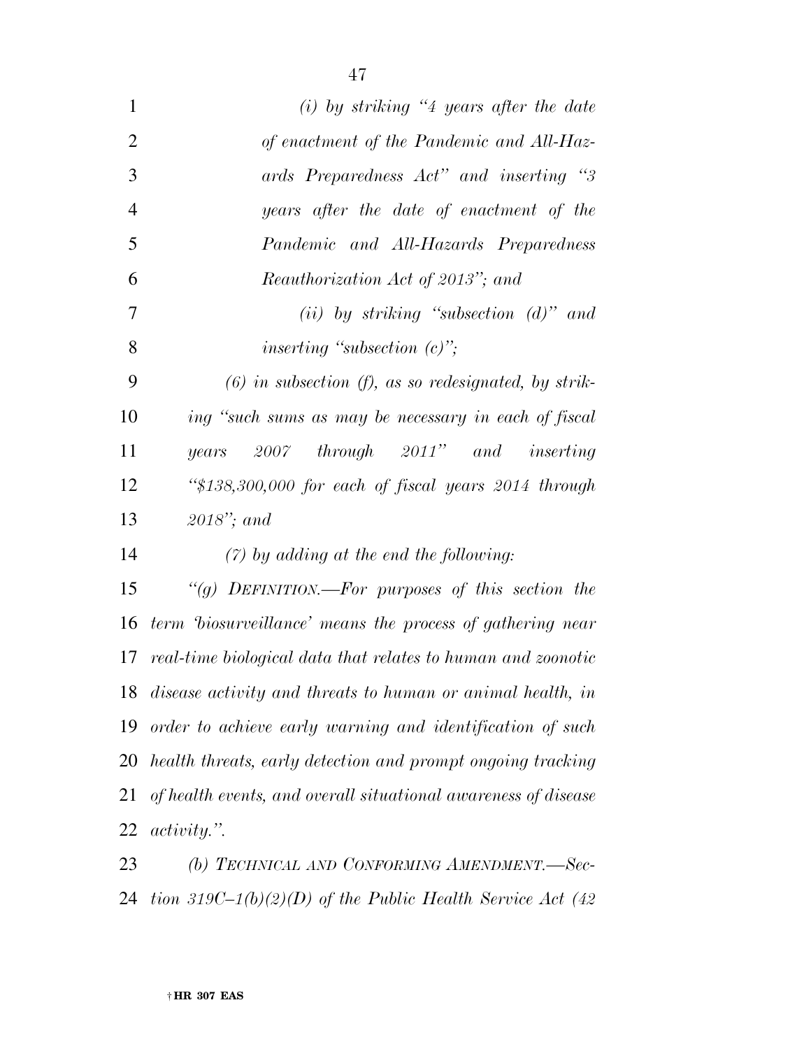*(i) by striking "4 years after the date of enactment of the Pandemic and All-Hazards Preparedness Act" and inserting "3 years after the date of enactment of the Pandemic and All-Hazards Preparedness Reauthorization Act of 2013"; and*

*(ii) by striking "subsection (d)" and inserting "subsection (c)";*

*(6) in subsection (f), as so redesignated, by striking "such sums as may be necessary in each of fiscal years 2007 through 2011" and inserting "$138,300,000 for each of fiscal years 2014 through 2018"; and*

*(7) by adding at the end the following:*

*"(g) DEFINITION.—For purposes of this section the term 'biosurveillance' means the process of gathering near real-time biological data that relates to human and zoonotic disease activity and threats to human or animal health, in order to achieve early warning and identification of such health threats, early detection and prompt ongoing tracking of health events, and overall situational awareness of disease activity.".*

*(b) TECHNICAL AND CONFORMING AMENDMENT.—Section 319C–1(b)(2)(D) of the Public Health Service Act (42*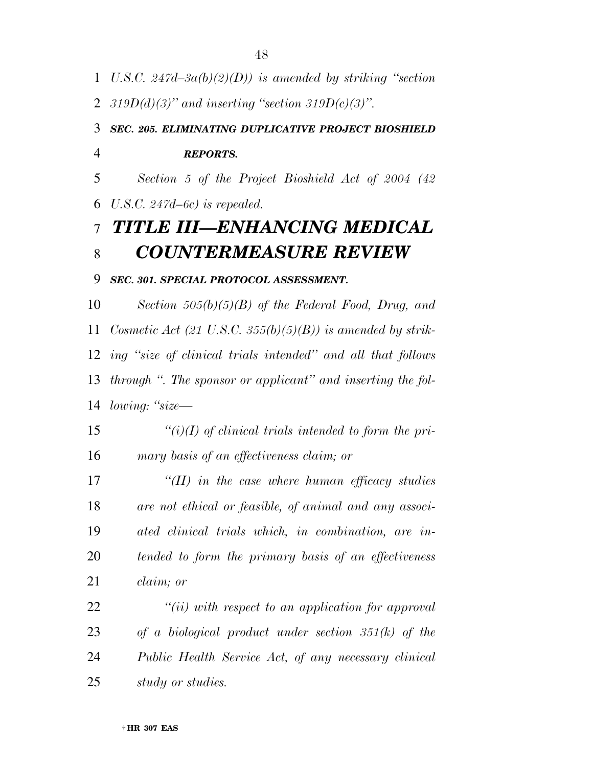*U.S.C. 247d–3a(b)(2)(D)) is amended by striking "section 319D(d)(3)" and inserting "section 319D(c)(3)".*

***SEC. 205. ELIMINATING DUPLICATIVE PROJECT BIOSHIELD REPORTS.***

*Section 5 of the Project Bioshield Act of 2004 (42 U.S.C. 247d–6c) is repealed.*

# ***TITLE III—ENHANCING MEDICAL COUNTERMEASURE REVIEW***

***SEC. 301. SPECIAL PROTOCOL ASSESSMENT.***

*Section 505(b)(5)(B) of the Federal Food, Drug, and Cosmetic Act (21 U.S.C. 355(b)(5)(B)) is amended by striking "size of clinical trials intended" and all that follows through ". The sponsor or applicant" and inserting the following: "size—*

*"(i)(I) of clinical trials intended to form the primary basis of an effectiveness claim; or*

*"(II) in the case where human efficacy studies are not ethical or feasible, of animal and any associated clinical trials which, in combination, are intended to form the primary basis of an effectiveness claim; or*

*"(ii) with respect to an application for approval of a biological product under section 351(k) of the Public Health Service Act, of any necessary clinical study or studies.*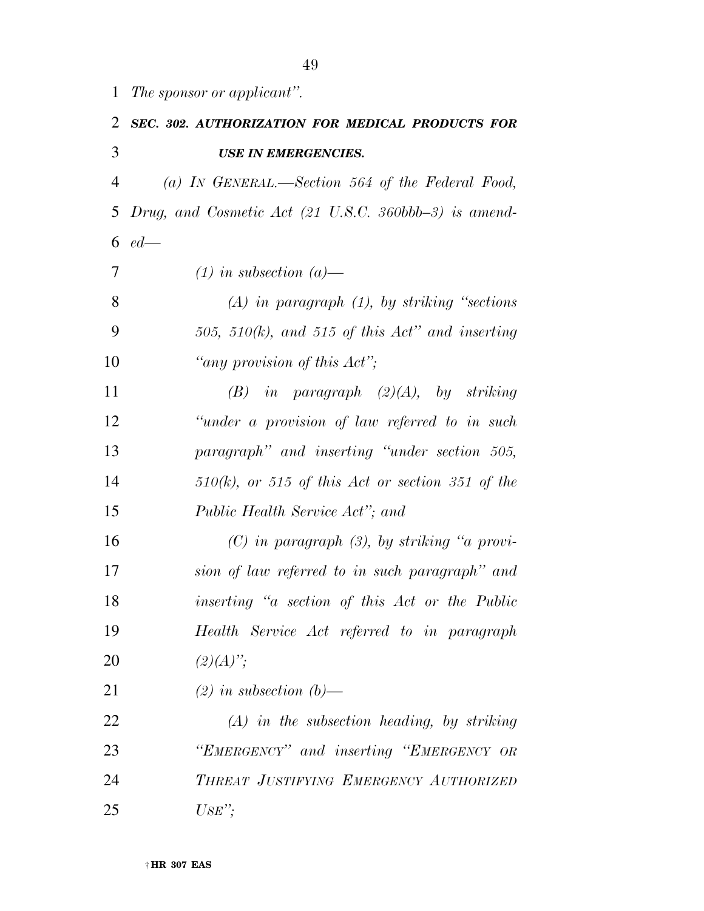*The sponsor or applicant''.*

***SEC. 302. AUTHORIZATION FOR MEDICAL PRODUCTS FOR USE IN EMERGENCIES.***

*(a) IN GENERAL.—Section 564 of the Federal Food, Drug, and Cosmetic Act (21 U.S.C. 360bbb–3) is amended—*

*(1) in subsection (a)—*

*(A) in paragraph (1), by striking ''sections 505, 510(k), and 515 of this Act'' and inserting ''any provision of this Act'';*

*(B) in paragraph (2)(A), by striking ''under a provision of law referred to in such paragraph'' and inserting ''under section 505, 510(k), or 515 of this Act or section 351 of the Public Health Service Act''; and*

*(C) in paragraph (3), by striking ''a provision of law referred to in such paragraph'' and inserting ''a section of this Act or the Public Health Service Act referred to in paragraph (2)(A)'';*

*(2) in subsection (b)—*

*(A) in the subsection heading, by striking ''EMERGENCY'' and inserting ''EMERGENCY OR THREAT JUSTIFYING EMERGENCY AUTHORIZED USE'';*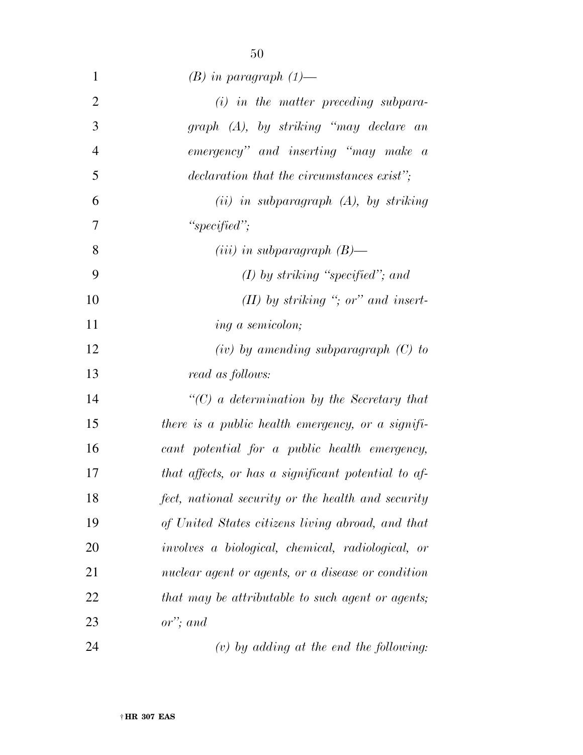*(B) in paragraph (1)—*

*(i) in the matter preceding subparagraph (A), by striking "may declare an emergency" and inserting "may make a declaration that the circumstances exist";*

*(ii) in subparagraph (A), by striking "specified";*

*(iii) in subparagraph (B)—*

*(I) by striking "specified"; and*

*(II) by striking "; or" and inserting a semicolon;*

*(iv) by amending subparagraph (C) to read as follows:*

*"(C) a determination by the Secretary that there is a public health emergency, or a significant potential for a public health emergency, that affects, or has a significant potential to affect, national security or the health and security of United States citizens living abroad, and that involves a biological, chemical, radiological, or nuclear agent or agents, or a disease or condition that may be attributable to such agent or agents; or"; and*

*(v) by adding at the end the following:*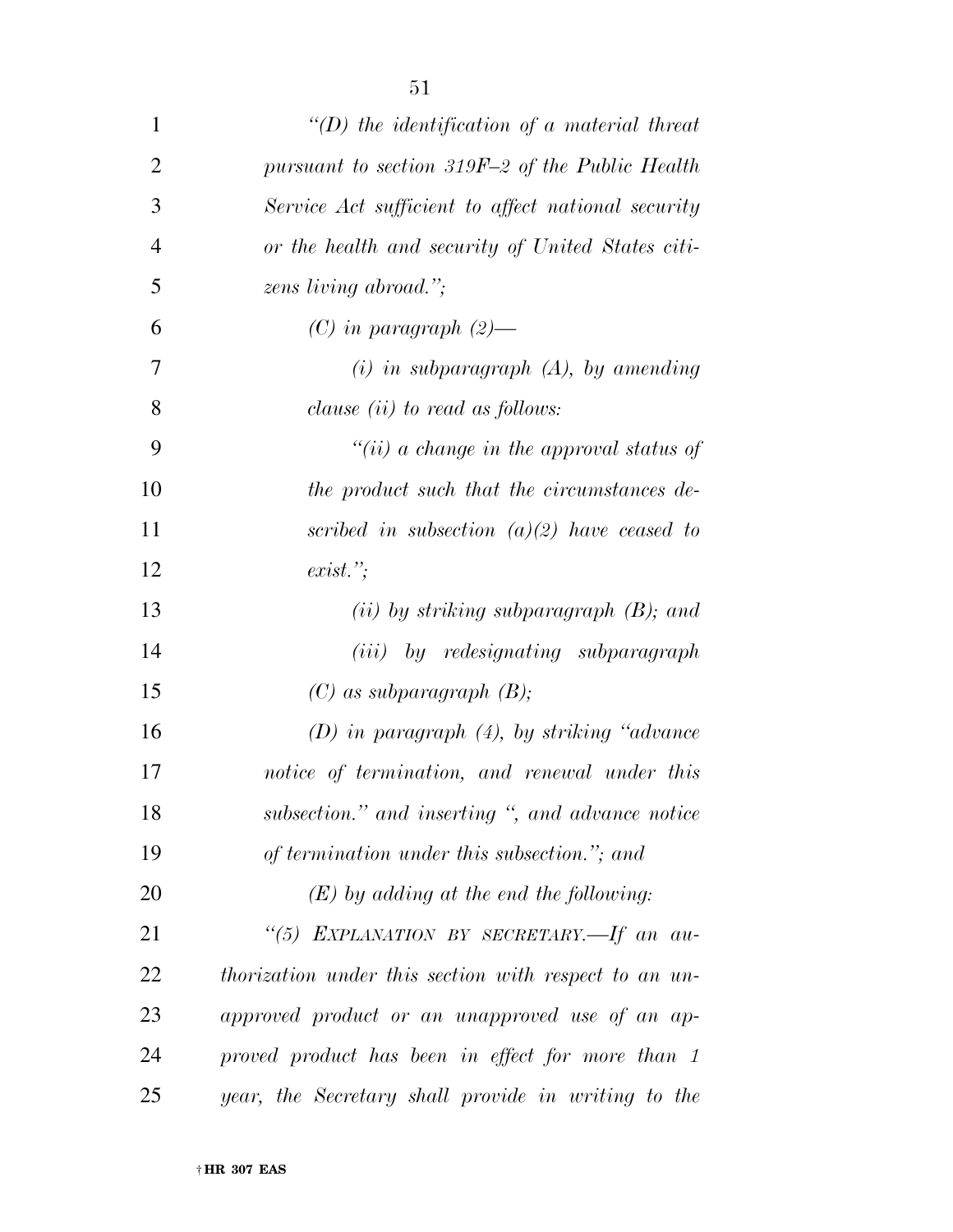*"(D) the identification of a material threat pursuant to section 319F–2 of the Public Health Service Act sufficient to affect national security or the health and security of United States citizens living abroad.";*

*(C) in paragraph (2)—*

*(i) in subparagraph (A), by amending clause (ii) to read as follows:*

*"(ii) a change in the approval status of the product such that the circumstances described in subsection (a)(2) have ceased to exist.";*

*(ii) by striking subparagraph (B); and*

*(iii) by redesignating subparagraph (C) as subparagraph (B);*

*(D) in paragraph (4), by striking "advance notice of termination, and renewal under this subsection." and inserting ", and advance notice of termination under this subsection."; and*

*(E) by adding at the end the following:*

*"(5) EXPLANATION BY SECRETARY.—If an authorization under this section with respect to an unapproved product or an unapproved use of an approved product has been in effect for more than 1 year, the Secretary shall provide in writing to the*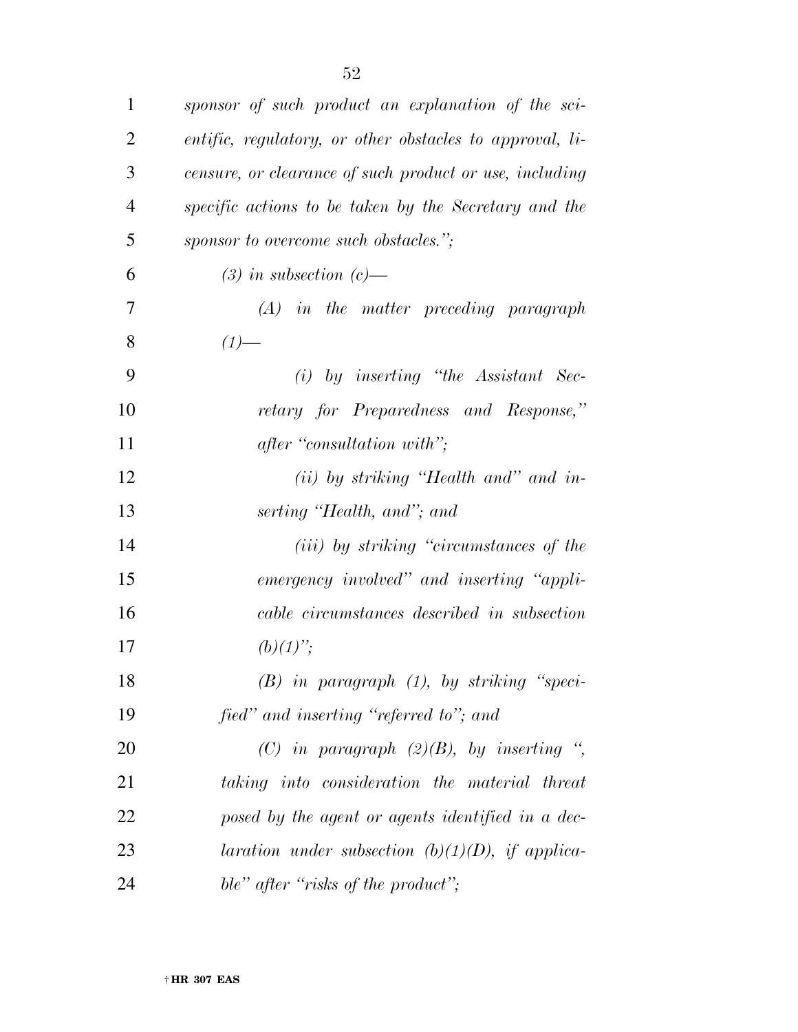*sponsor of such product an explanation of the scientific, regulatory, or other obstacles to approval, licensure, or clearance of such product or use, including specific actions to be taken by the Secretary and the sponsor to overcome such obstacles.";*

*(3) in subsection (c)—*

*(A) in the matter preceding paragraph (1)—*

*(i) by inserting "the Assistant Secretary for Preparedness and Response," after "consultation with";*

*(ii) by striking "Health and" and inserting "Health, and"; and*

*(iii) by striking "circumstances of the emergency involved" and inserting "applicable circumstances described in subsection (b)(1)";*

*(B) in paragraph (1), by striking "specified" and inserting "referred to"; and*

*(C) in paragraph (2)(B), by inserting ", taking into consideration the material threat posed by the agent or agents identified in a declaration under subsection (b)(1)(D), if applicable" after "risks of the product";*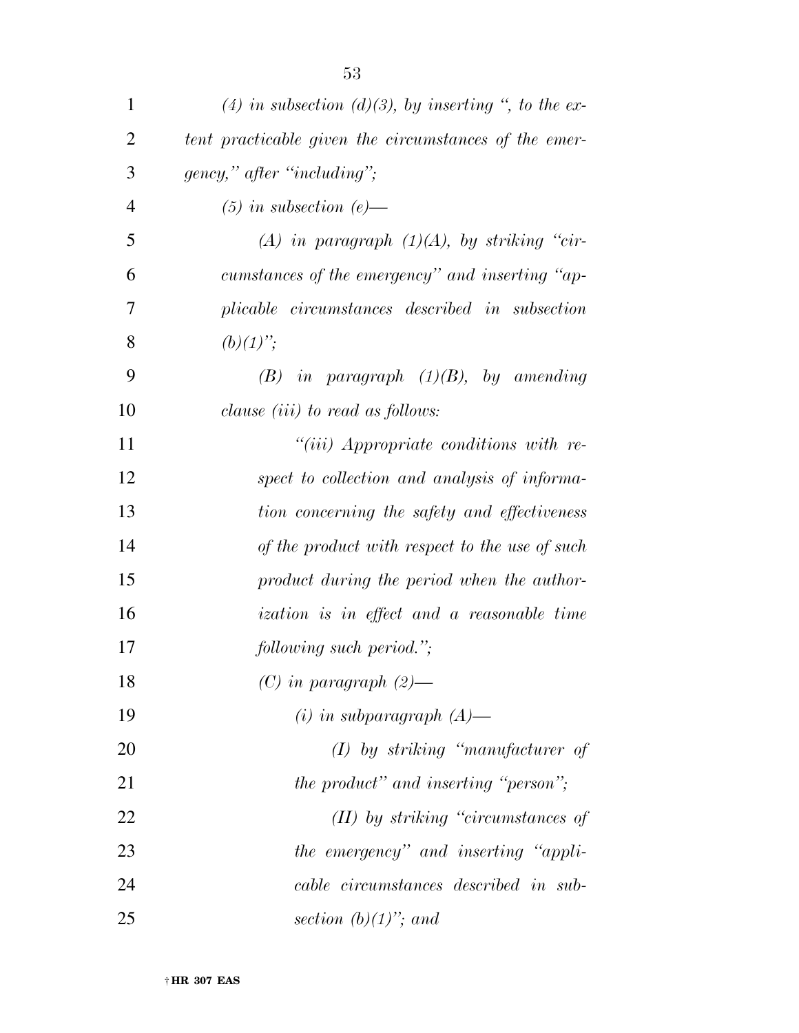*(4) in subsection (d)(3), by inserting ", to the extent practicable given the circumstances of the emergency," after "including";*

*(5) in subsection (e)—*

*(A) in paragraph (1)(A), by striking "circumstances of the emergency" and inserting "applicable circumstances described in subsection (b)(1)";*

*(B) in paragraph (1)(B), by amending clause (iii) to read as follows:*

*"(iii) Appropriate conditions with respect to collection and analysis of information concerning the safety and effectiveness of the product with respect to the use of such product during the period when the authorization is in effect and a reasonable time following such period.";*

*(C) in paragraph (2)—*

*(i) in subparagraph (A)—*

*(I) by striking "manufacturer of the product" and inserting "person";*

*(II) by striking "circumstances of the emergency" and inserting "applicable circumstances described in subsection (b)(1)"; and*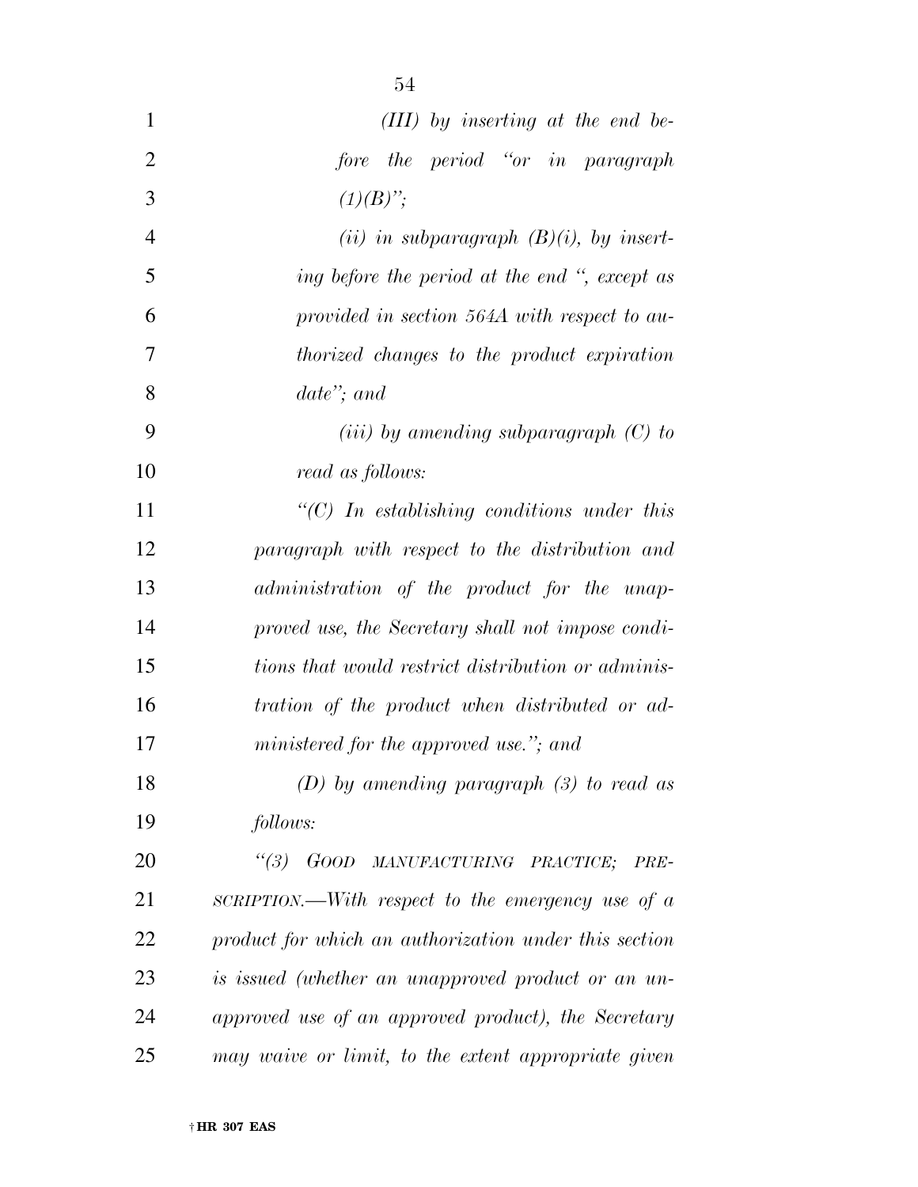*(III) by inserting at the end before the period "or in paragraph (1)(B)";*

*(ii) in subparagraph (B)(i), by inserting before the period at the end ", except as provided in section 564A with respect to authorized changes to the product expiration date"; and*

*(iii) by amending subparagraph (C) to read as follows:*

*"(C) In establishing conditions under this paragraph with respect to the distribution and administration of the product for the unapproved use, the Secretary shall not impose conditions that would restrict distribution or administration of the product when distributed or administered for the approved use."; and*

*(D) by amending paragraph (3) to read as follows:*

*"(3) GOOD MANUFACTURING PRACTICE; PRESCRIPTION.—With respect to the emergency use of a product for which an authorization under this section is issued (whether an unapproved product or an unapproved use of an approved product), the Secretary may waive or limit, to the extent appropriate given*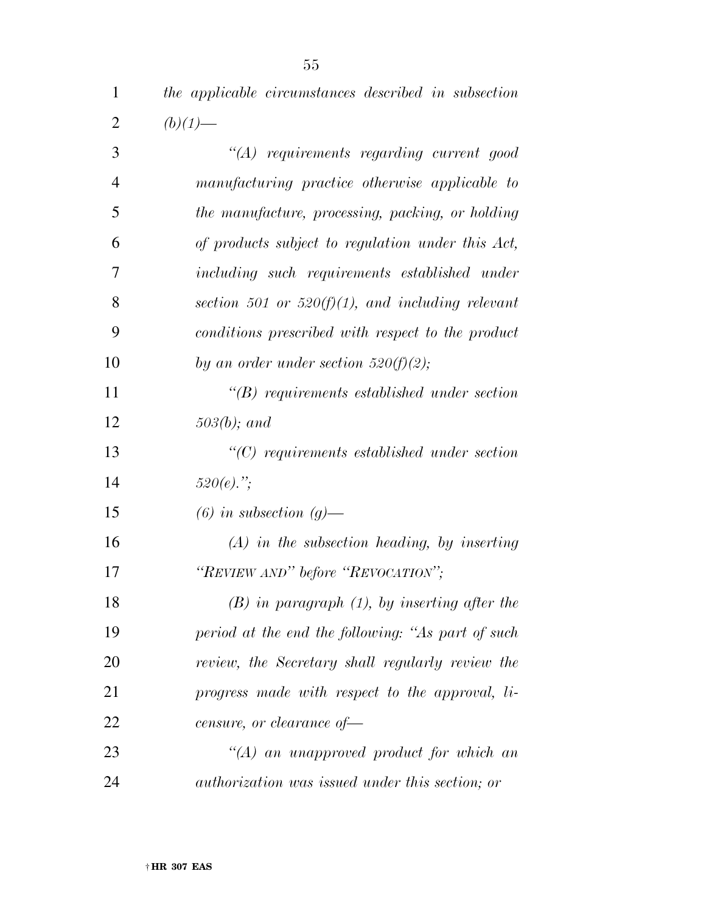*the applicable circumstances described in subsection (b)(1)—*

*''(A) requirements regarding current good manufacturing practice otherwise applicable to the manufacture, processing, packing, or holding of products subject to regulation under this Act, including such requirements established under section 501 or 520(f)(1), and including relevant conditions prescribed with respect to the product by an order under section 520(f)(2);*

*''(B) requirements established under section 503(b); and*

*''(C) requirements established under section 520(e).'';*

*(6) in subsection (g)—*

*(A) in the subsection heading, by inserting ''REVIEW AND'' before ''REVOCATION'';*

*(B) in paragraph (1), by inserting after the period at the end the following: ''As part of such review, the Secretary shall regularly review the progress made with respect to the approval, licensure, or clearance of—*

*''(A) an unapproved product for which an authorization was issued under this section; or*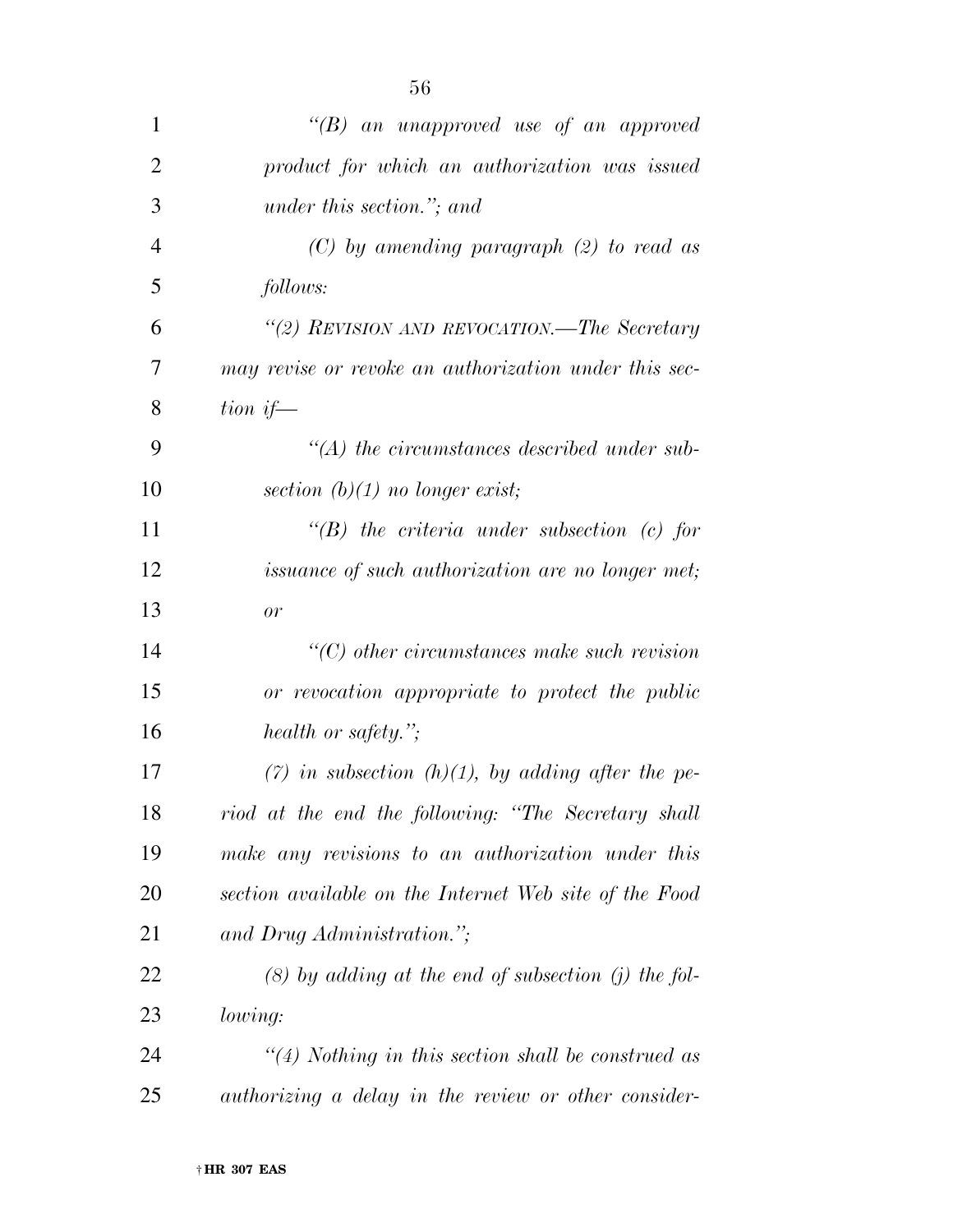*"(B) an unapproved use of an approved product for which an authorization was issued under this section."; and*

*(C) by amending paragraph (2) to read as follows:*

*"(2) REVISION AND REVOCATION.—The Secretary may revise or revoke an authorization under this section if—*

*"(A) the circumstances described under subsection (b)(1) no longer exist;*

*"(B) the criteria under subsection (c) for issuance of such authorization are no longer met; or*

*"(C) other circumstances make such revision or revocation appropriate to protect the public health or safety.";*

*(7) in subsection (h)(1), by adding after the period at the end the following: "The Secretary shall make any revisions to an authorization under this section available on the Internet Web site of the Food and Drug Administration.";*

*(8) by adding at the end of subsection (j) the following:*

*"(4) Nothing in this section shall be construed as authorizing a delay in the review or other consider-*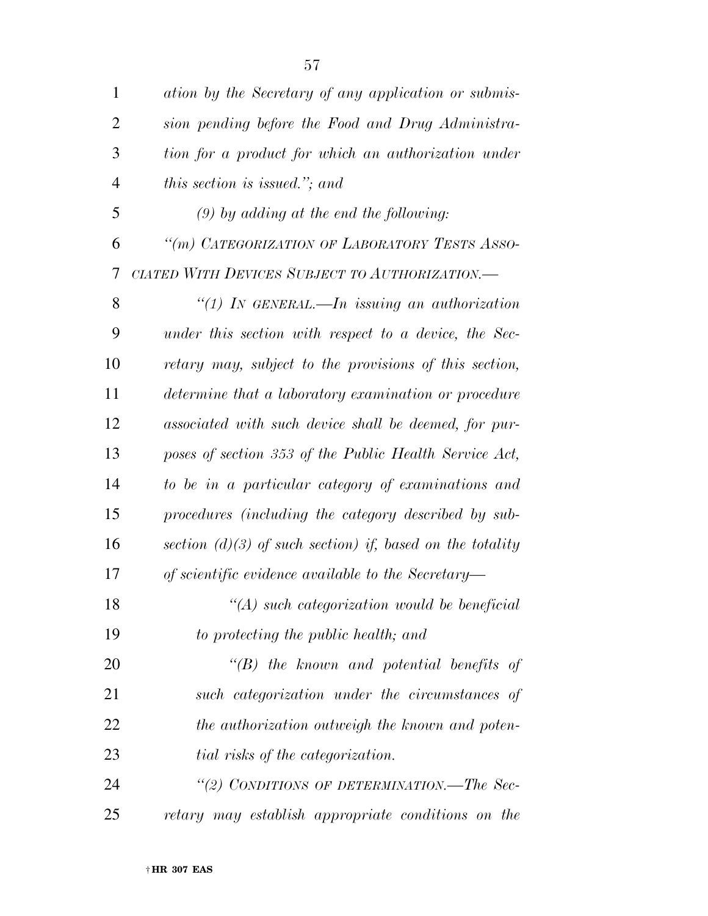*ation by the Secretary of any application or submission pending before the Food and Drug Administration for a product for which an authorization under this section is issued.''; and*

*(9) by adding at the end the following:*

*''(m) CATEGORIZATION OF LABORATORY TESTS ASSOCIATED WITH DEVICES SUBJECT TO AUTHORIZATION.—*

*''(1) IN GENERAL.—In issuing an authorization under this section with respect to a device, the Secretary may, subject to the provisions of this section, determine that a laboratory examination or procedure associated with such device shall be deemed, for purposes of section 353 of the Public Health Service Act, to be in a particular category of examinations and procedures (including the category described by subsection (d)(3) of such section) if, based on the totality of scientific evidence available to the Secretary—*

*''(A) such categorization would be beneficial to protecting the public health; and*

*''(B) the known and potential benefits of such categorization under the circumstances of the authorization outweigh the known and potential risks of the categorization.*

*''(2) CONDITIONS OF DETERMINATION.—The Secretary may establish appropriate conditions on the*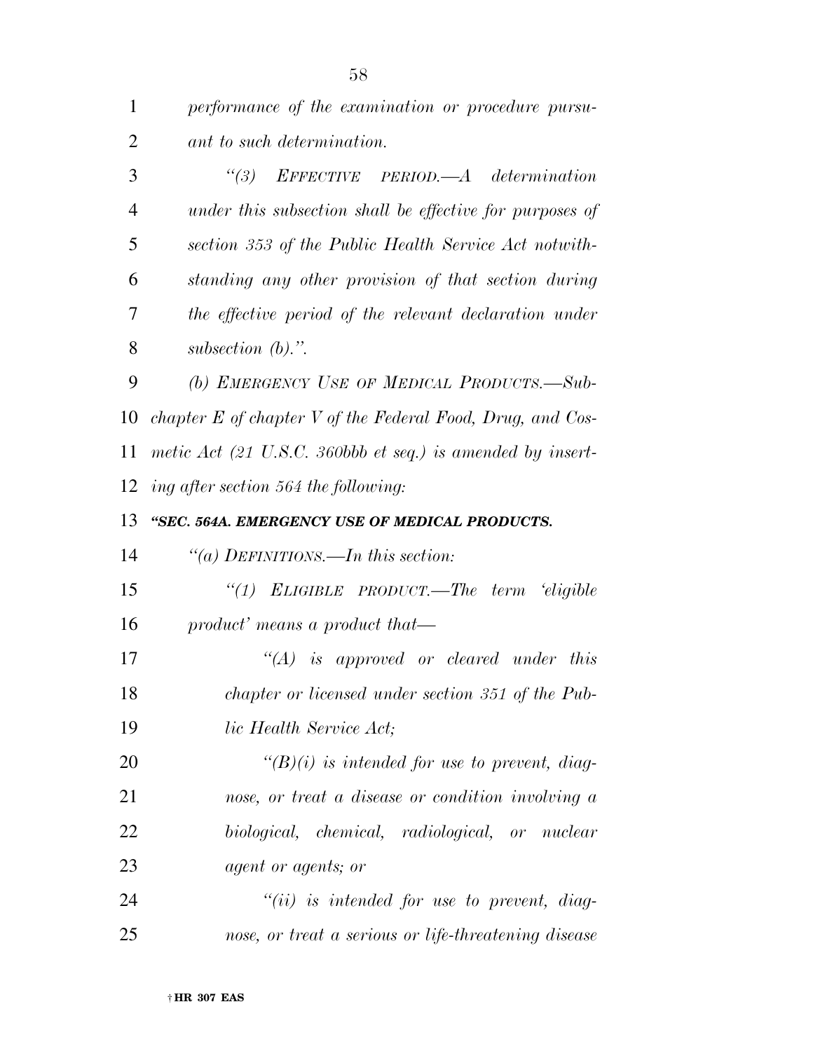*performance of the examination or procedure pursuant to such determination.*

*"(3) EFFECTIVE PERIOD.—A determination under this subsection shall be effective for purposes of section 353 of the Public Health Service Act notwithstanding any other provision of that section during the effective period of the relevant declaration under subsection (b).".*

*(b) EMERGENCY USE OF MEDICAL PRODUCTS.—Subchapter E of chapter V of the Federal Food, Drug, and Cosmetic Act (21 U.S.C. 360bbb et seq.) is amended by inserting after section 564 the following:*

***"SEC. 564A. EMERGENCY USE OF MEDICAL PRODUCTS.***

*"(a) DEFINITIONS.—In this section:*

*"(1) ELIGIBLE PRODUCT.—The term 'eligible product' means a product that—*

*"(A) is approved or cleared under this chapter or licensed under section 351 of the Public Health Service Act;*

*"(B)(i) is intended for use to prevent, diagnose, or treat a disease or condition involving a biological, chemical, radiological, or nuclear agent or agents; or*

*"(ii) is intended for use to prevent, diagnose, or treat a serious or life-threatening disease*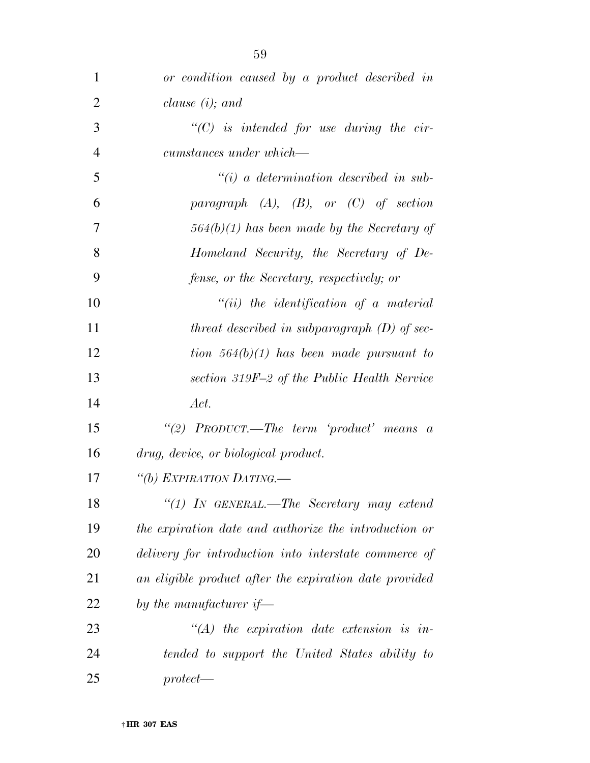*or condition caused by a product described in clause (i); and*

*"(C) is intended for use during the circumstances under which—*

*"(i) a determination described in subparagraph (A), (B), or (C) of section 564(b)(1) has been made by the Secretary of Homeland Security, the Secretary of Defense, or the Secretary, respectively; or*

*"(ii) the identification of a material threat described in subparagraph (D) of section 564(b)(1) has been made pursuant to section 319F–2 of the Public Health Service Act.*

*"(2) PRODUCT.—The term 'product' means a drug, device, or biological product.*

*"(b) EXPIRATION DATING.—*

*"(1) IN GENERAL.—The Secretary may extend the expiration date and authorize the introduction or delivery for introduction into interstate commerce of an eligible product after the expiration date provided by the manufacturer if—*

*"(A) the expiration date extension is intended to support the United States ability to protect—*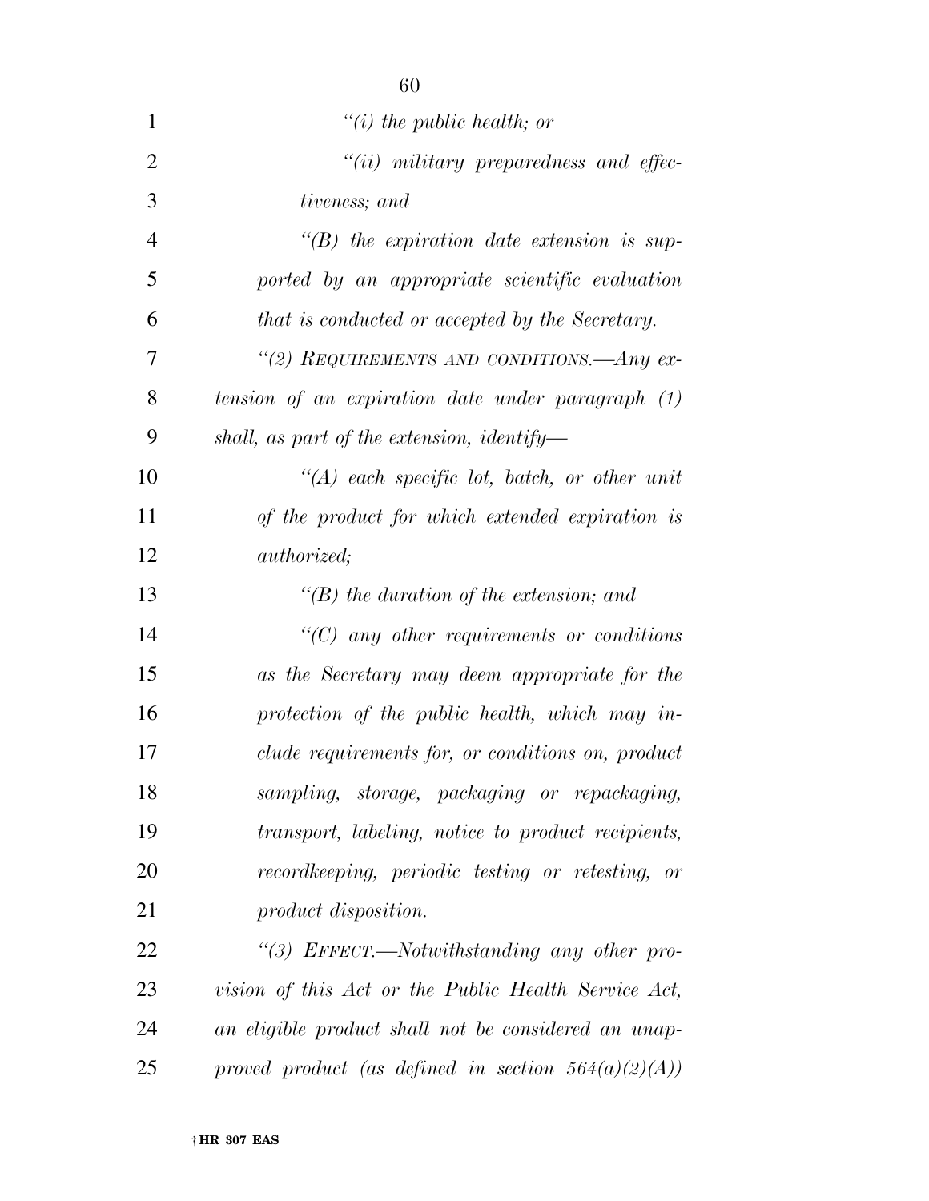*"(i) the public health; or*

*"(ii) military preparedness and effectiveness; and*

*"(B) the expiration date extension is supported by an appropriate scientific evaluation that is conducted or accepted by the Secretary.*

*"(2) REQUIREMENTS AND CONDITIONS.—Any extension of an expiration date under paragraph (1) shall, as part of the extension, identify—*

*"(A) each specific lot, batch, or other unit of the product for which extended expiration is authorized;*

*"(B) the duration of the extension; and*

*"(C) any other requirements or conditions as the Secretary may deem appropriate for the protection of the public health, which may include requirements for, or conditions on, product sampling, storage, packaging or repackaging, transport, labeling, notice to product recipients, recordkeeping, periodic testing or retesting, or product disposition.*

*"(3) EFFECT.—Notwithstanding any other provision of this Act or the Public Health Service Act, an eligible product shall not be considered an unapproved product (as defined in section 564(a)(2)(A))*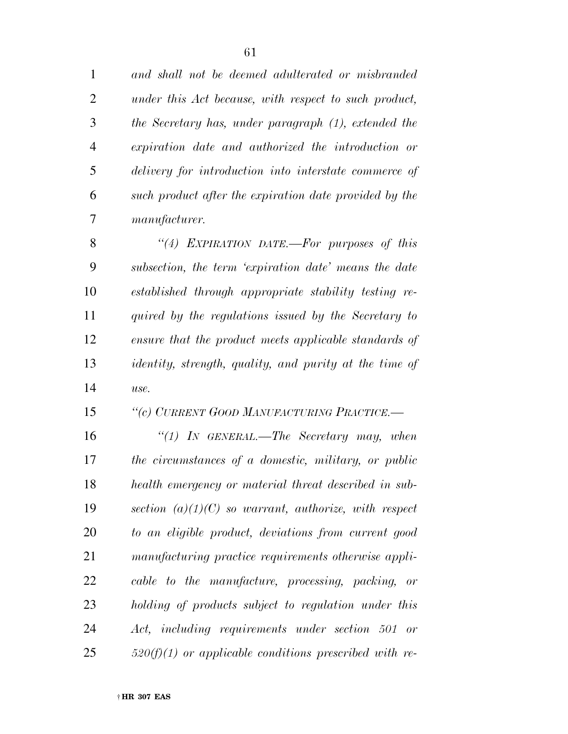*and shall not be deemed adulterated or misbranded under this Act because, with respect to such product, the Secretary has, under paragraph (1), extended the expiration date and authorized the introduction or delivery for introduction into interstate commerce of such product after the expiration date provided by the manufacturer.*

*"(4) EXPIRATION DATE.—For purposes of this subsection, the term 'expiration date' means the date established through appropriate stability testing required by the regulations issued by the Secretary to ensure that the product meets applicable standards of identity, strength, quality, and purity at the time of use.*

*"(c) CURRENT GOOD MANUFACTURING PRACTICE.—*

*"(1) IN GENERAL.—The Secretary may, when the circumstances of a domestic, military, or public health emergency or material threat described in subsection (a)(1)(C) so warrant, authorize, with respect to an eligible product, deviations from current good manufacturing practice requirements otherwise applicable to the manufacture, processing, packing, or holding of products subject to regulation under this Act, including requirements under section 501 or 520(f)(1) or applicable conditions prescribed with re-*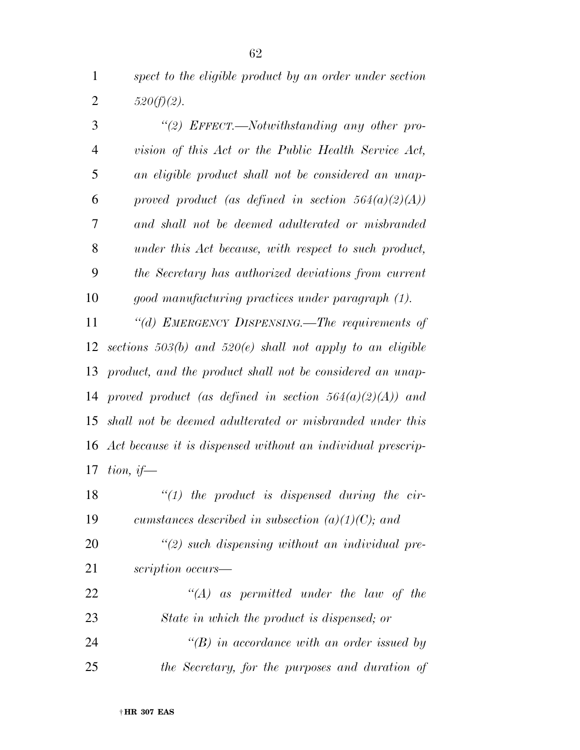*spect to the eligible product by an order under section 520(f)(2).*

*"(2) EFFECT.—Notwithstanding any other provision of this Act or the Public Health Service Act, an eligible product shall not be considered an unapproved product (as defined in section 564(a)(2)(A)) and shall not be deemed adulterated or misbranded under this Act because, with respect to such product, the Secretary has authorized deviations from current good manufacturing practices under paragraph (1).*

*"(d) EMERGENCY DISPENSING.—The requirements of sections 503(b) and 520(e) shall not apply to an eligible product, and the product shall not be considered an unapproved product (as defined in section 564(a)(2)(A)) and shall not be deemed adulterated or misbranded under this Act because it is dispensed without an individual prescription, if—*

*"(1) the product is dispensed during the circumstances described in subsection (a)(1)(C); and*

*"(2) such dispensing without an individual prescription occurs—*

*"(A) as permitted under the law of the State in which the product is dispensed; or*

*"(B) in accordance with an order issued by the Secretary, for the purposes and duration of*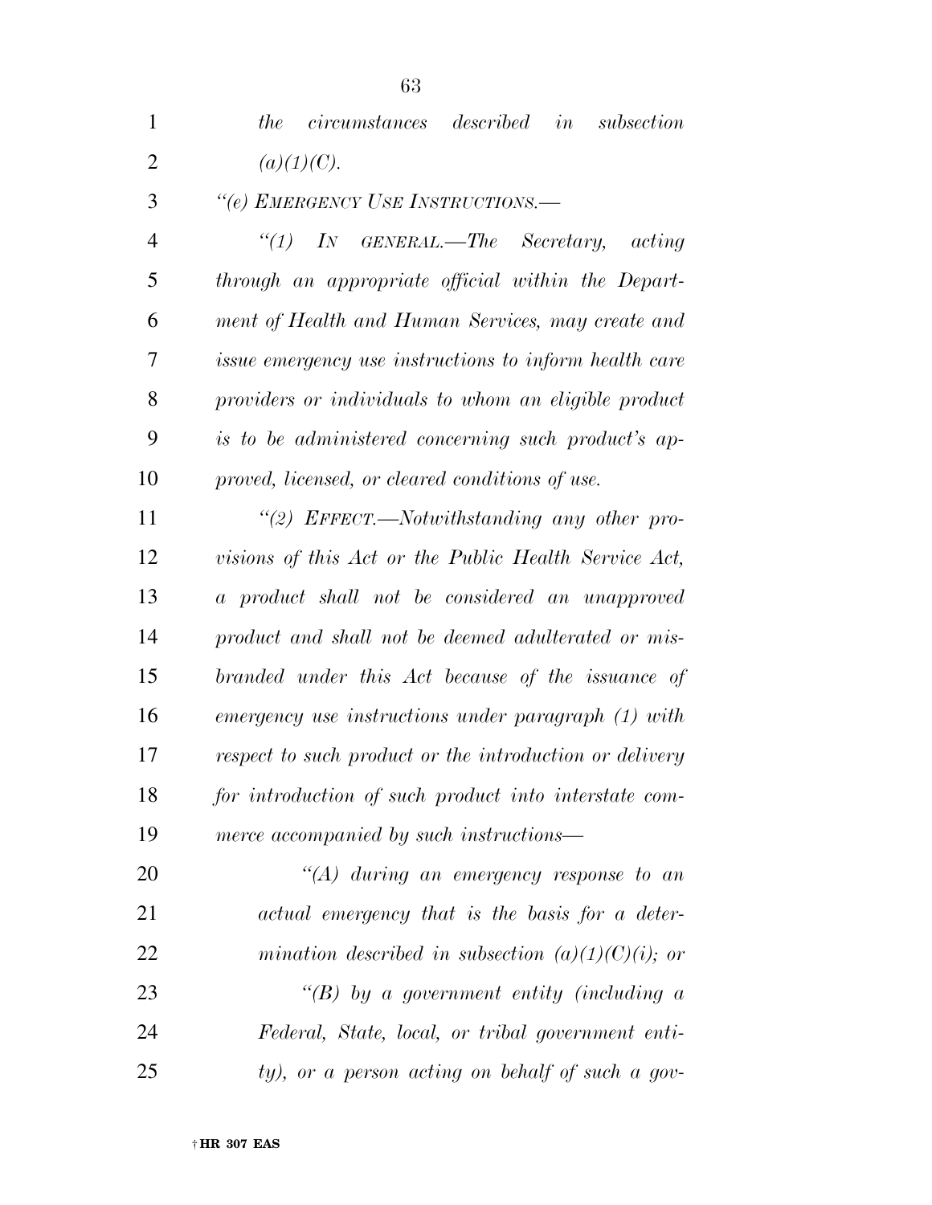*the circumstances described in subsection (a)(1)(C).*

*"(e) EMERGENCY USE INSTRUCTIONS.—*

*"(1) IN GENERAL.—The Secretary, acting through an appropriate official within the Department of Health and Human Services, may create and issue emergency use instructions to inform health care providers or individuals to whom an eligible product is to be administered concerning such product's approved, licensed, or cleared conditions of use.*

*"(2) EFFECT.—Notwithstanding any other provisions of this Act or the Public Health Service Act, a product shall not be considered an unapproved product and shall not be deemed adulterated or misbranded under this Act because of the issuance of emergency use instructions under paragraph (1) with respect to such product or the introduction or delivery for introduction of such product into interstate commerce accompanied by such instructions—*

*"(A) during an emergency response to an actual emergency that is the basis for a determination described in subsection (a)(1)(C)(i); or*

*"(B) by a government entity (including a Federal, State, local, or tribal government entity), or a person acting on behalf of such a gov-*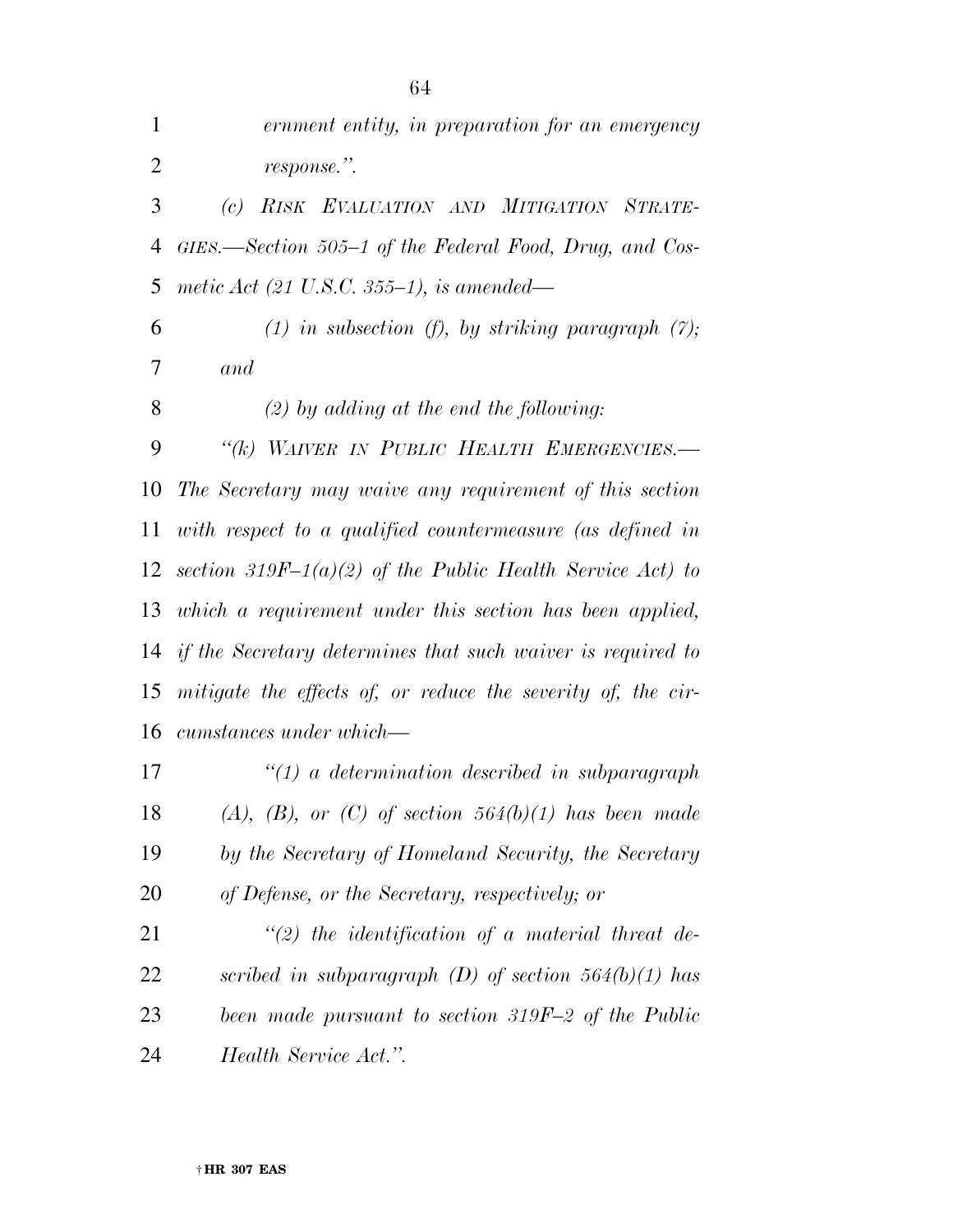*ernment entity, in preparation for an emergency response.''.*

*(c) RISK EVALUATION AND MITIGATION STRATEGIES.—Section 505–1 of the Federal Food, Drug, and Cosmetic Act (21 U.S.C. 355–1), is amended—*

*(1) in subsection (f), by striking paragraph (7); and*

*(2) by adding at the end the following:*

*''(k) WAIVER IN PUBLIC HEALTH EMERGENCIES.—The Secretary may waive any requirement of this section with respect to a qualified countermeasure (as defined in section 319F–1(a)(2) of the Public Health Service Act) to which a requirement under this section has been applied, if the Secretary determines that such waiver is required to mitigate the effects of, or reduce the severity of, the circumstances under which—*

*''(1) a determination described in subparagraph (A), (B), or (C) of section 564(b)(1) has been made by the Secretary of Homeland Security, the Secretary of Defense, or the Secretary, respectively; or*

*''(2) the identification of a material threat described in subparagraph (D) of section 564(b)(1) has been made pursuant to section 319F–2 of the Public Health Service Act.''.*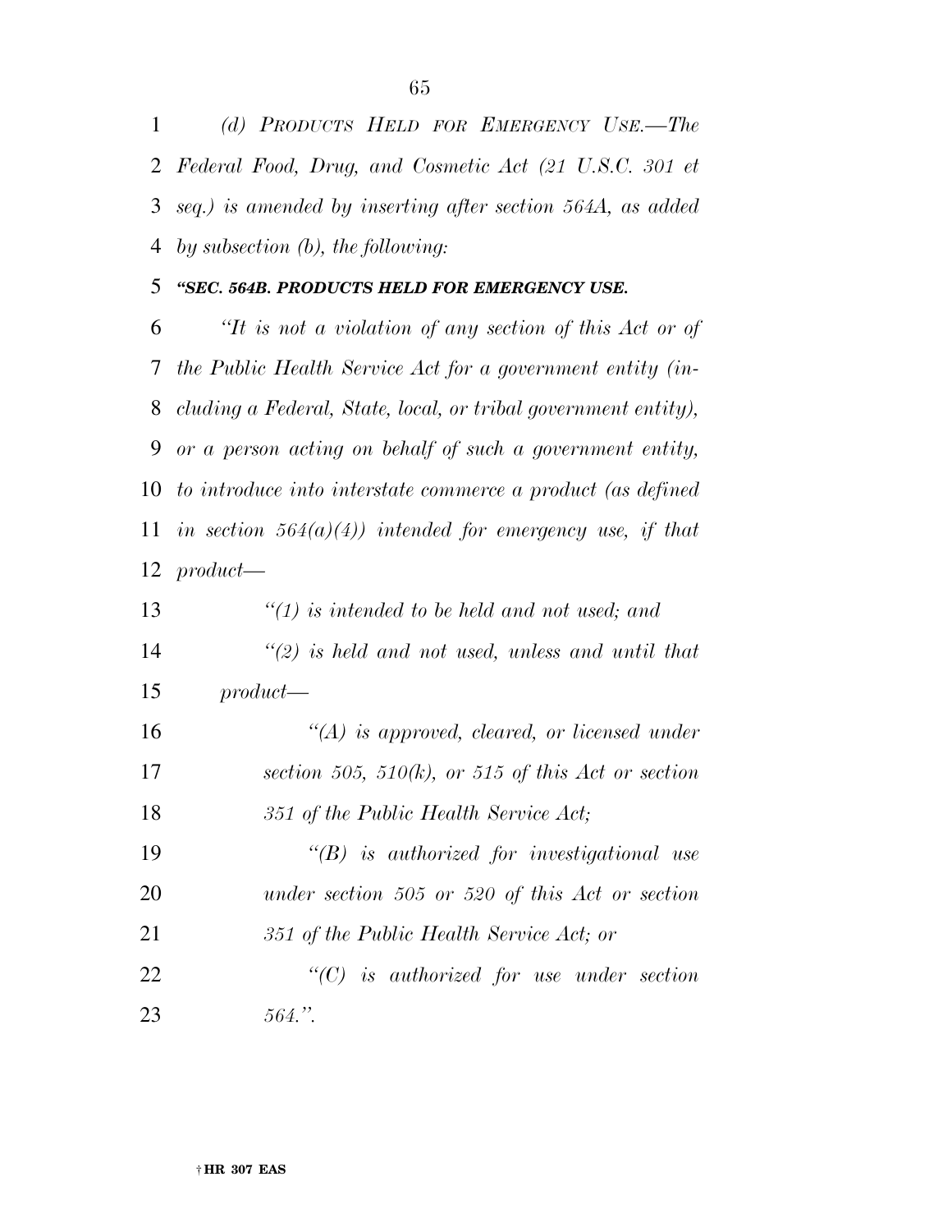*(d) PRODUCTS HELD FOR EMERGENCY USE.—The Federal Food, Drug, and Cosmetic Act (21 U.S.C. 301 et seq.) is amended by inserting after section 564A, as added by subsection (b), the following:*

***"SEC. 564B. PRODUCTS HELD FOR EMERGENCY USE.***

*"It is not a violation of any section of this Act or of the Public Health Service Act for a government entity (including a Federal, State, local, or tribal government entity), or a person acting on behalf of such a government entity, to introduce into interstate commerce a product (as defined in section 564(a)(4)) intended for emergency use, if that product—*

*"(1) is intended to be held and not used; and*

*"(2) is held and not used, unless and until that product—*

*"(A) is approved, cleared, or licensed under section 505, 510(k), or 515 of this Act or section 351 of the Public Health Service Act;*

*"(B) is authorized for investigational use under section 505 or 520 of this Act or section 351 of the Public Health Service Act; or*

*"(C) is authorized for use under section 564.".*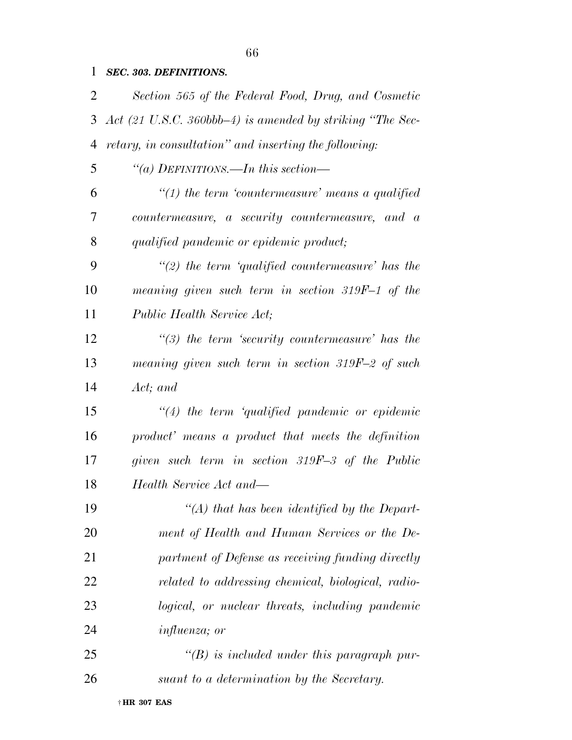***SEC. 303. DEFINITIONS.***

*Section 565 of the Federal Food, Drug, and Cosmetic Act (21 U.S.C. 360bbb–4) is amended by striking ''The Secretary, in consultation'' and inserting the following:*

*''(a) DEFINITIONS.—In this section—*

*''(1) the term 'countermeasure' means a qualified countermeasure, a security countermeasure, and a qualified pandemic or epidemic product;*

*''(2) the term 'qualified countermeasure' has the meaning given such term in section 319F–1 of the Public Health Service Act;*

*''(3) the term 'security countermeasure' has the meaning given such term in section 319F–2 of such Act; and*

*''(4) the term 'qualified pandemic or epidemic product' means a product that meets the definition given such term in section 319F–3 of the Public Health Service Act and—*

*''(A) that has been identified by the Department of Health and Human Services or the Department of Defense as receiving funding directly related to addressing chemical, biological, radiological, or nuclear threats, including pandemic influenza; or*

*''(B) is included under this paragraph pursuant to a determination by the Secretary.*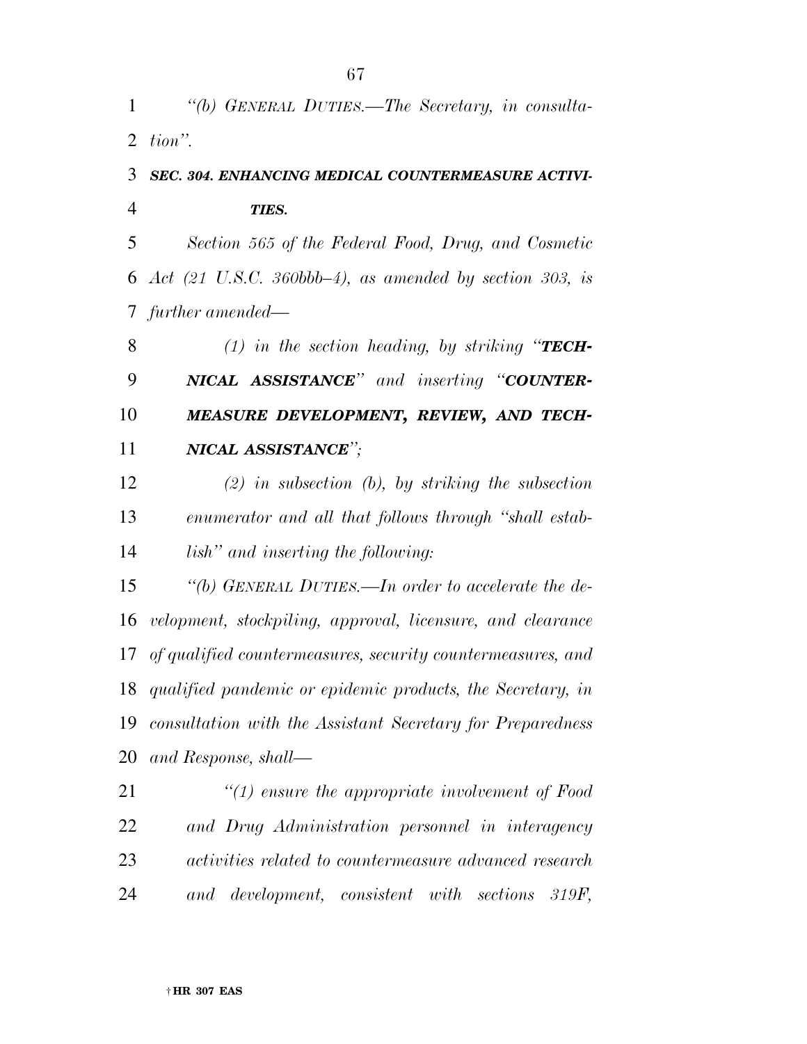*"(b) GENERAL DUTIES.—The Secretary, in consultation".*

***SEC. 304. ENHANCING MEDICAL COUNTERMEASURE ACTIVITIES.***

*Section 565 of the Federal Food, Drug, and Cosmetic Act (21 U.S.C. 360bbb–4), as amended by section 303, is further amended—*

*(1) in the section heading, by striking "**TECHNICAL ASSISTANCE**" and inserting "**COUNTERMEASURE DEVELOPMENT, REVIEW, AND TECHNICAL ASSISTANCE**";*

*(2) in subsection (b), by striking the subsection enumerator and all that follows through "shall establish" and inserting the following:*

*"(b) GENERAL DUTIES.—In order to accelerate the development, stockpiling, approval, licensure, and clearance of qualified countermeasures, security countermeasures, and qualified pandemic or epidemic products, the Secretary, in consultation with the Assistant Secretary for Preparedness and Response, shall—*

*"(1) ensure the appropriate involvement of Food and Drug Administration personnel in interagency activities related to countermeasure advanced research and development, consistent with sections 319F,*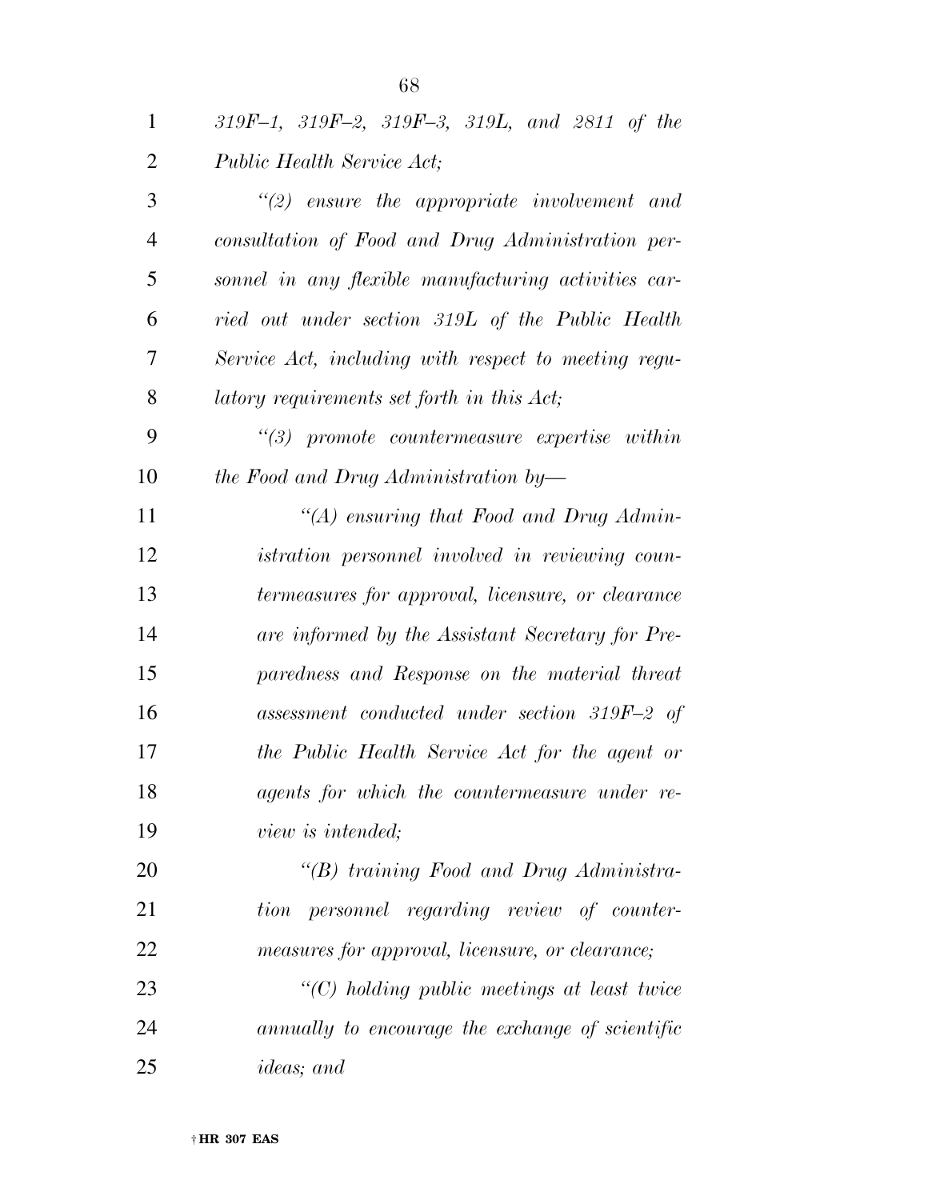*319F–1, 319F–2, 319F–3, 319L, and 2811 of the Public Health Service Act;*

*"(2) ensure the appropriate involvement and consultation of Food and Drug Administration personnel in any flexible manufacturing activities carried out under section 319L of the Public Health Service Act, including with respect to meeting regulatory requirements set forth in this Act;*

*"(3) promote countermeasure expertise within the Food and Drug Administration by—*

*"(A) ensuring that Food and Drug Administration personnel involved in reviewing countermeasures for approval, licensure, or clearance are informed by the Assistant Secretary for Preparedness and Response on the material threat assessment conducted under section 319F–2 of the Public Health Service Act for the agent or agents for which the countermeasure under review is intended;*

*"(B) training Food and Drug Administration personnel regarding review of countermeasures for approval, licensure, or clearance;*

*"(C) holding public meetings at least twice annually to encourage the exchange of scientific ideas; and*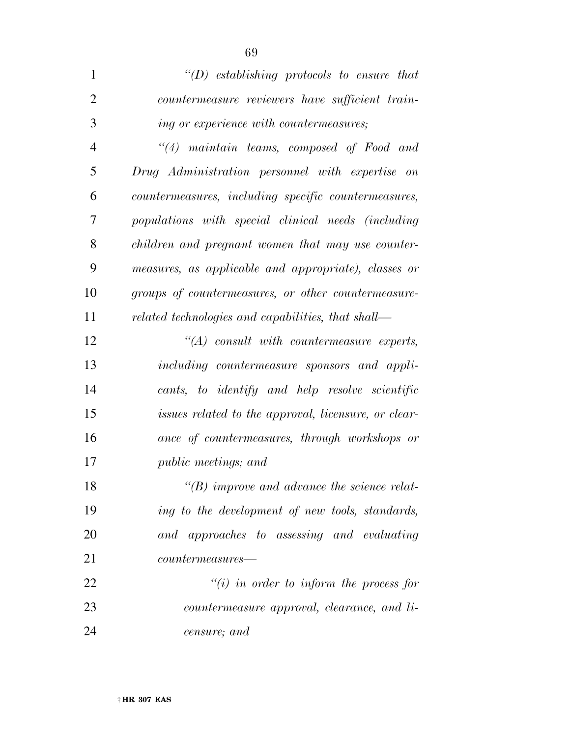*"(D) establishing protocols to ensure that countermeasure reviewers have sufficient training or experience with countermeasures;*

*"(4) maintain teams, composed of Food and Drug Administration personnel with expertise on countermeasures, including specific countermeasures, populations with special clinical needs (including children and pregnant women that may use countermeasures, as applicable and appropriate), classes or groups of countermeasures, or other countermeasure-related technologies and capabilities, that shall—*

*"(A) consult with countermeasure experts, including countermeasure sponsors and applicants, to identify and help resolve scientific issues related to the approval, licensure, or clearance of countermeasures, through workshops or public meetings; and*

*"(B) improve and advance the science relating to the development of new tools, standards, and approaches to assessing and evaluating countermeasures—*

*"(i) in order to inform the process for countermeasure approval, clearance, and licensure; and*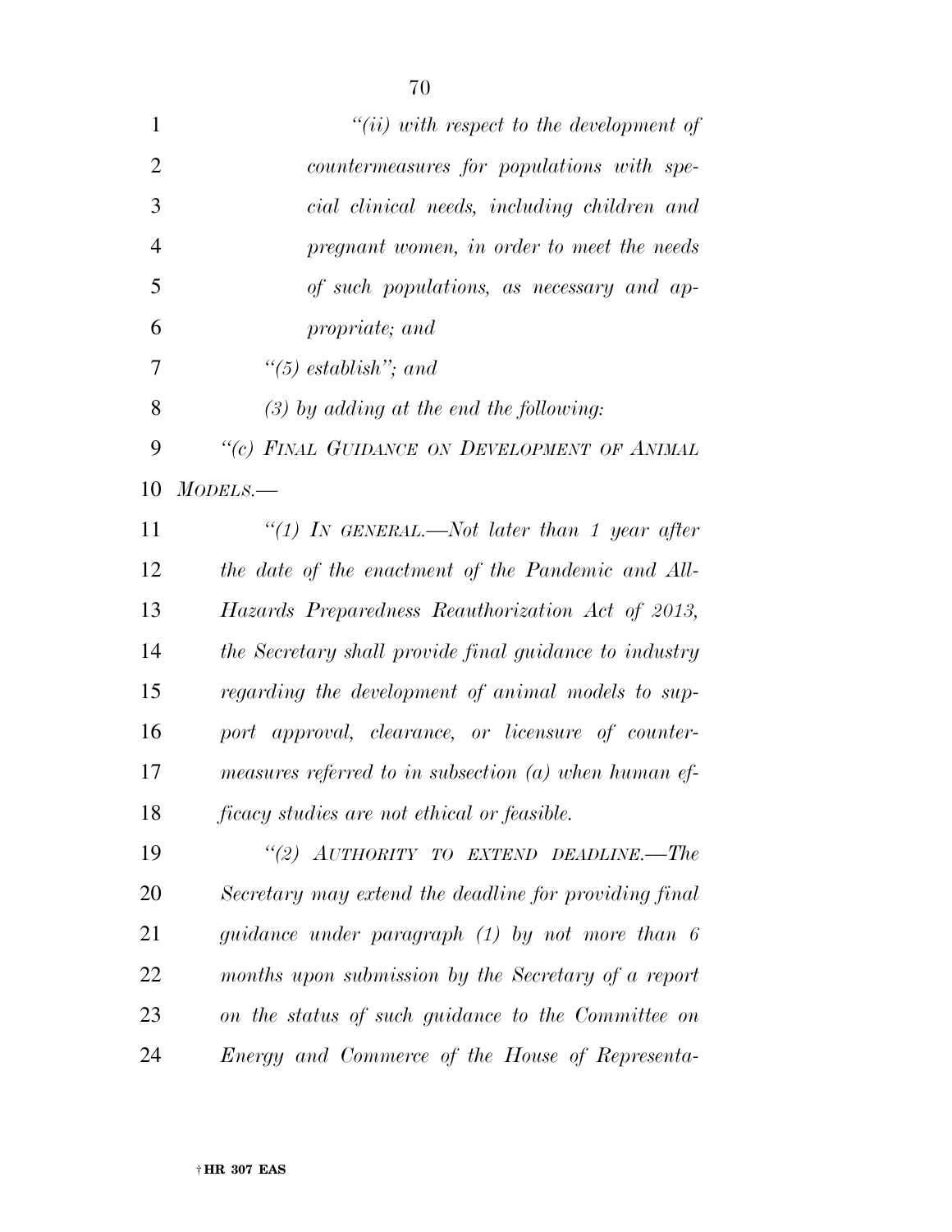*"(ii) with respect to the development of countermeasures for populations with special clinical needs, including children and pregnant women, in order to meet the needs of such populations, as necessary and appropriate; and*

*"(5) establish"; and*

*(3) by adding at the end the following:*

*"(c) FINAL GUIDANCE ON DEVELOPMENT OF ANIMAL MODELS.—*

*"(1) IN GENERAL.—Not later than 1 year after the date of the enactment of the Pandemic and All-Hazards Preparedness Reauthorization Act of 2013, the Secretary shall provide final guidance to industry regarding the development of animal models to support approval, clearance, or licensure of countermeasures referred to in subsection (a) when human efficacy studies are not ethical or feasible.*

*"(2) AUTHORITY TO EXTEND DEADLINE.—The Secretary may extend the deadline for providing final guidance under paragraph (1) by not more than 6 months upon submission by the Secretary of a report on the status of such guidance to the Committee on Energy and Commerce of the House of Representa-*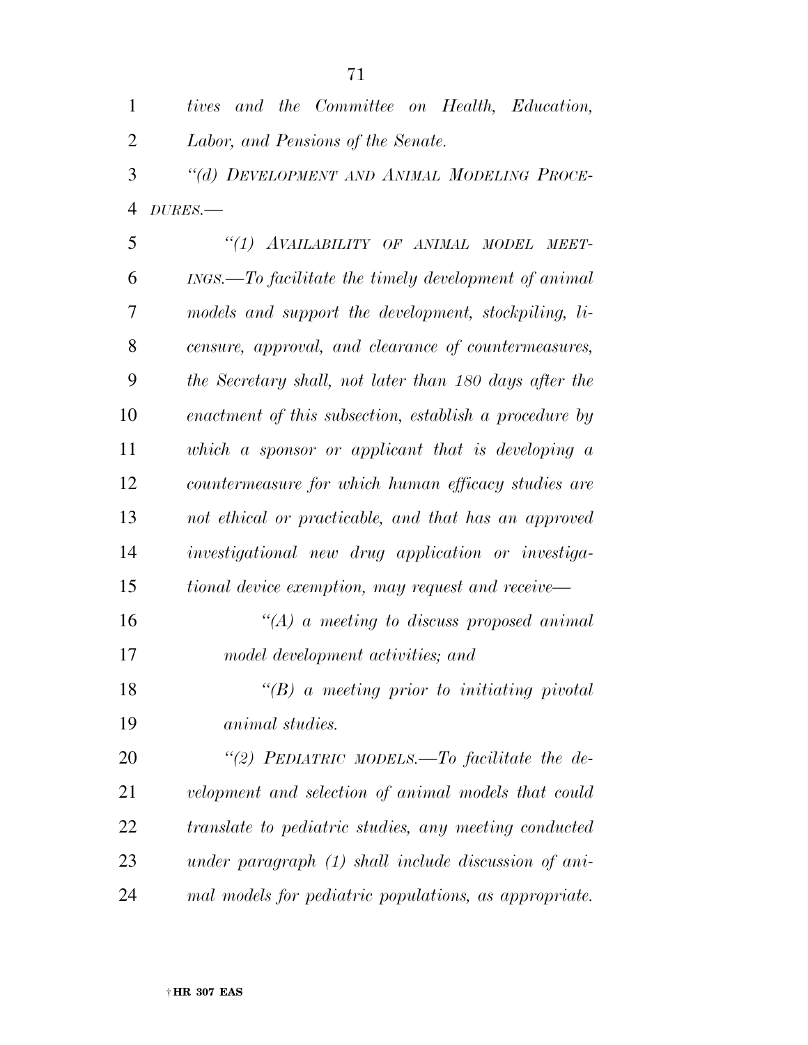*tives and the Committee on Health, Education, Labor, and Pensions of the Senate.*

*"(d) DEVELOPMENT AND ANIMAL MODELING PROCEDURES.—*

*"(1) AVAILABILITY OF ANIMAL MODEL MEETINGS.—To facilitate the timely development of animal models and support the development, stockpiling, licensure, approval, and clearance of countermeasures, the Secretary shall, not later than 180 days after the enactment of this subsection, establish a procedure by which a sponsor or applicant that is developing a countermeasure for which human efficacy studies are not ethical or practicable, and that has an approved investigational new drug application or investigational device exemption, may request and receive—*

*"(A) a meeting to discuss proposed animal model development activities; and*

*"(B) a meeting prior to initiating pivotal animal studies.*

*"(2) PEDIATRIC MODELS.—To facilitate the development and selection of animal models that could translate to pediatric studies, any meeting conducted under paragraph (1) shall include discussion of animal models for pediatric populations, as appropriate.*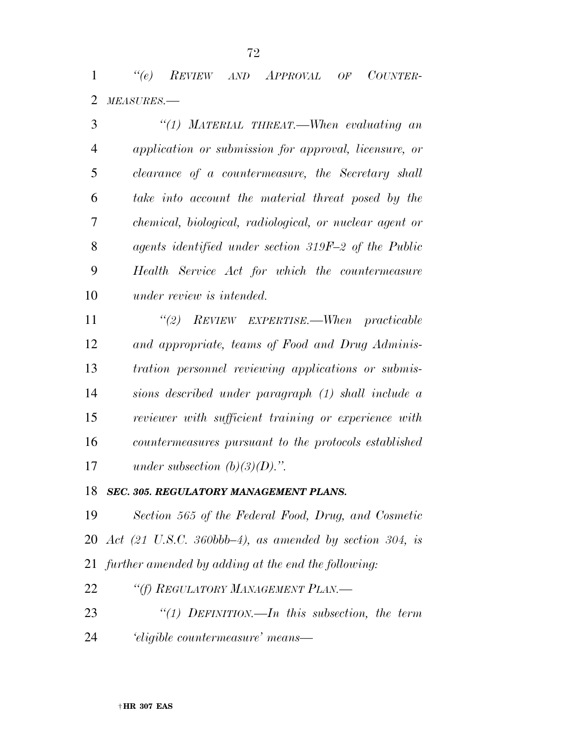*"(e) REVIEW AND APPROVAL OF COUNTERMEASURES.—*

*"(1) MATERIAL THREAT.—When evaluating an application or submission for approval, licensure, or clearance of a countermeasure, the Secretary shall take into account the material threat posed by the chemical, biological, radiological, or nuclear agent or agents identified under section 319F–2 of the Public Health Service Act for which the countermeasure under review is intended.*

*"(2) REVIEW EXPERTISE.—When practicable and appropriate, teams of Food and Drug Administration personnel reviewing applications or submissions described under paragraph (1) shall include a reviewer with sufficient training or experience with countermeasures pursuant to the protocols established under subsection (b)(3)(D).".*

***SEC. 305. REGULATORY MANAGEMENT PLANS.***

*Section 565 of the Federal Food, Drug, and Cosmetic Act (21 U.S.C. 360bbb–4), as amended by section 304, is further amended by adding at the end the following:*

*"(f) REGULATORY MANAGEMENT PLAN.—*

*"(1) DEFINITION.—In this subsection, the term 'eligible countermeasure' means—*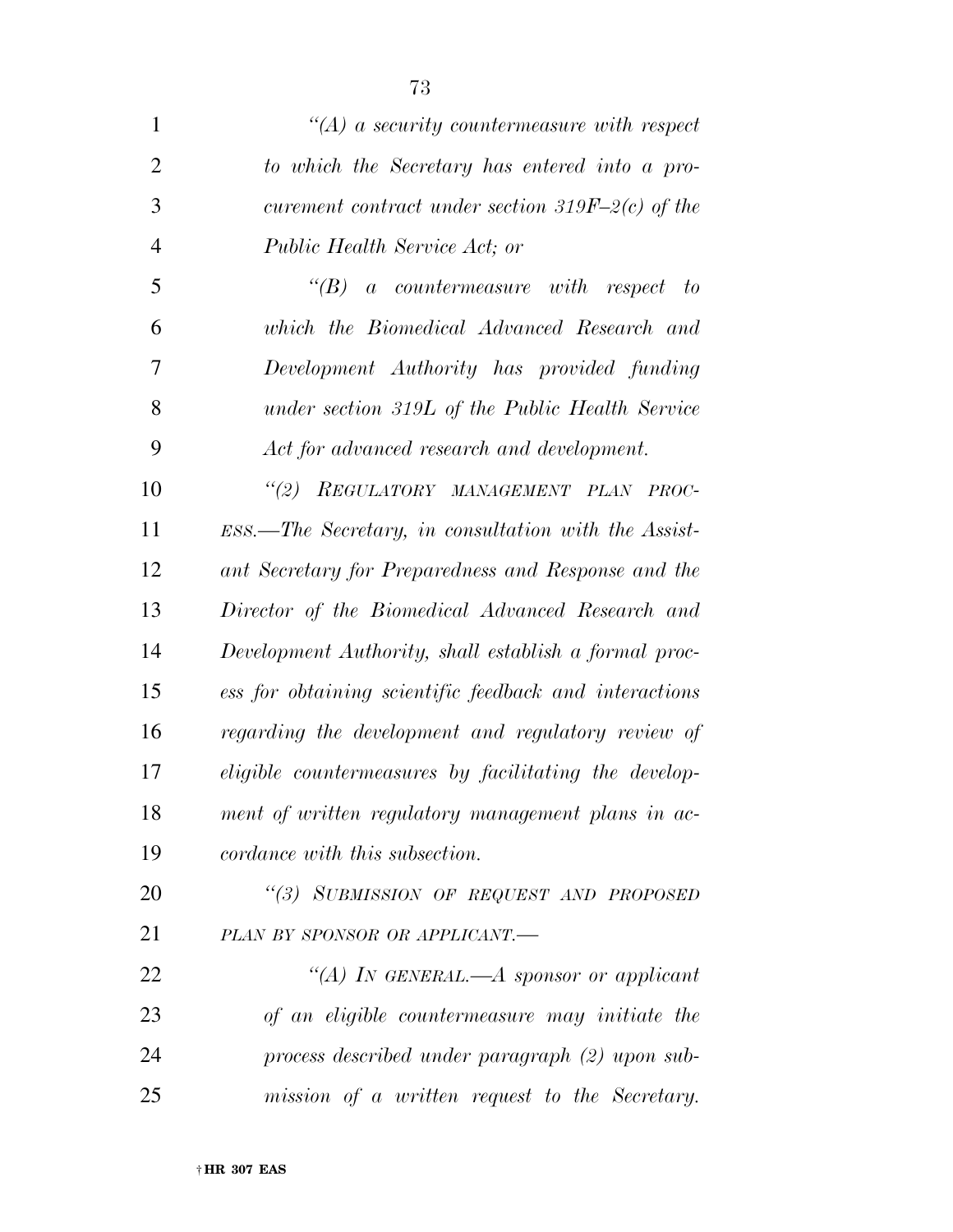*"(A) a security countermeasure with respect to which the Secretary has entered into a procurement contract under section 319F–2(c) of the Public Health Service Act; or*

*"(B) a countermeasure with respect to which the Biomedical Advanced Research and Development Authority has provided funding under section 319L of the Public Health Service Act for advanced research and development.*

*"(2) REGULATORY MANAGEMENT PLAN PROCESS.—The Secretary, in consultation with the Assistant Secretary for Preparedness and Response and the Director of the Biomedical Advanced Research and Development Authority, shall establish a formal process for obtaining scientific feedback and interactions regarding the development and regulatory review of eligible countermeasures by facilitating the development of written regulatory management plans in accordance with this subsection.*

*"(3) SUBMISSION OF REQUEST AND PROPOSED PLAN BY SPONSOR OR APPLICANT.—*

*"(A) IN GENERAL.—A sponsor or applicant of an eligible countermeasure may initiate the process described under paragraph (2) upon submission of a written request to the Secretary.*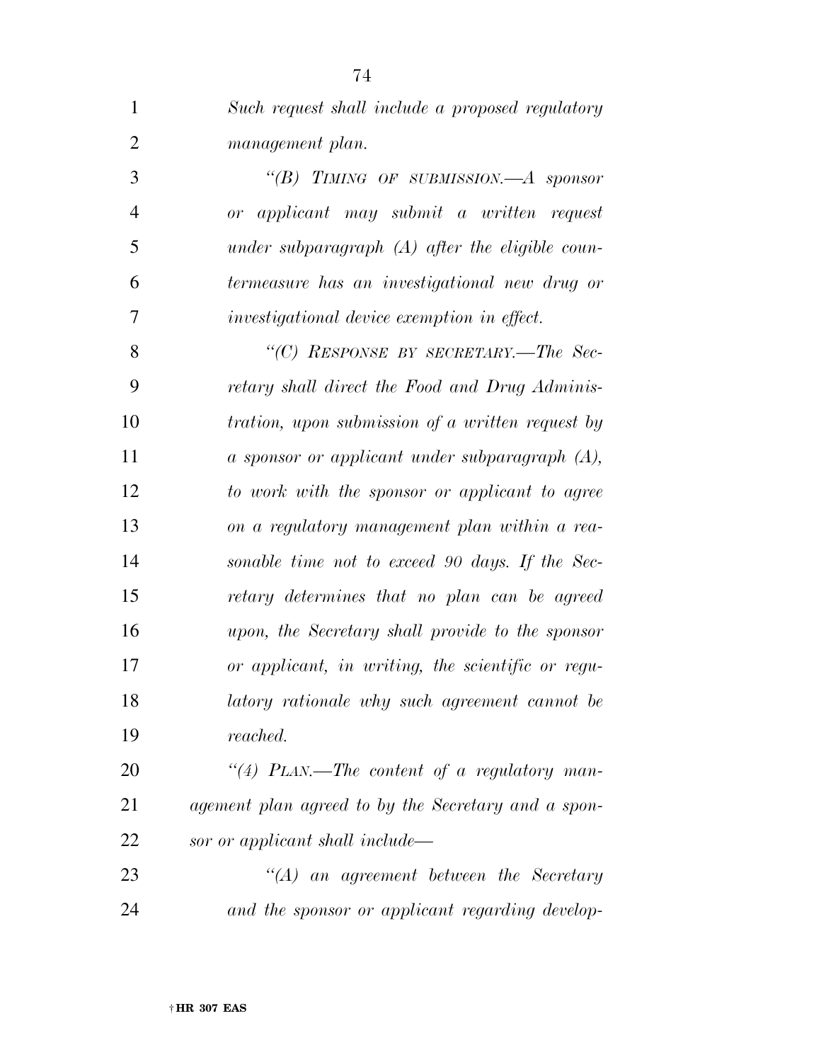*Such request shall include a proposed regulatory management plan.*

*"(B) TIMING OF SUBMISSION.—A sponsor or applicant may submit a written request under subparagraph (A) after the eligible countermeasure has an investigational new drug or investigational device exemption in effect.*

*"(C) RESPONSE BY SECRETARY.—The Secretary shall direct the Food and Drug Administration, upon submission of a written request by a sponsor or applicant under subparagraph (A), to work with the sponsor or applicant to agree on a regulatory management plan within a reasonable time not to exceed 90 days. If the Secretary determines that no plan can be agreed upon, the Secretary shall provide to the sponsor or applicant, in writing, the scientific or regulatory rationale why such agreement cannot be reached.*

*"(4) PLAN.—The content of a regulatory management plan agreed to by the Secretary and a sponsor or applicant shall include—*

*"(A) an agreement between the Secretary and the sponsor or applicant regarding develop-*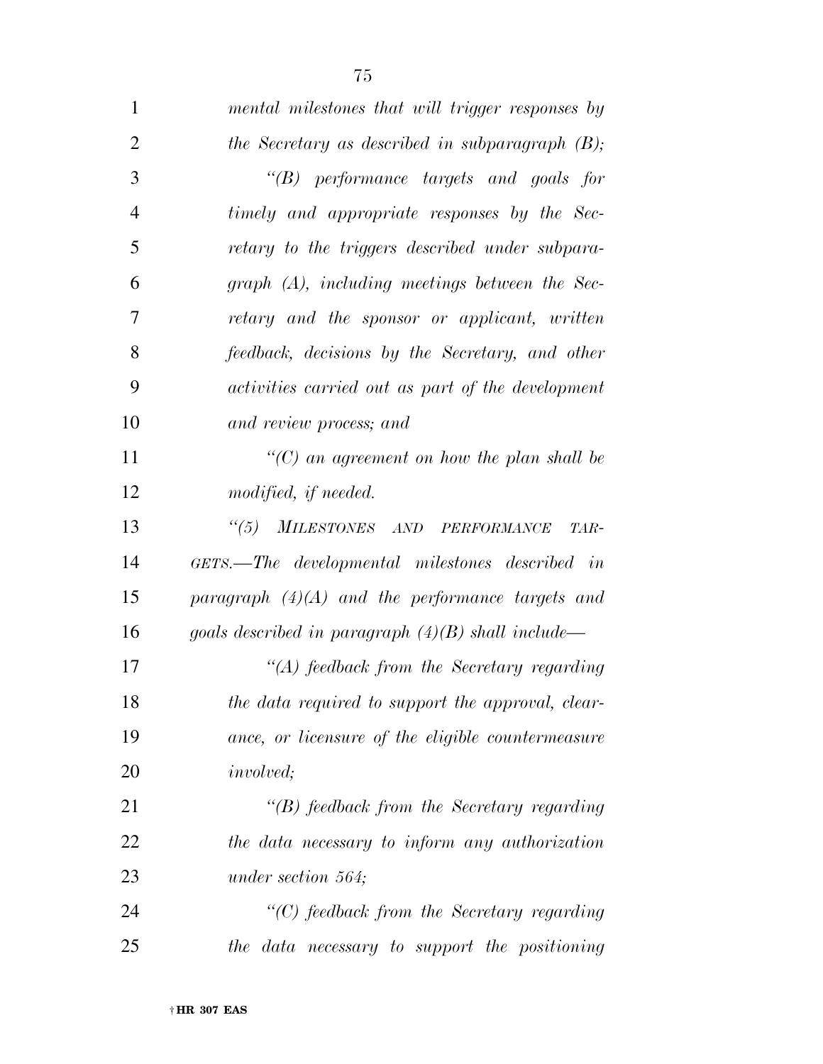*mental milestones that will trigger responses by the Secretary as described in subparagraph (B);*

*"(B) performance targets and goals for timely and appropriate responses by the Secretary to the triggers described under subparagraph (A), including meetings between the Secretary and the sponsor or applicant, written feedback, decisions by the Secretary, and other activities carried out as part of the development and review process; and*

*"(C) an agreement on how the plan shall be modified, if needed.*

*"(5) MILESTONES AND PERFORMANCE TARGETS.—The developmental milestones described in paragraph (4)(A) and the performance targets and goals described in paragraph (4)(B) shall include—*

*"(A) feedback from the Secretary regarding the data required to support the approval, clearance, or licensure of the eligible countermeasure involved;*

*"(B) feedback from the Secretary regarding the data necessary to inform any authorization under section 564;*

*"(C) feedback from the Secretary regarding the data necessary to support the positioning*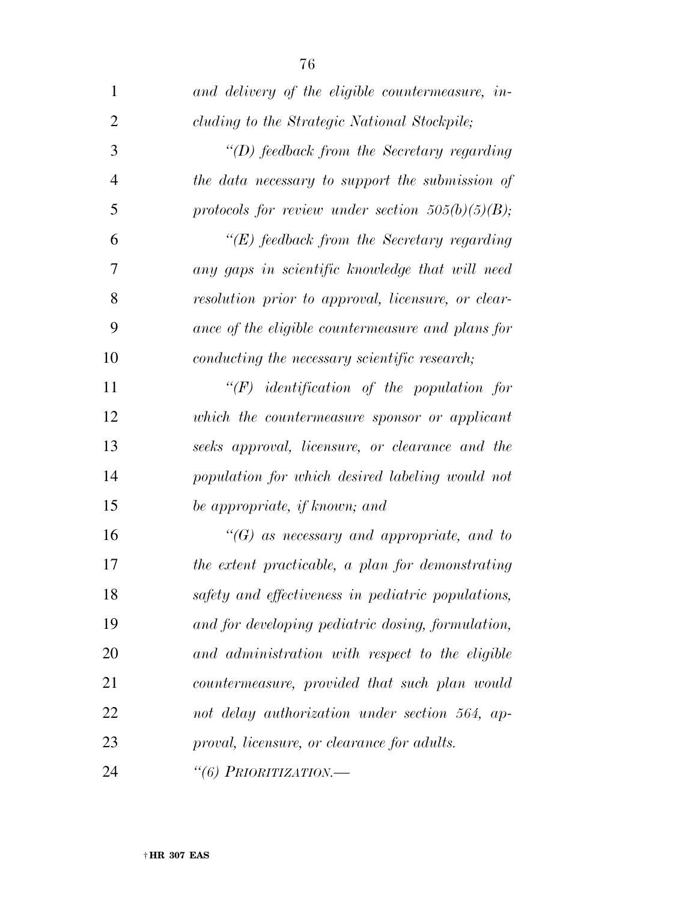*and delivery of the eligible countermeasure, including to the Strategic National Stockpile;*

*"(D) feedback from the Secretary regarding the data necessary to support the submission of protocols for review under section 505(b)(5)(B);*

*"(E) feedback from the Secretary regarding any gaps in scientific knowledge that will need resolution prior to approval, licensure, or clearance of the eligible countermeasure and plans for conducting the necessary scientific research;*

*"(F) identification of the population for which the countermeasure sponsor or applicant seeks approval, licensure, or clearance and the population for which desired labeling would not be appropriate, if known; and*

*"(G) as necessary and appropriate, and to the extent practicable, a plan for demonstrating safety and effectiveness in pediatric populations, and for developing pediatric dosing, formulation, and administration with respect to the eligible countermeasure, provided that such plan would not delay authorization under section 564, approval, licensure, or clearance for adults.*

*"(6) PRIORITIZATION.—*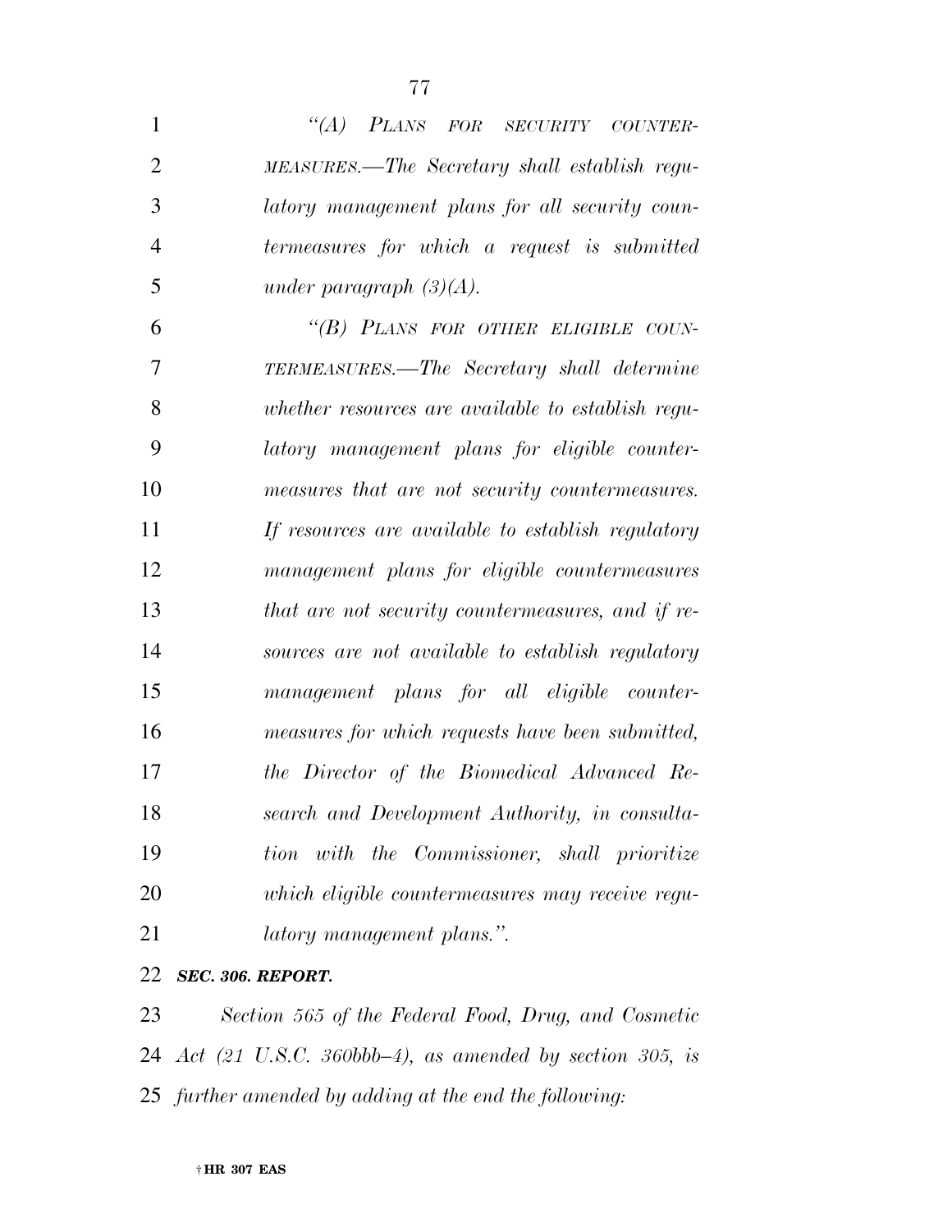*"(A) PLANS FOR SECURITY COUNTERMEASURES.—The Secretary shall establish regulatory management plans for all security countermeasures for which a request is submitted under paragraph (3)(A).*

*"(B) PLANS FOR OTHER ELIGIBLE COUNTERMEASURES.—The Secretary shall determine whether resources are available to establish regulatory management plans for eligible countermeasures that are not security countermeasures. If resources are available to establish regulatory management plans for eligible countermeasures that are not security countermeasures, and if resources are not available to establish regulatory management plans for all eligible countermeasures for which requests have been submitted, the Director of the Biomedical Advanced Research and Development Authority, in consultation with the Commissioner, shall prioritize which eligible countermeasures may receive regulatory management plans.".*

***SEC. 306. REPORT.***

*Section 565 of the Federal Food, Drug, and Cosmetic Act (21 U.S.C. 360bbb–4), as amended by section 305, is further amended by adding at the end the following:*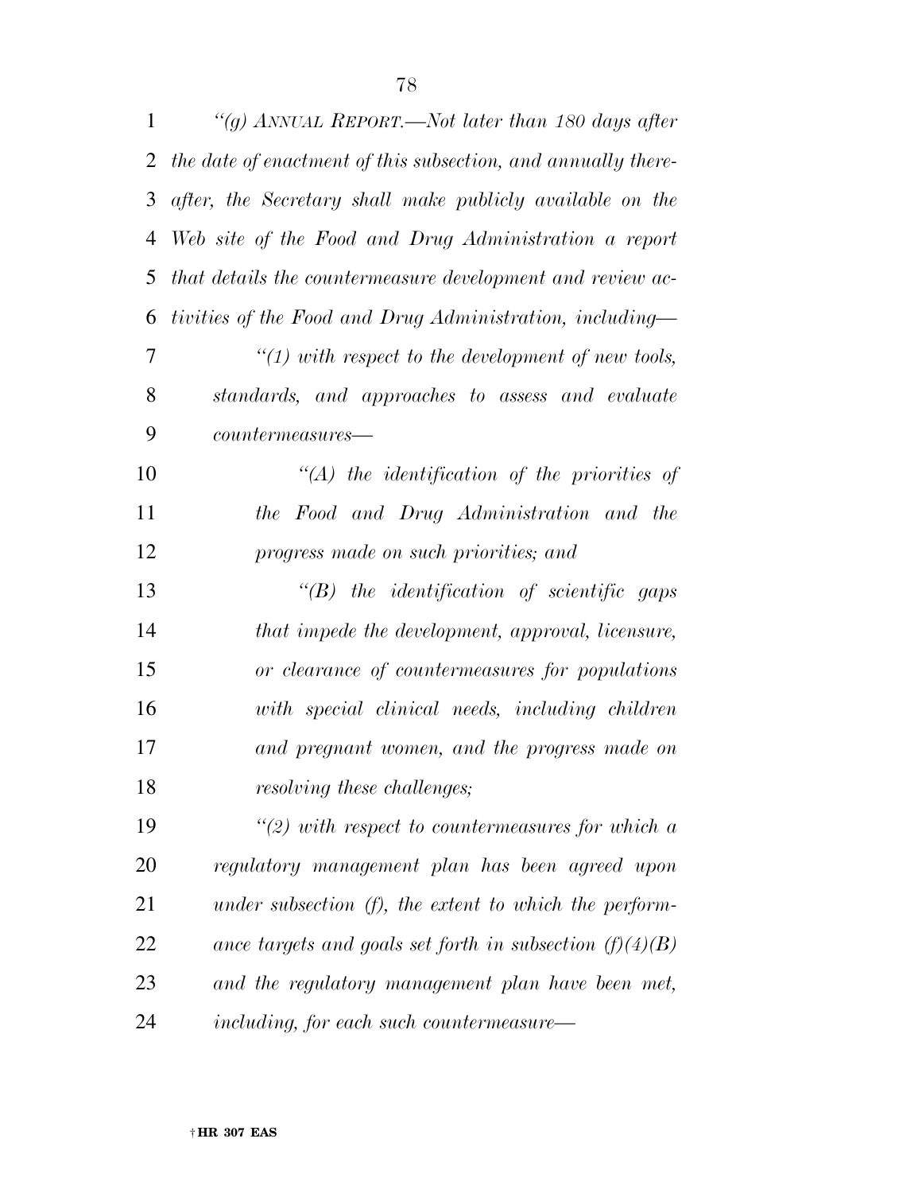*"(g) ANNUAL REPORT.—Not later than 180 days after the date of enactment of this subsection, and annually thereafter, the Secretary shall make publicly available on the Web site of the Food and Drug Administration a report that details the countermeasure development and review activities of the Food and Drug Administration, including—*

*"(1) with respect to the development of new tools, standards, and approaches to assess and evaluate countermeasures—*

*"(A) the identification of the priorities of the Food and Drug Administration and the progress made on such priorities; and*

*"(B) the identification of scientific gaps that impede the development, approval, licensure, or clearance of countermeasures for populations with special clinical needs, including children and pregnant women, and the progress made on resolving these challenges;*

*"(2) with respect to countermeasures for which a regulatory management plan has been agreed upon under subsection (f), the extent to which the performance targets and goals set forth in subsection (f)(4)(B) and the regulatory management plan have been met, including, for each such countermeasure—*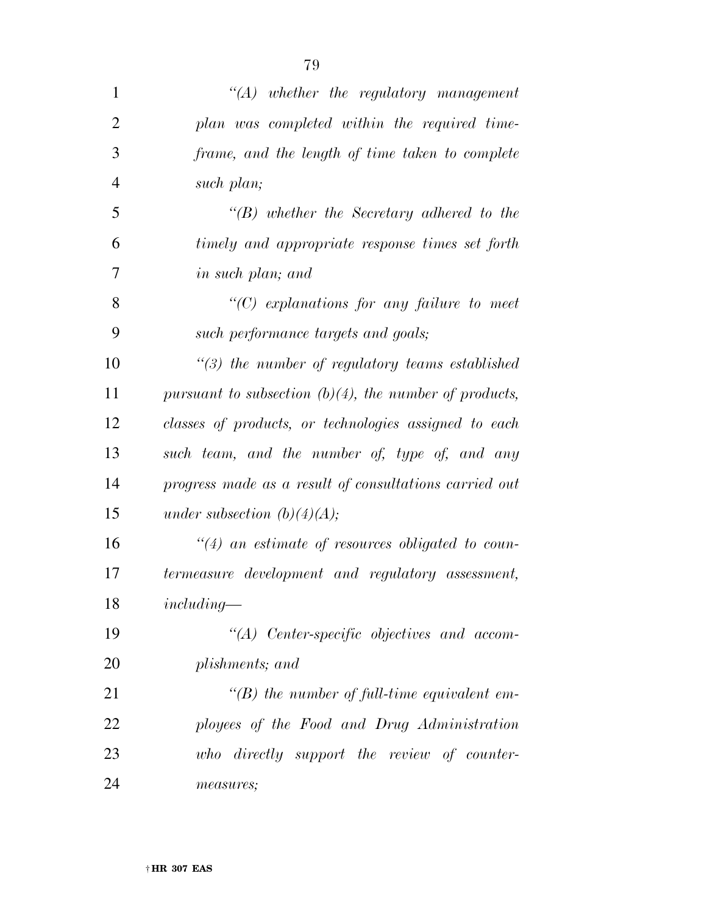*"(A) whether the regulatory management plan was completed within the required time-frame, and the length of time taken to complete such plan;*

*"(B) whether the Secretary adhered to the timely and appropriate response times set forth in such plan; and*

*"(C) explanations for any failure to meet such performance targets and goals;*

*"(3) the number of regulatory teams established pursuant to subsection (b)(4), the number of products, classes of products, or technologies assigned to each such team, and the number of, type of, and any progress made as a result of consultations carried out under subsection (b)(4)(A);*

*"(4) an estimate of resources obligated to countermeasure development and regulatory assessment, including—*

*"(A) Center-specific objectives and accomplishments; and*

*"(B) the number of full-time equivalent employees of the Food and Drug Administration who directly support the review of countermeasures;*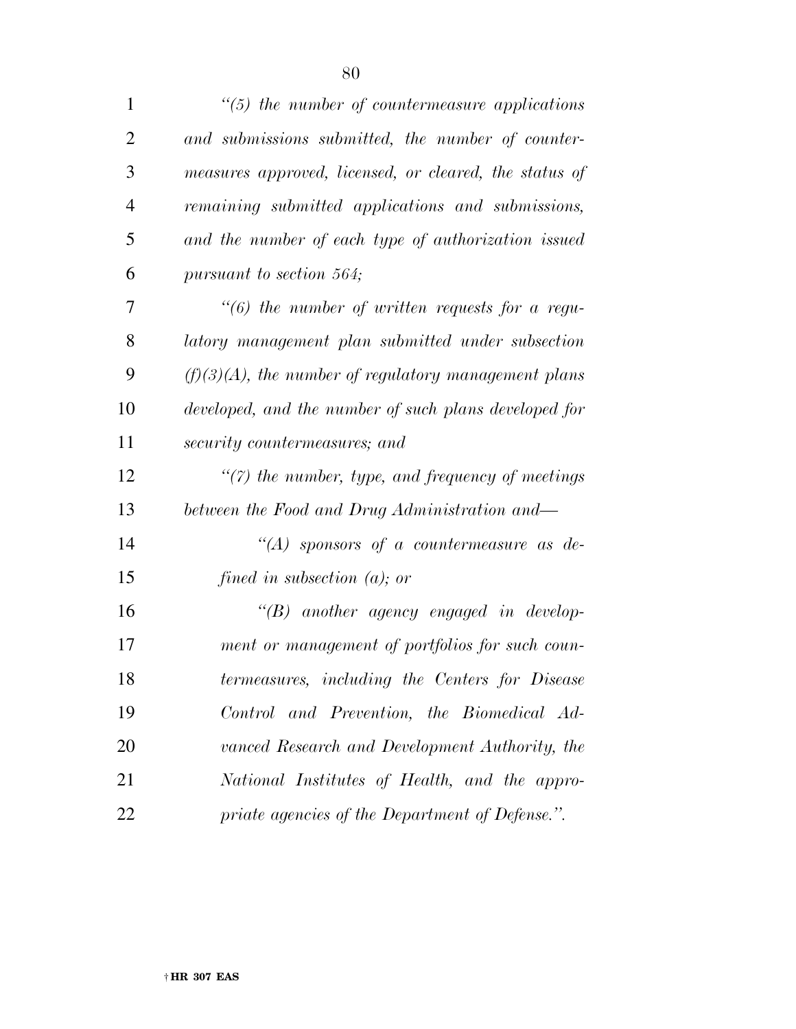*"(5) the number of countermeasure applications and submissions submitted, the number of countermeasures approved, licensed, or cleared, the status of remaining submitted applications and submissions, and the number of each type of authorization issued pursuant to section 564;*

*"(6) the number of written requests for a regulatory management plan submitted under subsection (f)(3)(A), the number of regulatory management plans developed, and the number of such plans developed for security countermeasures; and*

*"(7) the number, type, and frequency of meetings between the Food and Drug Administration and—*

*"(A) sponsors of a countermeasure as defined in subsection (a); or*

*"(B) another agency engaged in development or management of portfolios for such countermeasures, including the Centers for Disease Control and Prevention, the Biomedical Advanced Research and Development Authority, the National Institutes of Health, and the appropriate agencies of the Department of Defense.".*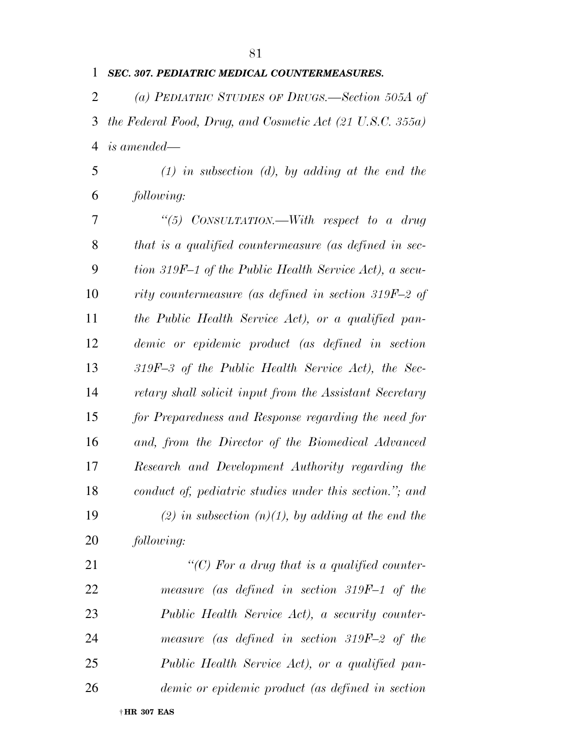***SEC. 307. PEDIATRIC MEDICAL COUNTERMEASURES.***

*(a) PEDIATRIC STUDIES OF DRUGS.—Section 505A of the Federal Food, Drug, and Cosmetic Act (21 U.S.C. 355a) is amended—*

*(1) in subsection (d), by adding at the end the following:*

*"(5) CONSULTATION.—With respect to a drug that is a qualified countermeasure (as defined in section 319F–1 of the Public Health Service Act), a security countermeasure (as defined in section 319F–2 of the Public Health Service Act), or a qualified pandemic or epidemic product (as defined in section 319F–3 of the Public Health Service Act), the Secretary shall solicit input from the Assistant Secretary for Preparedness and Response regarding the need for and, from the Director of the Biomedical Advanced Research and Development Authority regarding the conduct of, pediatric studies under this section."; and*

*(2) in subsection (n)(1), by adding at the end the following:*

*"(C) For a drug that is a qualified countermeasure (as defined in section 319F–1 of the Public Health Service Act), a security countermeasure (as defined in section 319F–2 of the Public Health Service Act), or a qualified pandemic or epidemic product (as defined in section*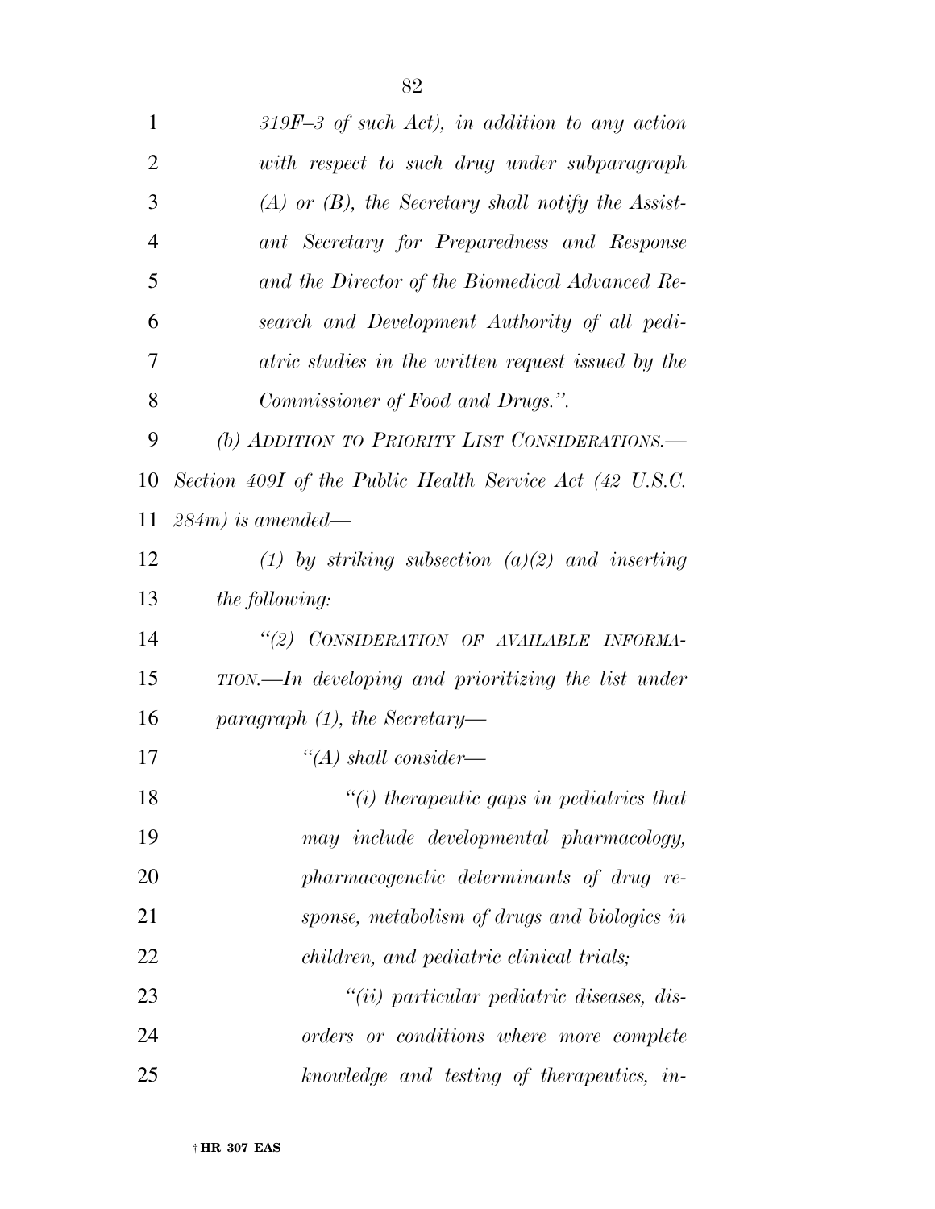*319F–3 of such Act), in addition to any action with respect to such drug under subparagraph (A) or (B), the Secretary shall notify the Assistant Secretary for Preparedness and Response and the Director of the Biomedical Advanced Research and Development Authority of all pediatric studies in the written request issued by the Commissioner of Food and Drugs.''.*

*(b) ADDITION TO PRIORITY LIST CONSIDERATIONS.—Section 409I of the Public Health Service Act (42 U.S.C. 284m) is amended—*

*(1) by striking subsection (a)(2) and inserting the following:*

*''(2) CONSIDERATION OF AVAILABLE INFORMATION.—In developing and prioritizing the list under paragraph (1), the Secretary—*

*''(A) shall consider—*

*''(i) therapeutic gaps in pediatrics that may include developmental pharmacology, pharmacogenetic determinants of drug response, metabolism of drugs and biologics in children, and pediatric clinical trials;*

*''(ii) particular pediatric diseases, disorders or conditions where more complete knowledge and testing of therapeutics, in-*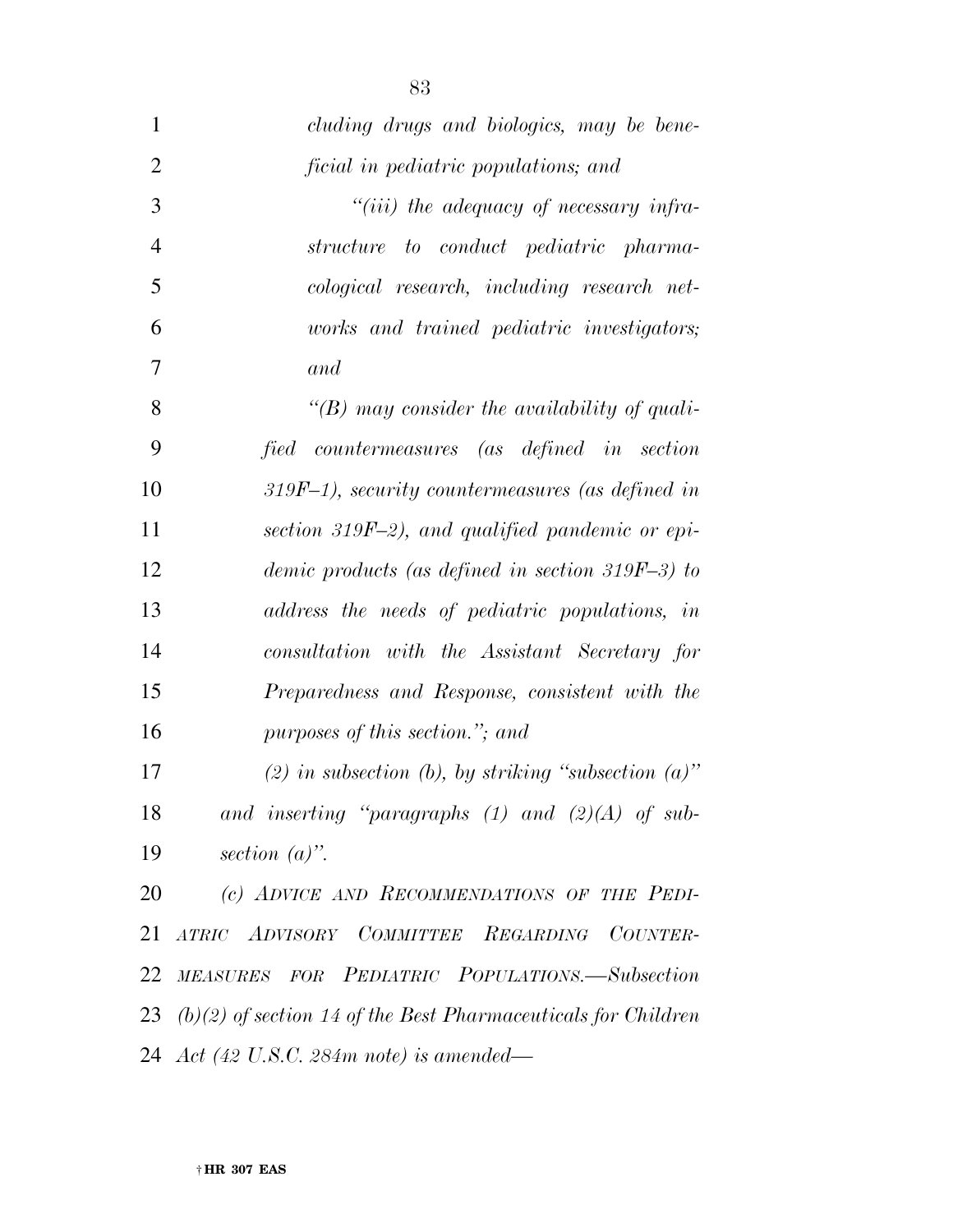*cluding drugs and biologics, may be beneficial in pediatric populations; and*

*"(iii) the adequacy of necessary infrastructure to conduct pediatric pharmacological research, including research networks and trained pediatric investigators; and*

*"(B) may consider the availability of qualified countermeasures (as defined in section 319F–1), security countermeasures (as defined in section 319F–2), and qualified pandemic or epidemic products (as defined in section 319F–3) to address the needs of pediatric populations, in consultation with the Assistant Secretary for Preparedness and Response, consistent with the purposes of this section."; and*

*(2) in subsection (b), by striking "subsection (a)" and inserting "paragraphs (1) and (2)(A) of subsection (a)".*

*(c) ADVICE AND RECOMMENDATIONS OF THE PEDIATRIC ADVISORY COMMITTEE REGARDING COUNTERMEASURES FOR PEDIATRIC POPULATIONS.—Subsection (b)(2) of section 14 of the Best Pharmaceuticals for Children Act (42 U.S.C. 284m note) is amended—*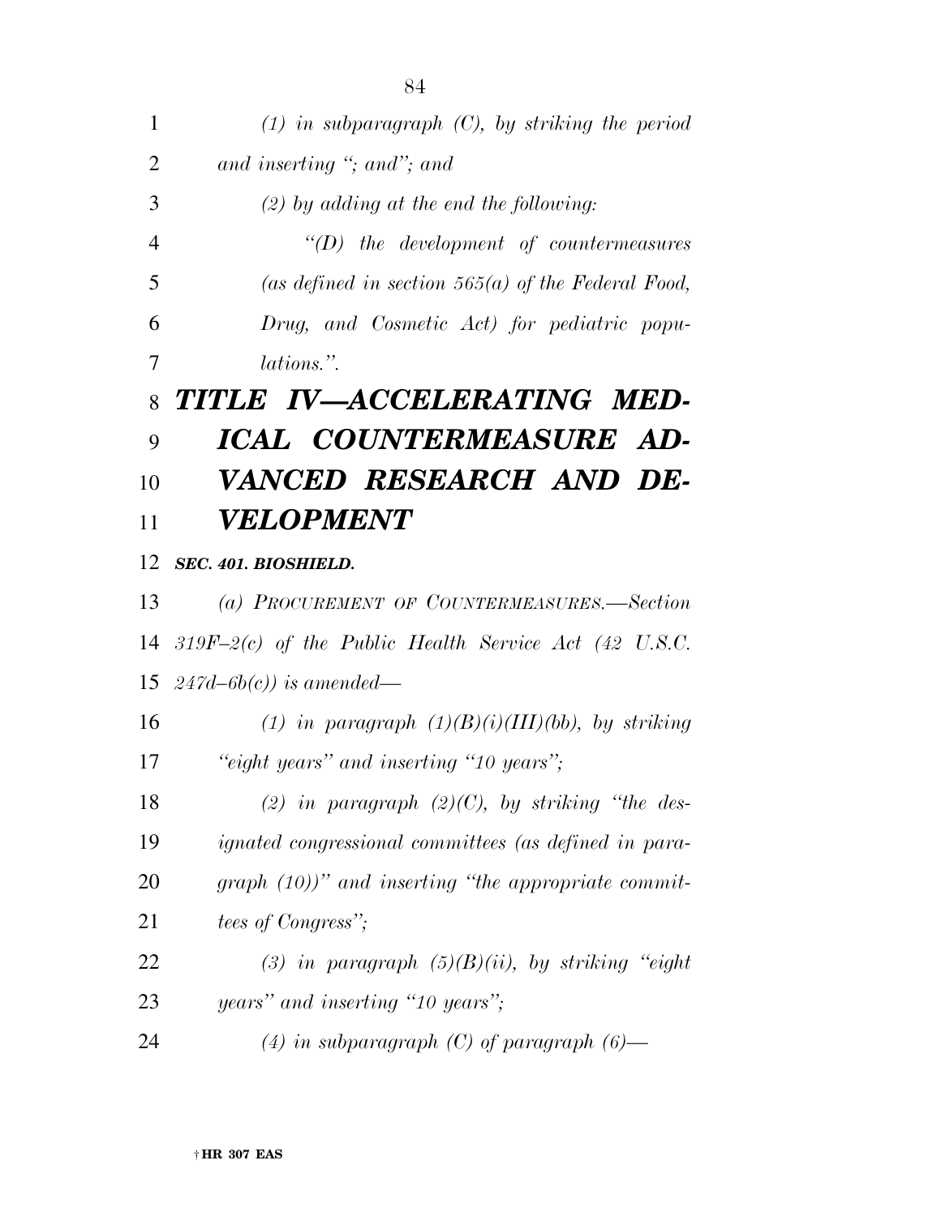*(1) in subparagraph (C), by striking the period and inserting "; and"; and*

*(2) by adding at the end the following:*

*"(D) the development of countermeasures (as defined in section 565(a) of the Federal Food, Drug, and Cosmetic Act) for pediatric populations.".*

# *TITLE IV—ACCELERATING MEDICAL COUNTERMEASURE ADVANCED RESEARCH AND DEVELOPMENT*

***SEC. 401. BIOSHIELD.***

*(a) PROCUREMENT OF COUNTERMEASURES.—Section 319F–2(c) of the Public Health Service Act (42 U.S.C. 247d–6b(c)) is amended—*

*(1) in paragraph (1)(B)(i)(III)(bb), by striking "eight years" and inserting "10 years";*

*(2) in paragraph (2)(C), by striking "the designated congressional committees (as defined in paragraph (10))" and inserting "the appropriate committees of Congress";*

*(3) in paragraph (5)(B)(ii), by striking "eight years" and inserting "10 years";*

*(4) in subparagraph (C) of paragraph (6)—*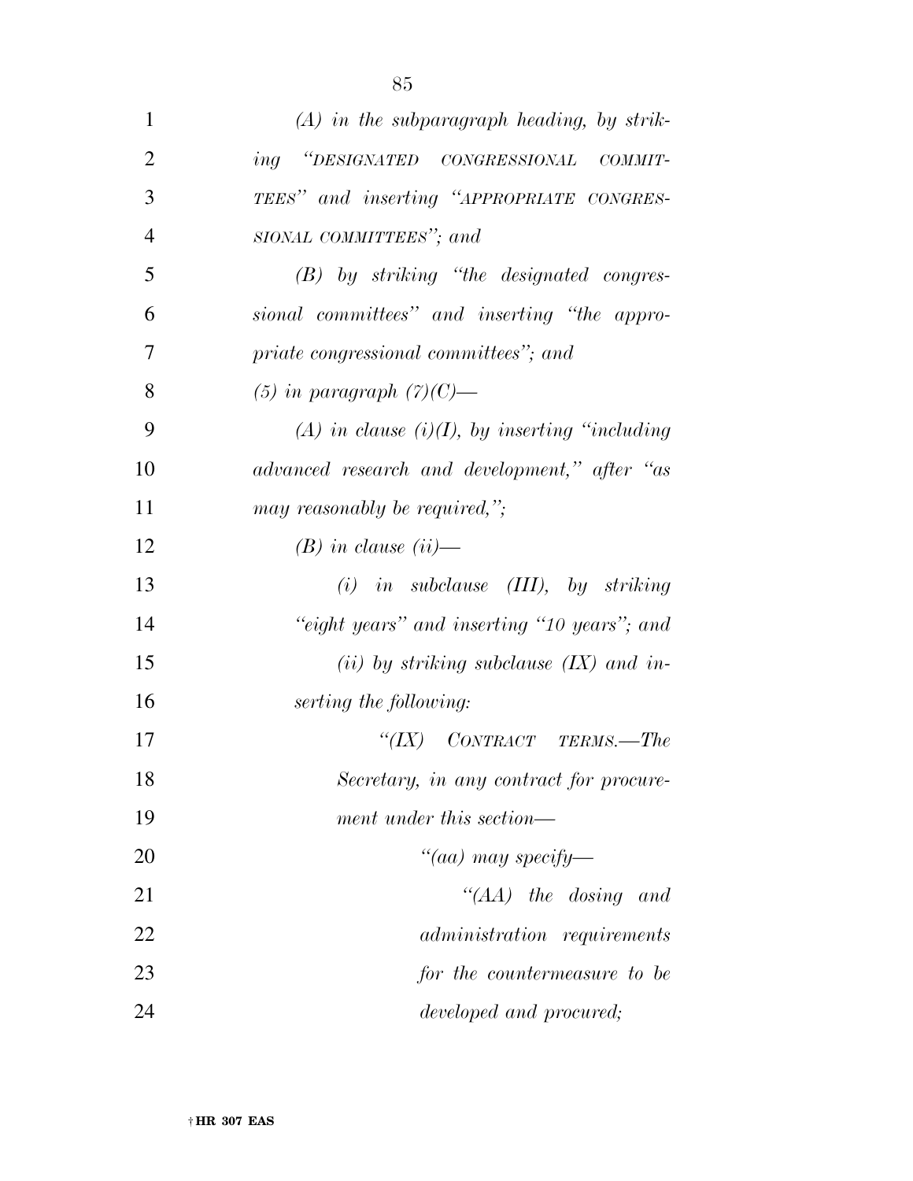*(A) in the subparagraph heading, by striking "DESIGNATED CONGRESSIONAL COMMITTEES" and inserting "APPROPRIATE CONGRESSIONAL COMMITTEES"; and*

*(B) by striking "the designated congressional committees" and inserting "the appropriate congressional committees"; and*

*(5) in paragraph (7)(C)—*

*(A) in clause (i)(I), by inserting "including advanced research and development," after "as may reasonably be required,";*

*(B) in clause (ii)—*

*(i) in subclause (III), by striking "eight years" and inserting "10 years"; and*

*(ii) by striking subclause (IX) and inserting the following:*

*"(IX) CONTRACT TERMS.—The Secretary, in any contract for procurement under this section—*

*"(aa) may specify—*

*"(AA) the dosing and administration requirements for the countermeasure to be developed and procured;*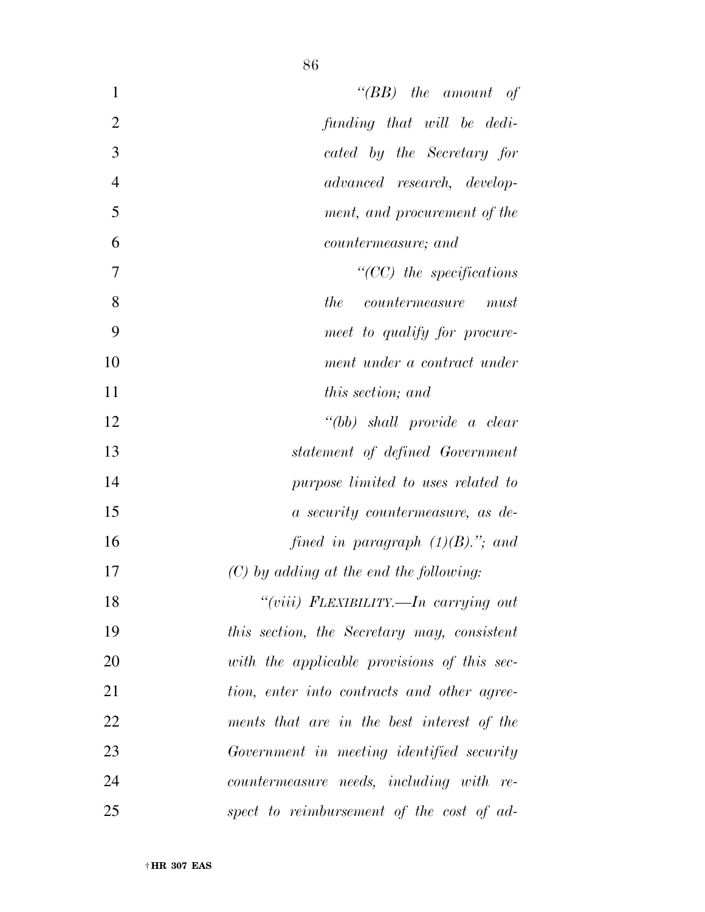*"(BB) the amount of funding that will be dedicated by the Secretary for advanced research, development, and procurement of the countermeasure; and*

*"(CC) the specifications the countermeasure must meet to qualify for procurement under a contract under this section; and*

*"(bb) shall provide a clear statement of defined Government purpose limited to uses related to a security countermeasure, as defined in paragraph (1)(B)."; and*

*(C) by adding at the end the following:*

*"(viii) FLEXIBILITY.—In carrying out this section, the Secretary may, consistent with the applicable provisions of this section, enter into contracts and other agreements that are in the best interest of the Government in meeting identified security countermeasure needs, including with respect to reimbursement of the cost of ad-*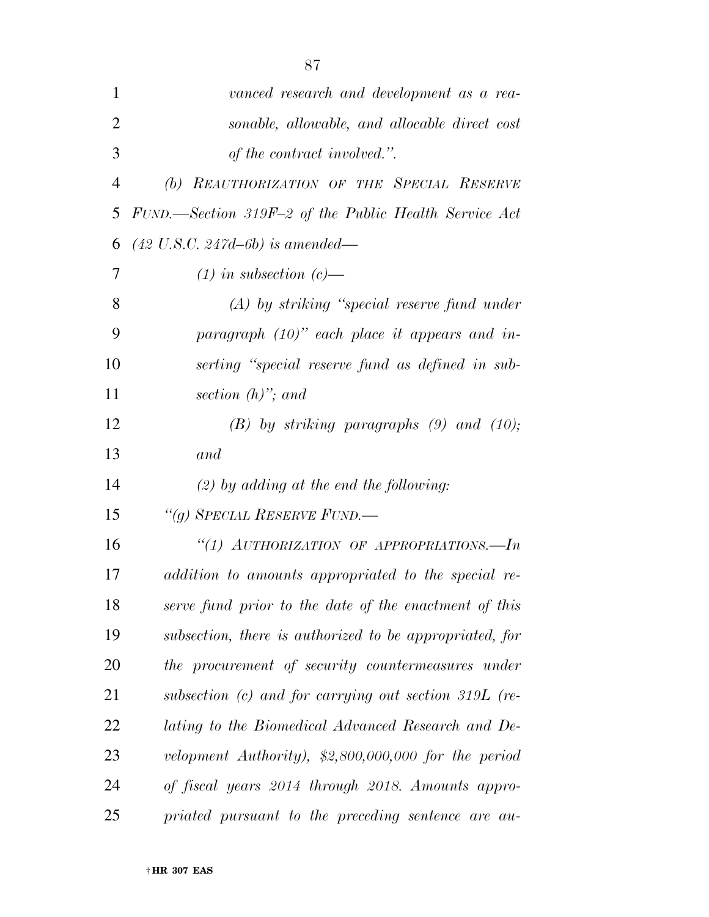*vanced research and development as a reasonable, allowable, and allocable direct cost of the contract involved.".*

*(b) REAUTHORIZATION OF THE SPECIAL RESERVE FUND.—Section 319F–2 of the Public Health Service Act (42 U.S.C. 247d–6b) is amended—*

*(1) in subsection (c)—*

*(A) by striking "special reserve fund under paragraph (10)" each place it appears and inserting "special reserve fund as defined in subsection (h)"; and*

*(B) by striking paragraphs (9) and (10); and*

*(2) by adding at the end the following:*

*"(g) SPECIAL RESERVE FUND.—*

*"(1) AUTHORIZATION OF APPROPRIATIONS.—In addition to amounts appropriated to the special reserve fund prior to the date of the enactment of this subsection, there is authorized to be appropriated, for the procurement of security countermeasures under subsection (c) and for carrying out section 319L (relating to the Biomedical Advanced Research and Development Authority), $2,800,000,000 for the period of fiscal years 2014 through 2018. Amounts appropriated pursuant to the preceding sentence are au-*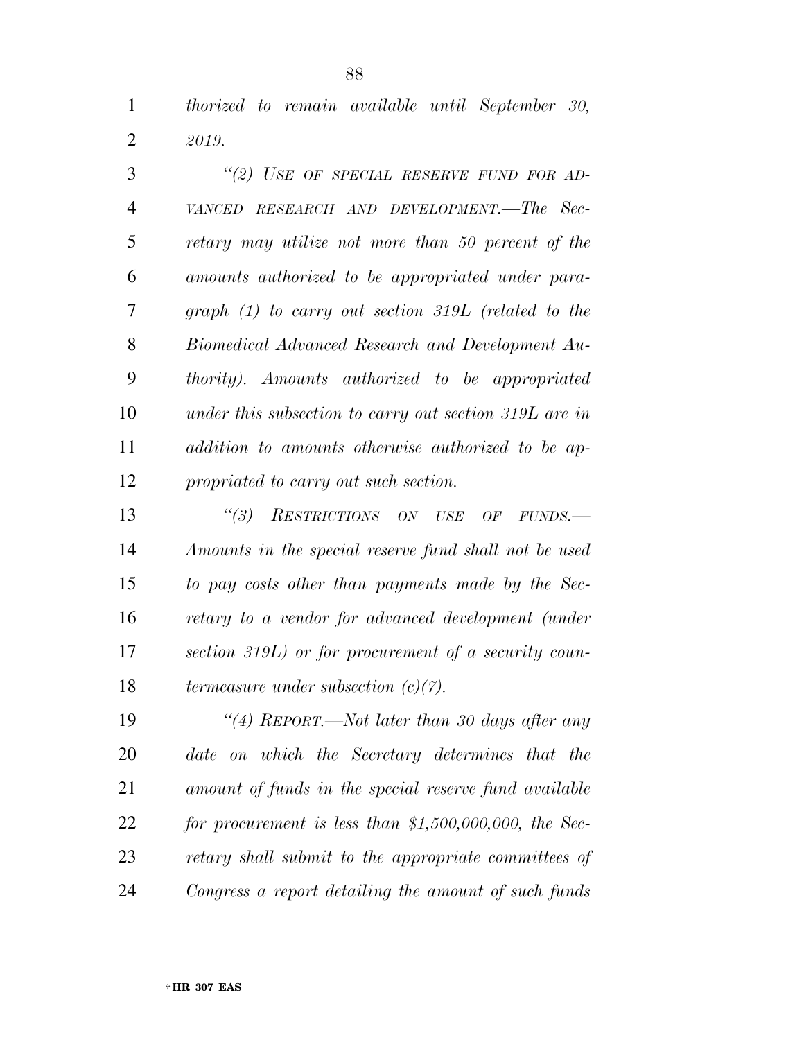*thorized to remain available until September 30, 2019.*

*"(2) USE OF SPECIAL RESERVE FUND FOR ADVANCED RESEARCH AND DEVELOPMENT.—The Secretary may utilize not more than 50 percent of the amounts authorized to be appropriated under paragraph (1) to carry out section 319L (related to the Biomedical Advanced Research and Development Authority). Amounts authorized to be appropriated under this subsection to carry out section 319L are in addition to amounts otherwise authorized to be appropriated to carry out such section.*

*"(3) RESTRICTIONS ON USE OF FUNDS.—Amounts in the special reserve fund shall not be used to pay costs other than payments made by the Secretary to a vendor for advanced development (under section 319L) or for procurement of a security countermeasure under subsection (c)(7).*

*"(4) REPORT.—Not later than 30 days after any date on which the Secretary determines that the amount of funds in the special reserve fund available for procurement is less than $1,500,000,000, the Secretary shall submit to the appropriate committees of Congress a report detailing the amount of such funds*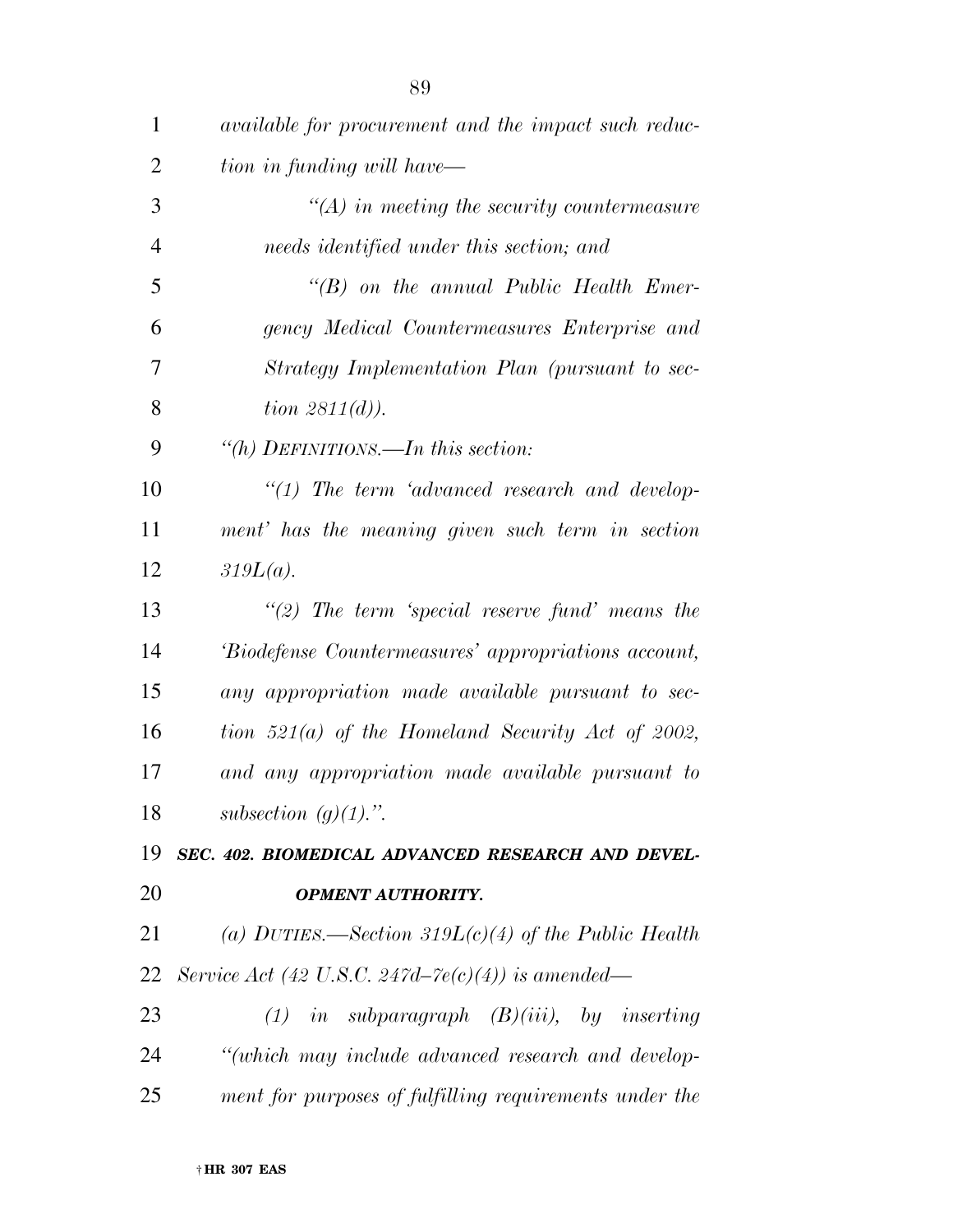*available for procurement and the impact such reduction in funding will have—*

*"(A) in meeting the security countermeasure needs identified under this section; and*

*"(B) on the annual Public Health Emergency Medical Countermeasures Enterprise and Strategy Implementation Plan (pursuant to section 2811(d)).*

*"(h) DEFINITIONS.—In this section:*

*"(1) The term 'advanced research and development' has the meaning given such term in section 319L(a).*

*"(2) The term 'special reserve fund' means the 'Biodefense Countermeasures' appropriations account, any appropriation made available pursuant to section 521(a) of the Homeland Security Act of 2002, and any appropriation made available pursuant to subsection (g)(1).".*

***SEC. 402. BIOMEDICAL ADVANCED RESEARCH AND DEVELOPMENT AUTHORITY.***

*(a) DUTIES.—Section 319L(c)(4) of the Public Health Service Act (42 U.S.C. 247d–7e(c)(4)) is amended—*

*(1) in subparagraph (B)(iii), by inserting "(which may include advanced research and development for purposes of fulfilling requirements under the*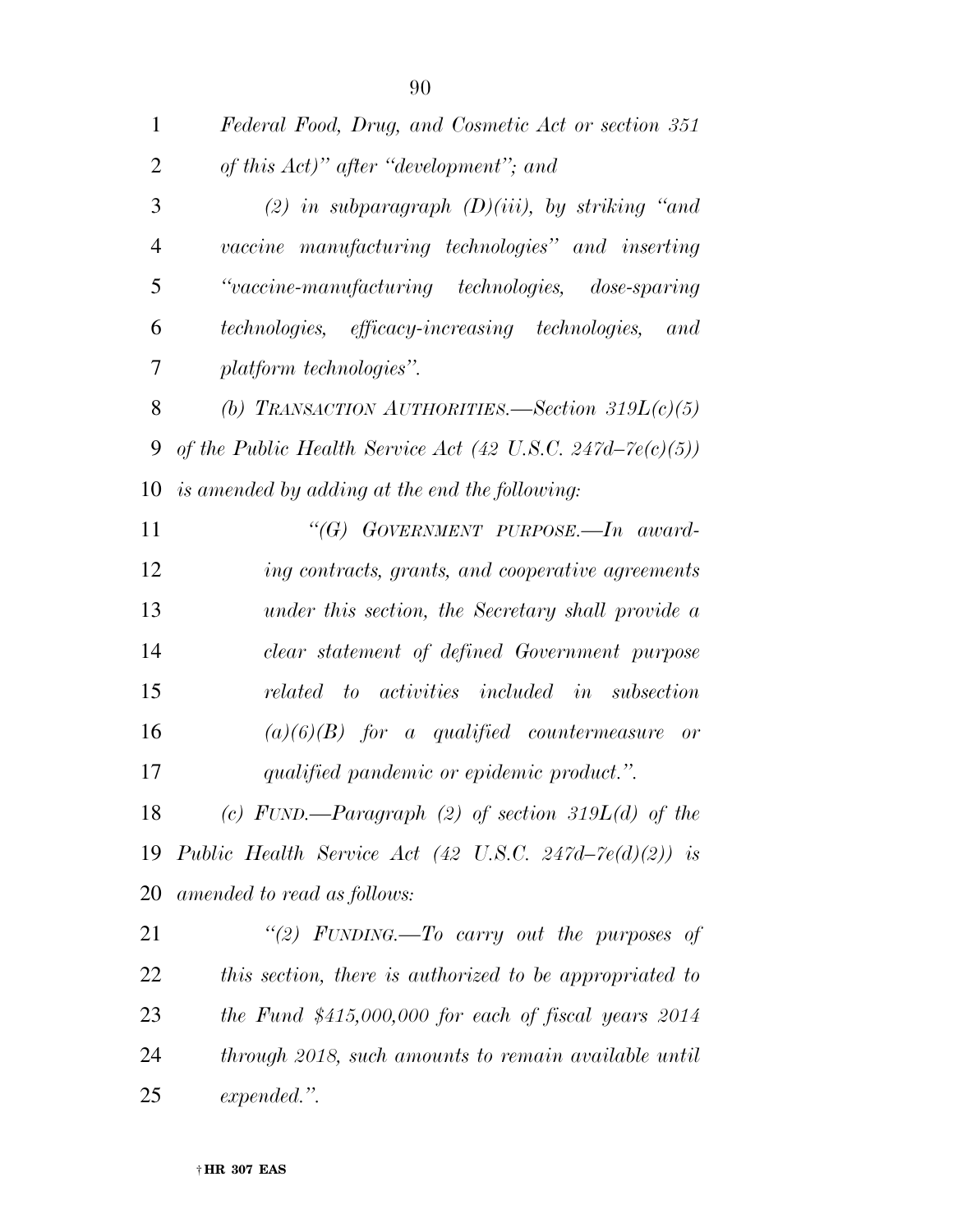*Federal Food, Drug, and Cosmetic Act or section 351 of this Act)" after "development"; and*

*(2) in subparagraph (D)(iii), by striking "and vaccine manufacturing technologies" and inserting "vaccine-manufacturing technologies, dose-sparing technologies, efficacy-increasing technologies, and platform technologies".*

*(b) TRANSACTION AUTHORITIES.—Section 319L(c)(5) of the Public Health Service Act (42 U.S.C. 247d–7e(c)(5)) is amended by adding at the end the following:*

*"(G) GOVERNMENT PURPOSE.—In awarding contracts, grants, and cooperative agreements under this section, the Secretary shall provide a clear statement of defined Government purpose related to activities included in subsection (a)(6)(B) for a qualified countermeasure or qualified pandemic or epidemic product.".*

*(c) FUND.—Paragraph (2) of section 319L(d) of the Public Health Service Act (42 U.S.C. 247d–7e(d)(2)) is amended to read as follows:*

*"(2) FUNDING.—To carry out the purposes of this section, there is authorized to be appropriated to the Fund $415,000,000 for each of fiscal years 2014 through 2018, such amounts to remain available until expended.".*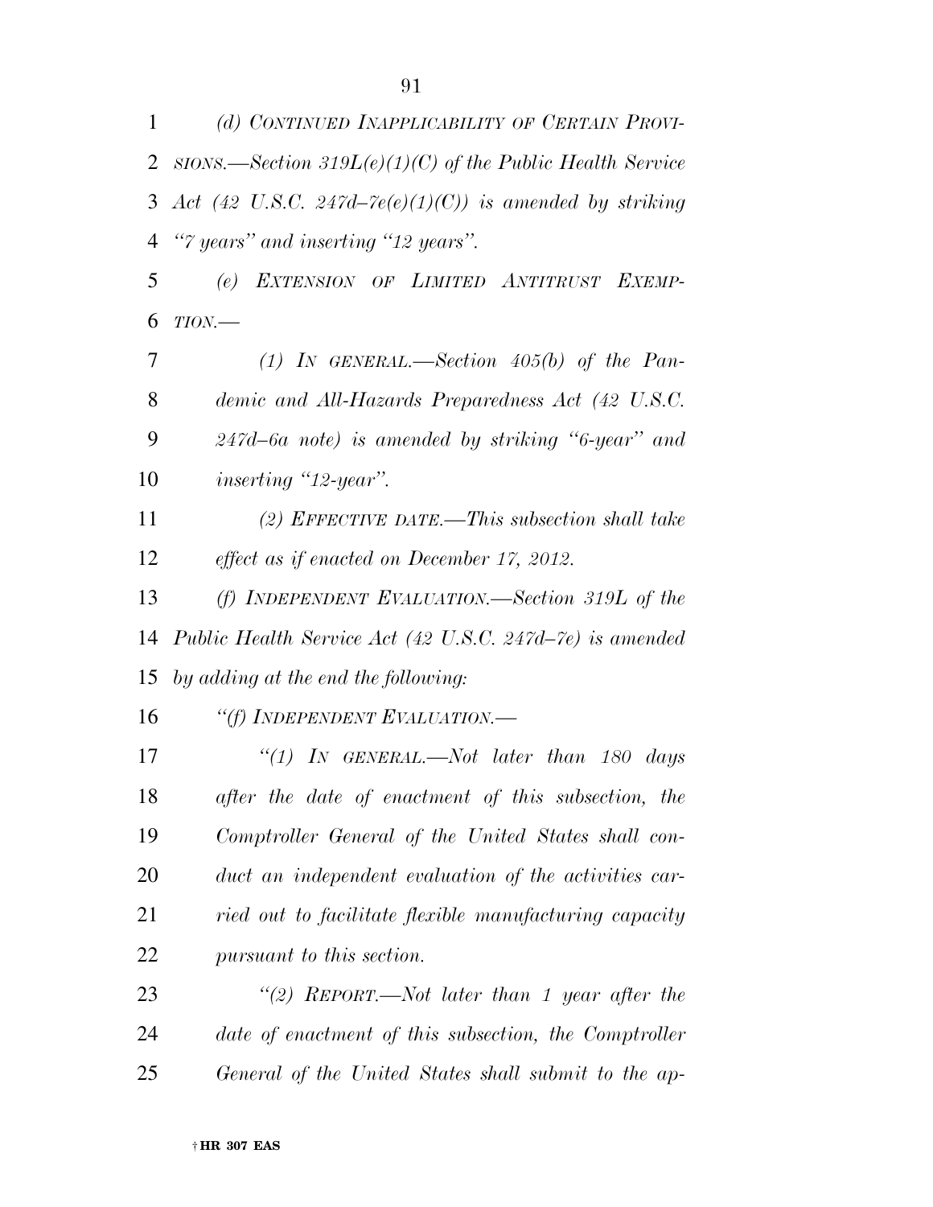*(d) CONTINUED INAPPLICABILITY OF CERTAIN PROVISIONS.—Section 319L(e)(1)(C) of the Public Health Service Act (42 U.S.C. 247d–7e(e)(1)(C)) is amended by striking "7 years" and inserting "12 years".*

*(e) EXTENSION OF LIMITED ANTITRUST EXEMPTION.—*

*(1) IN GENERAL.—Section 405(b) of the Pandemic and All-Hazards Preparedness Act (42 U.S.C. 247d–6a note) is amended by striking "6-year" and inserting "12-year".*

*(2) EFFECTIVE DATE.—This subsection shall take effect as if enacted on December 17, 2012.*

*(f) INDEPENDENT EVALUATION.—Section 319L of the Public Health Service Act (42 U.S.C. 247d–7e) is amended by adding at the end the following:*

*"(f) INDEPENDENT EVALUATION.—*

*"(1) IN GENERAL.—Not later than 180 days after the date of enactment of this subsection, the Comptroller General of the United States shall conduct an independent evaluation of the activities carried out to facilitate flexible manufacturing capacity pursuant to this section.*

*"(2) REPORT.—Not later than 1 year after the date of enactment of this subsection, the Comptroller General of the United States shall submit to the ap-*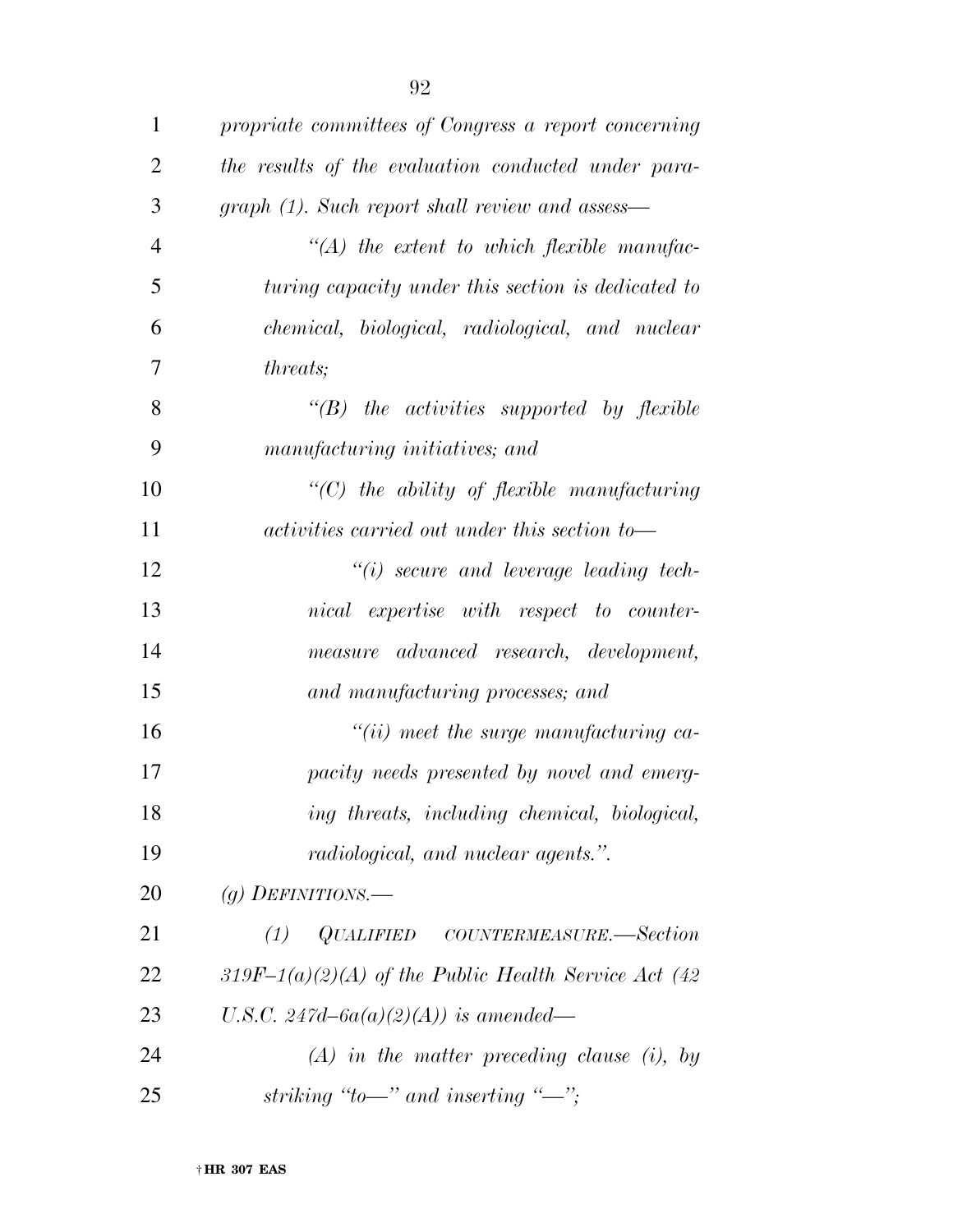*propriate committees of Congress a report concerning the results of the evaluation conducted under paragraph (1). Such report shall review and assess—*

*"(A) the extent to which flexible manufacturing capacity under this section is dedicated to chemical, biological, radiological, and nuclear threats;*

*"(B) the activities supported by flexible manufacturing initiatives; and*

*"(C) the ability of flexible manufacturing activities carried out under this section to—*

*"(i) secure and leverage leading technical expertise with respect to countermeasure advanced research, development, and manufacturing processes; and*

*"(ii) meet the surge manufacturing capacity needs presented by novel and emerging threats, including chemical, biological, radiological, and nuclear agents.".*

*(g) DEFINITIONS.—*

*(1) QUALIFIED COUNTERMEASURE.—Section 319F–1(a)(2)(A) of the Public Health Service Act (42 U.S.C. 247d–6a(a)(2)(A)) is amended—*

*(A) in the matter preceding clause (i), by striking "to—" and inserting "—";*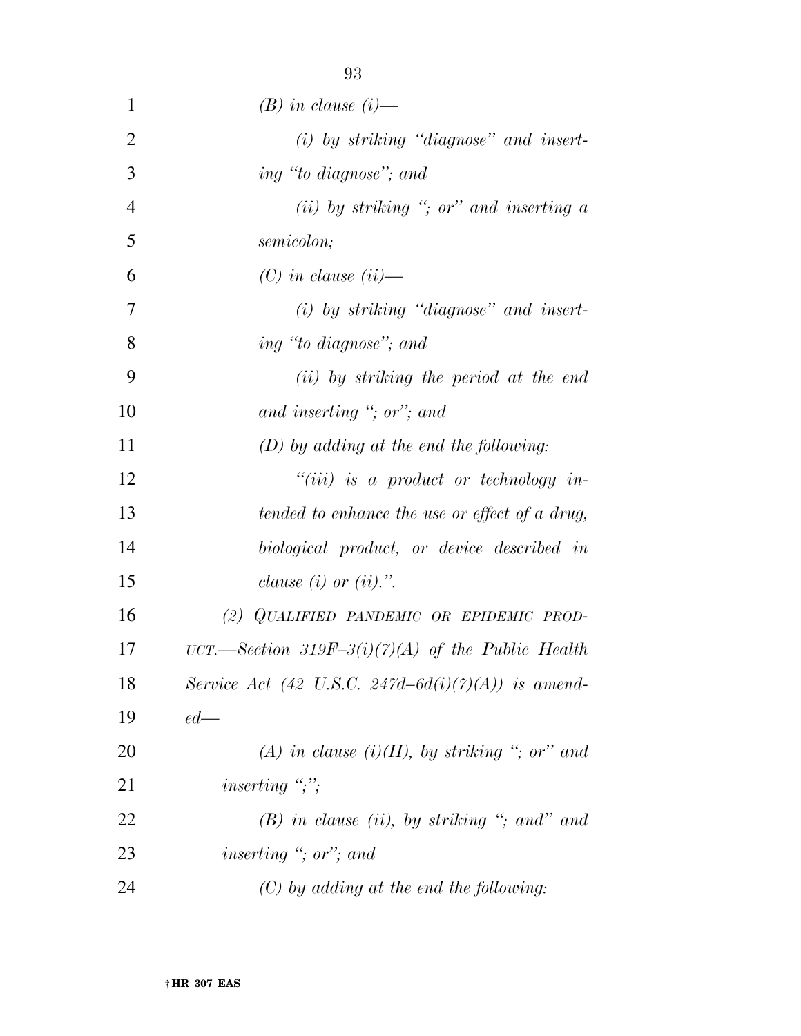*(B) in clause (i)—*

*(i) by striking "diagnose" and inserting "to diagnose"; and*

*(ii) by striking "; or" and inserting a semicolon;*

*(C) in clause (ii)—*

*(i) by striking "diagnose" and inserting "to diagnose"; and*

*(ii) by striking the period at the end and inserting "; or"; and*

*(D) by adding at the end the following:*

*"(iii) is a product or technology intended to enhance the use or effect of a drug, biological product, or device described in clause (i) or (ii).".*

*(2) QUALIFIED PANDEMIC OR EPIDEMIC PRODUCT.—Section 319F–3(i)(7)(A) of the Public Health Service Act (42 U.S.C. 247d–6d(i)(7)(A)) is amended—*

*(A) in clause (i)(II), by striking "; or" and inserting ";";*

*(B) in clause (ii), by striking "; and" and inserting "; or"; and*

*(C) by adding at the end the following:*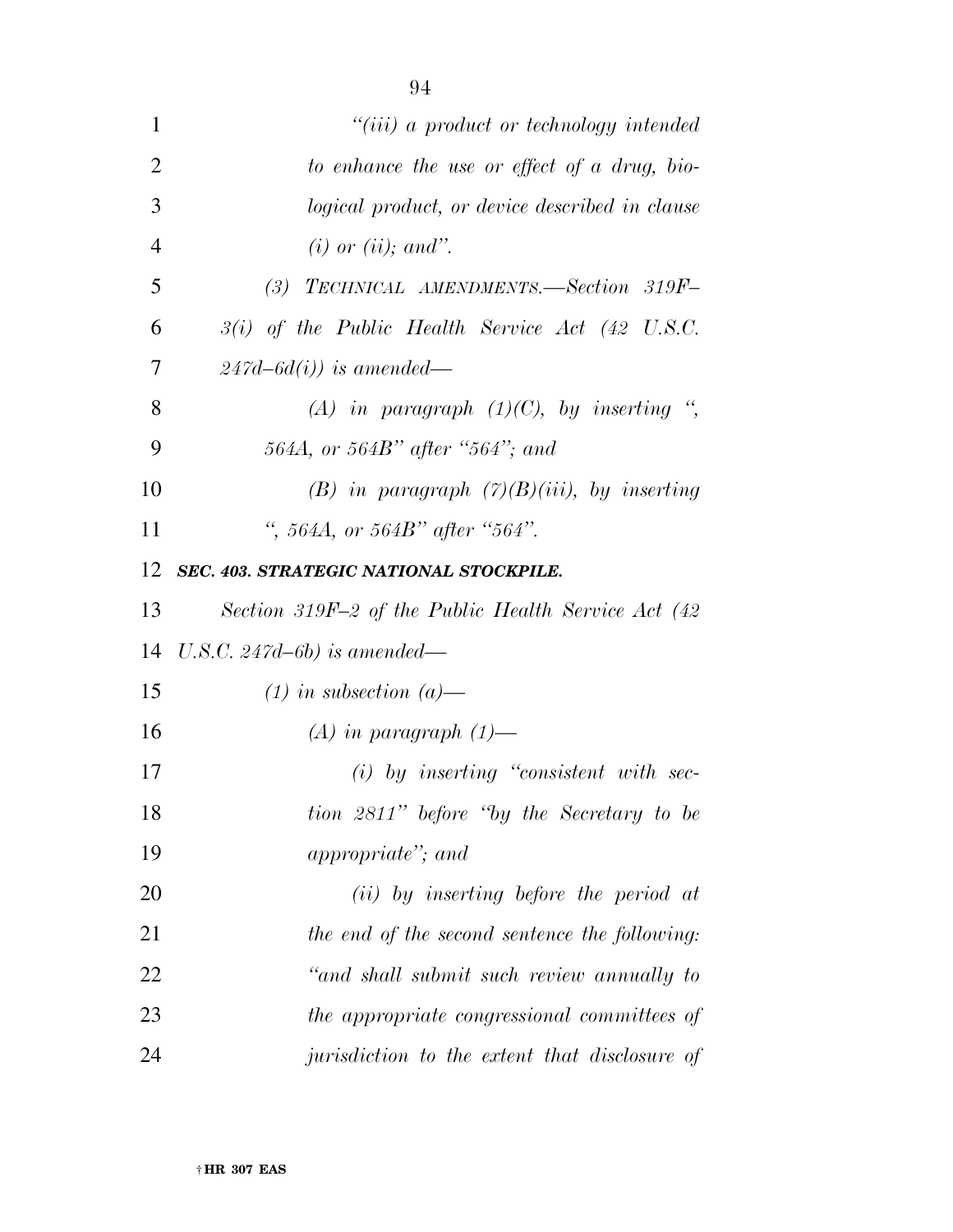*"(iii) a product or technology intended to enhance the use or effect of a drug, biological product, or device described in clause (i) or (ii); and".*

*(3) TECHNICAL AMENDMENTS.—Section 319F–3(i) of the Public Health Service Act (42 U.S.C. 247d–6d(i)) is amended—*

*(A) in paragraph (1)(C), by inserting ", 564A, or 564B" after "564"; and*

*(B) in paragraph (7)(B)(iii), by inserting ", 564A, or 564B" after "564".*

***SEC. 403. STRATEGIC NATIONAL STOCKPILE.***

*Section 319F–2 of the Public Health Service Act (42 U.S.C. 247d–6b) is amended—*

*(1) in subsection (a)—*

*(A) in paragraph (1)—*

*(i) by inserting "consistent with section 2811" before "by the Secretary to be appropriate"; and*

*(ii) by inserting before the period at the end of the second sentence the following: "and shall submit such review annually to the appropriate congressional committees of jurisdiction to the extent that disclosure of*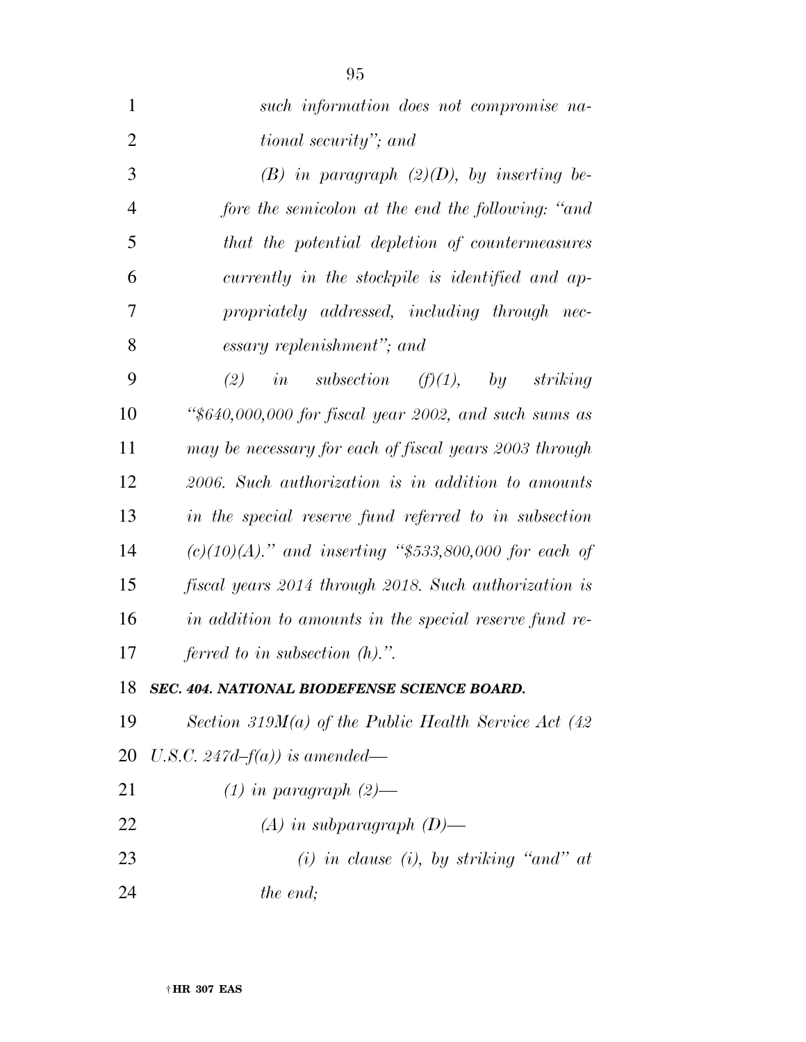*such information does not compromise national security"; and*

*(B) in paragraph (2)(D), by inserting before the semicolon at the end the following: "and that the potential depletion of countermeasures currently in the stockpile is identified and appropriately addressed, including through necessary replenishment"; and*

*(2) in subsection (f)(1), by striking "$640,000,000 for fiscal year 2002, and such sums as may be necessary for each of fiscal years 2003 through 2006. Such authorization is in addition to amounts in the special reserve fund referred to in subsection (c)(10)(A)." and inserting "$533,800,000 for each of fiscal years 2014 through 2018. Such authorization is in addition to amounts in the special reserve fund referred to in subsection (h).".*

***SEC. 404. NATIONAL BIODEFENSE SCIENCE BOARD.***

*Section 319M(a) of the Public Health Service Act (42 U.S.C. 247d–f(a)) is amended—*

*(1) in paragraph (2)—*

*(A) in subparagraph (D)—*

*(i) in clause (i), by striking "and" at the end;*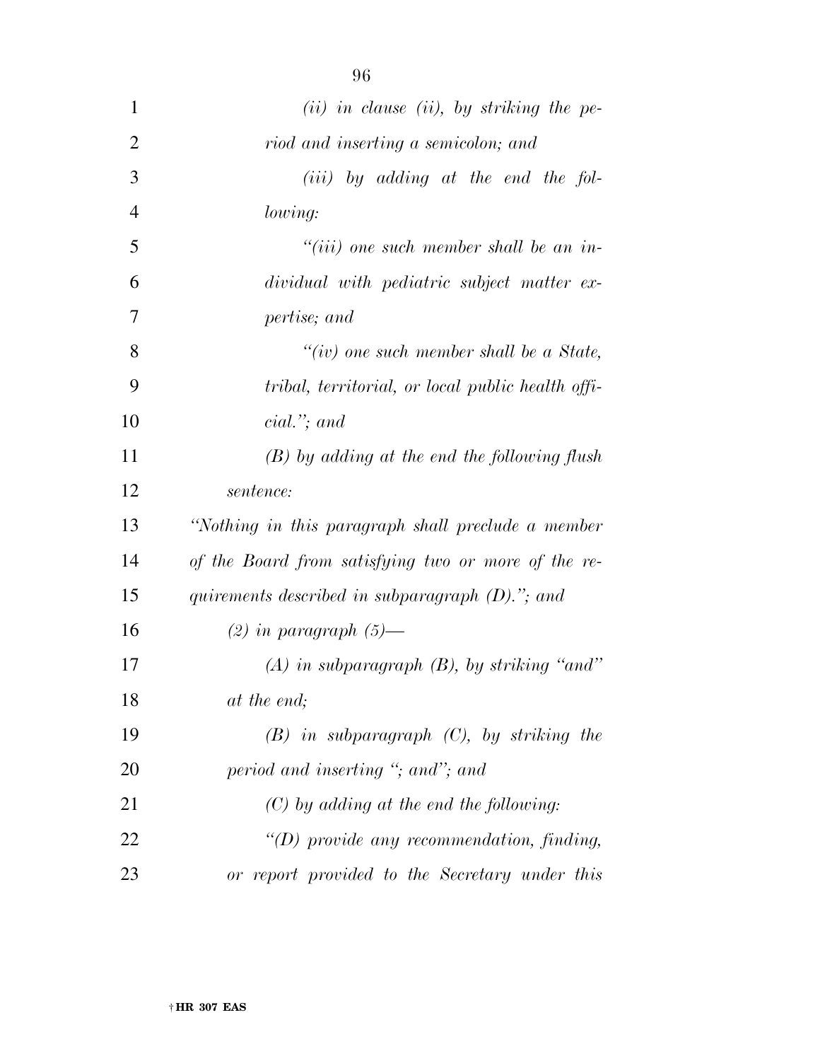*(ii) in clause (ii), by striking the period and inserting a semicolon; and*

*(iii) by adding at the end the following:*

*"(iii) one such member shall be an individual with pediatric subject matter expertise; and*

*"(iv) one such member shall be a State, tribal, territorial, or local public health official."; and*

*(B) by adding at the end the following flush sentence:*

*"Nothing in this paragraph shall preclude a member of the Board from satisfying two or more of the requirements described in subparagraph (D)."; and*

*(2) in paragraph (5)—*

*(A) in subparagraph (B), by striking "and" at the end;*

*(B) in subparagraph (C), by striking the period and inserting "; and"; and*

*(C) by adding at the end the following:*

*"(D) provide any recommendation, finding, or report provided to the Secretary under this*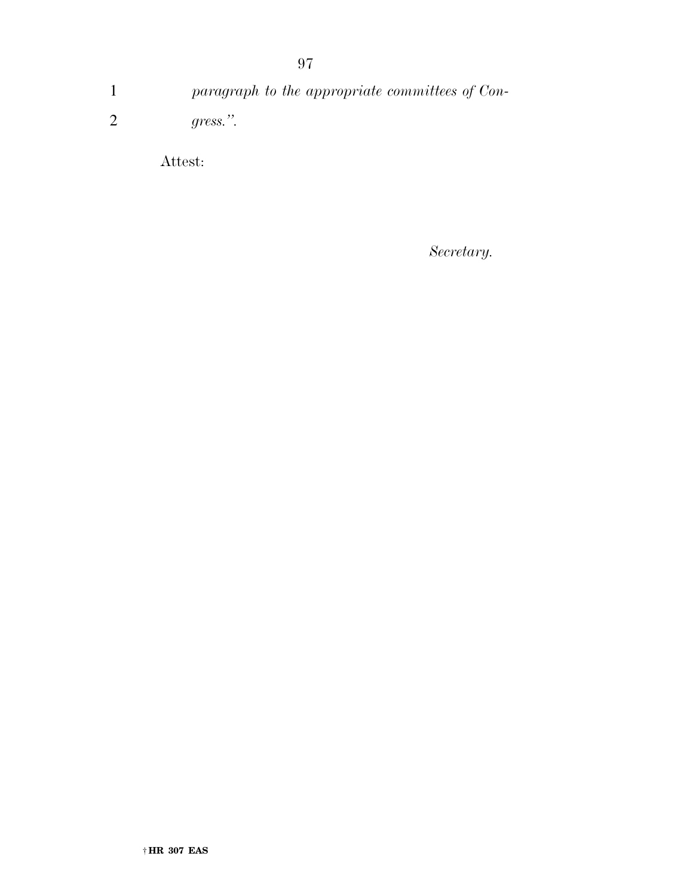*paragraph to the appropriate committees of Congress.”.*

Attest:

*Secretary.*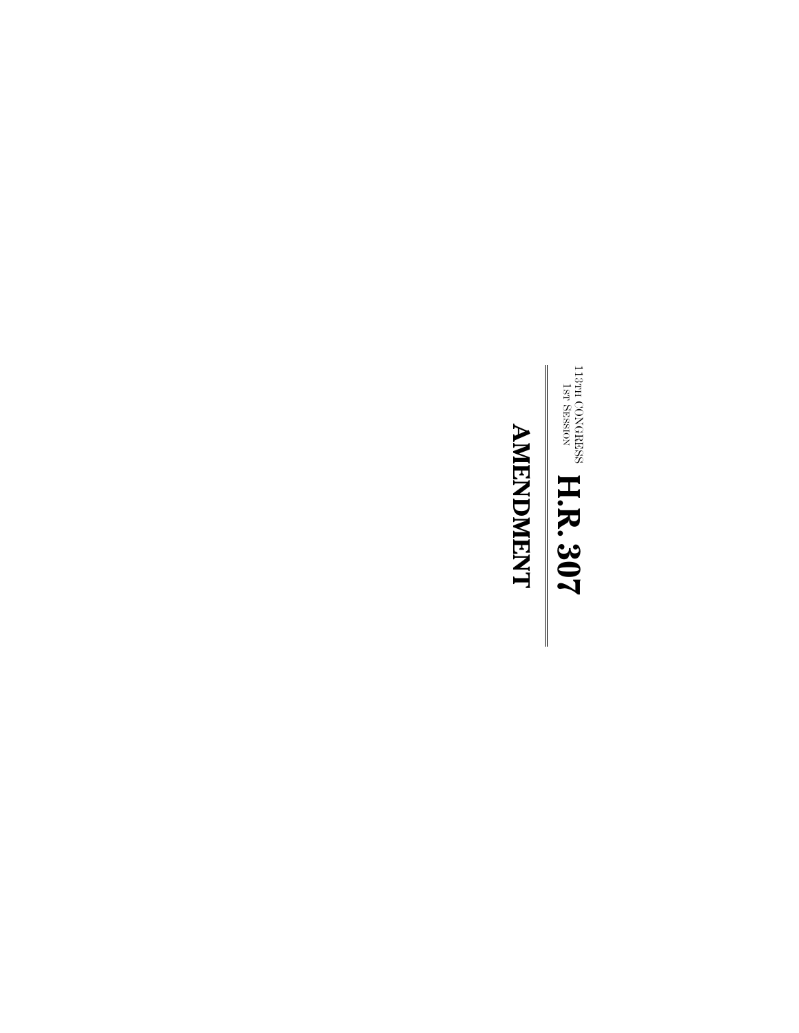113TH CONGRESS
1ST SESSION

# H.R. 307

## AMENDMENT